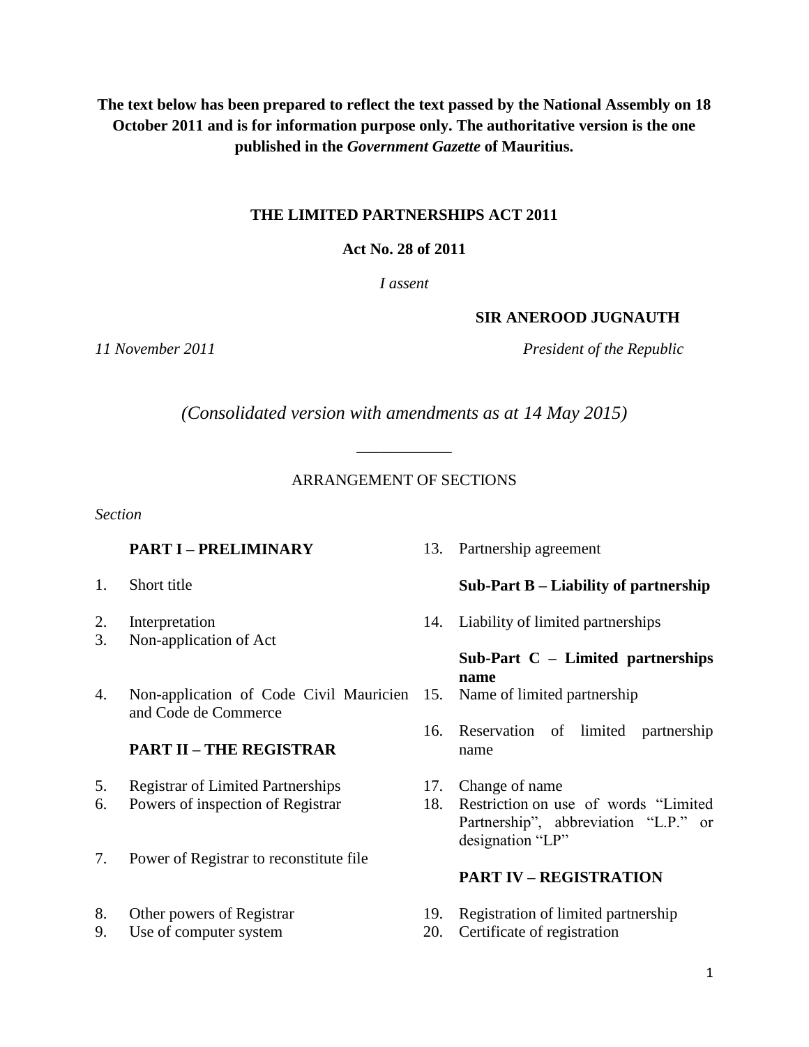**The text below has been prepared to reflect the text passed by the National Assembly on 18 October 2011 and is for information purpose only. The authoritative version is the one published in the *Government Gazette* of Mauritius.**

# THE LIMITED PARTNERSHIPS ACT 2011

**Act No. 28 of 2011**

*I assent*

**SIR ANEROOD JUGNAUTH**

*11 November 2011* *President of the Republic*

*(Consolidated version with amendments as at 14 May 2015)*

---

ARRANGEMENT OF SECTIONS

*Section*

**PART I – PRELIMINARY**

1. Short title
2. Interpretation
3. Non-application of Act
4. Non-application of Code Civil Mauricien and Code de Commerce

**PART II – THE REGISTRAR**

5. Registrar of Limited Partnerships
6. Powers of inspection of Registrar
7. Power of Registrar to reconstitute file
8. Other powers of Registrar
9. Use of computer system

13. Partnership agreement

**Sub-Part B – Liability of partnership**

14. Liability of limited partnerships

**Sub-Part C – Limited partnerships name**

15. Name of limited partnership
16. Reservation of limited partnership name
17. Change of name
18. Restriction on use of words "Limited Partnership", abbreviation "L.P." or designation "LP"

**PART IV – REGISTRATION**

19. Registration of limited partnership
20. Certificate of registration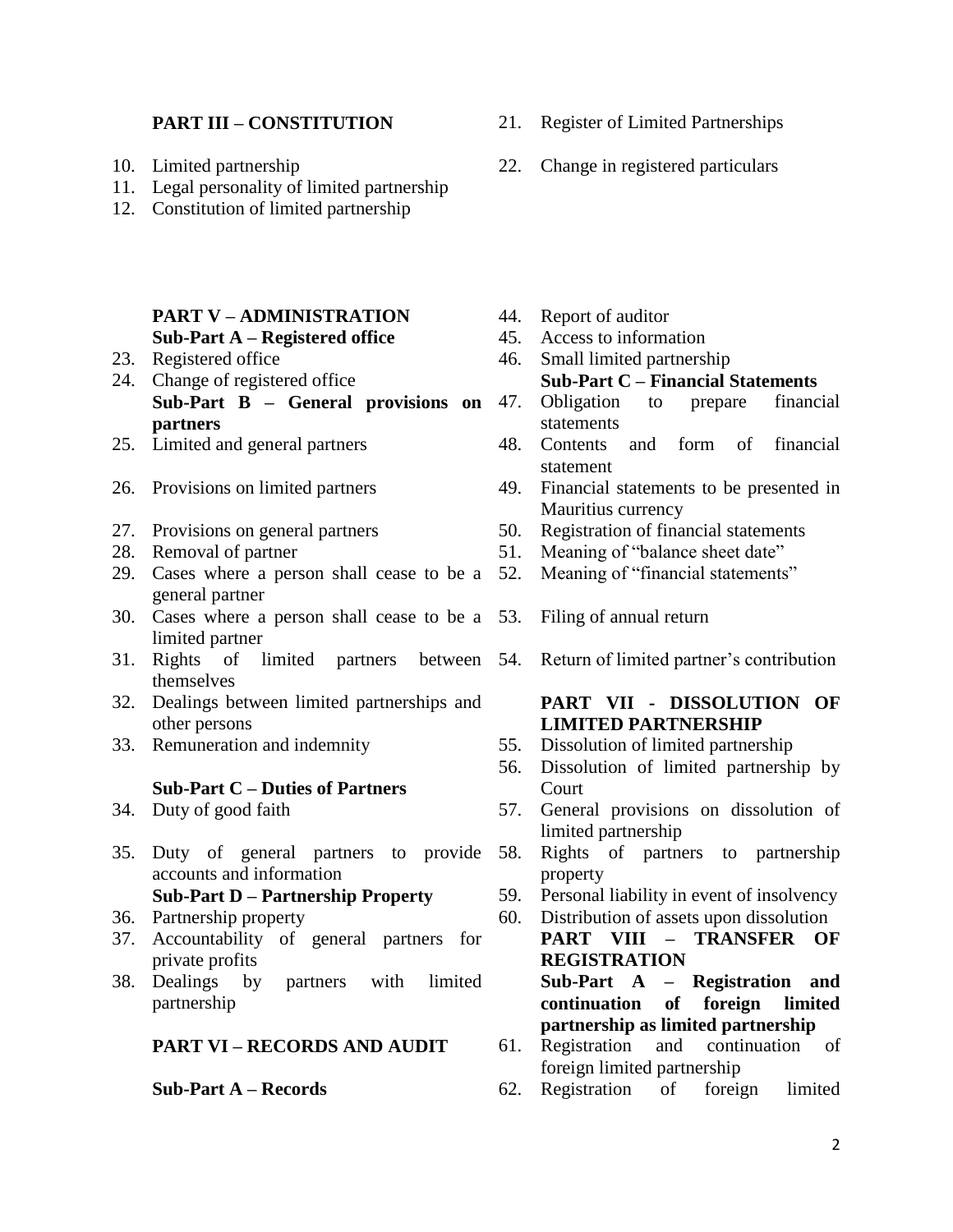**PART III – CONSTITUTION**

10. Limited partnership
11. Legal personality of limited partnership
12. Constitution of limited partnership

21. Register of Limited Partnerships
22. Change in registered particulars

**PART V – ADMINISTRATION**

**Sub-Part A – Registered office**

23. Registered office
24. Change of registered office

**Sub-Part B – General provisions on partners**

25. Limited and general partners
26. Provisions on limited partners
27. Provisions on general partners
28. Removal of partner
29. Cases where a person shall cease to be a general partner
30. Cases where a person shall cease to be a limited partner
31. Rights of limited partners between themselves
32. Dealings between limited partnerships and other persons
33. Remuneration and indemnity

**Sub-Part C – Duties of Partners**

34. Duty of good faith
35. Duty of general partners to provide accounts and information

**Sub-Part D – Partnership Property**

36. Partnership property
37. Accountability of general partners for private profits
38. Dealings by partners with limited partnership

**PART VI – RECORDS AND AUDIT**

**Sub-Part A – Records**

44. Report of auditor
45. Access to information
46. Small limited partnership

**Sub-Part C – Financial Statements**

47. Obligation to prepare financial statements
48. Contents and form of financial statement
49. Financial statements to be presented in Mauritius currency
50. Registration of financial statements
51. Meaning of "balance sheet date"
52. Meaning of "financial statements"
53. Filing of annual return
54. Return of limited partner's contribution

**PART VII - DISSOLUTION OF LIMITED PARTNERSHIP**

55. Dissolution of limited partnership
56. Dissolution of limited partnership by Court
57. General provisions on dissolution of limited partnership
58. Rights of partners to partnership property
59. Personal liability in event of insolvency
60. Distribution of assets upon dissolution

**PART VIII – TRANSFER OF REGISTRATION**

**Sub-Part A – Registration and continuation of foreign limited partnership as limited partnership**

61. Registration and continuation of foreign limited partnership
62. Registration of foreign limited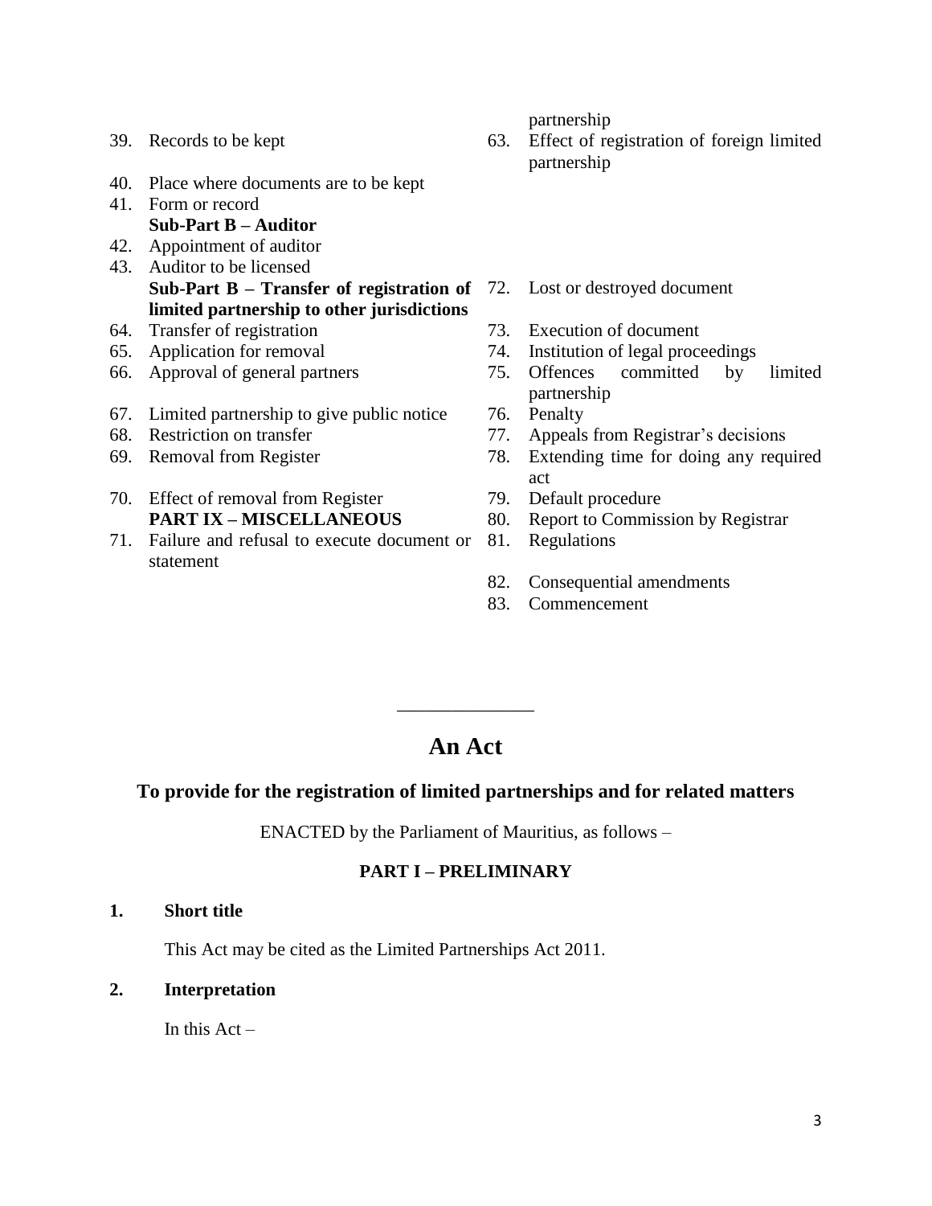39. Records to be kept
40. Place where documents are to be kept
41. Form or record

**Sub-Part B – Auditor**

42. Appointment of auditor
43. Auditor to be licensed

**Sub-Part B – Transfer of registration of limited partnership to other jurisdictions**

64. Transfer of registration
65. Application for removal
66. Approval of general partners
67. Limited partnership to give public notice
68. Restriction on transfer
69. Removal from Register
70. Effect of removal from Register

**PART IX – MISCELLANEOUS**

71. Failure and refusal to execute document or statement

partnership

63. Effect of registration of foreign limited partnership

72. Lost or destroyed document
73. Execution of document
74. Institution of legal proceedings
75. Offences committed by limited partnership
76. Penalty
77. Appeals from Registrar's decisions
78. Extending time for doing any required act
79. Default procedure
80. Report to Commission by Registrar
81. Regulations
82. Consequential amendments
83. Commencement

______________

# An Act

## To provide for the registration of limited partnerships and for related matters

ENACTED by the Parliament of Mauritius, as follows –

## PART I – PRELIMINARY

### 1. Short title

This Act may be cited as the Limited Partnerships Act 2011.

### 2. Interpretation

In this Act –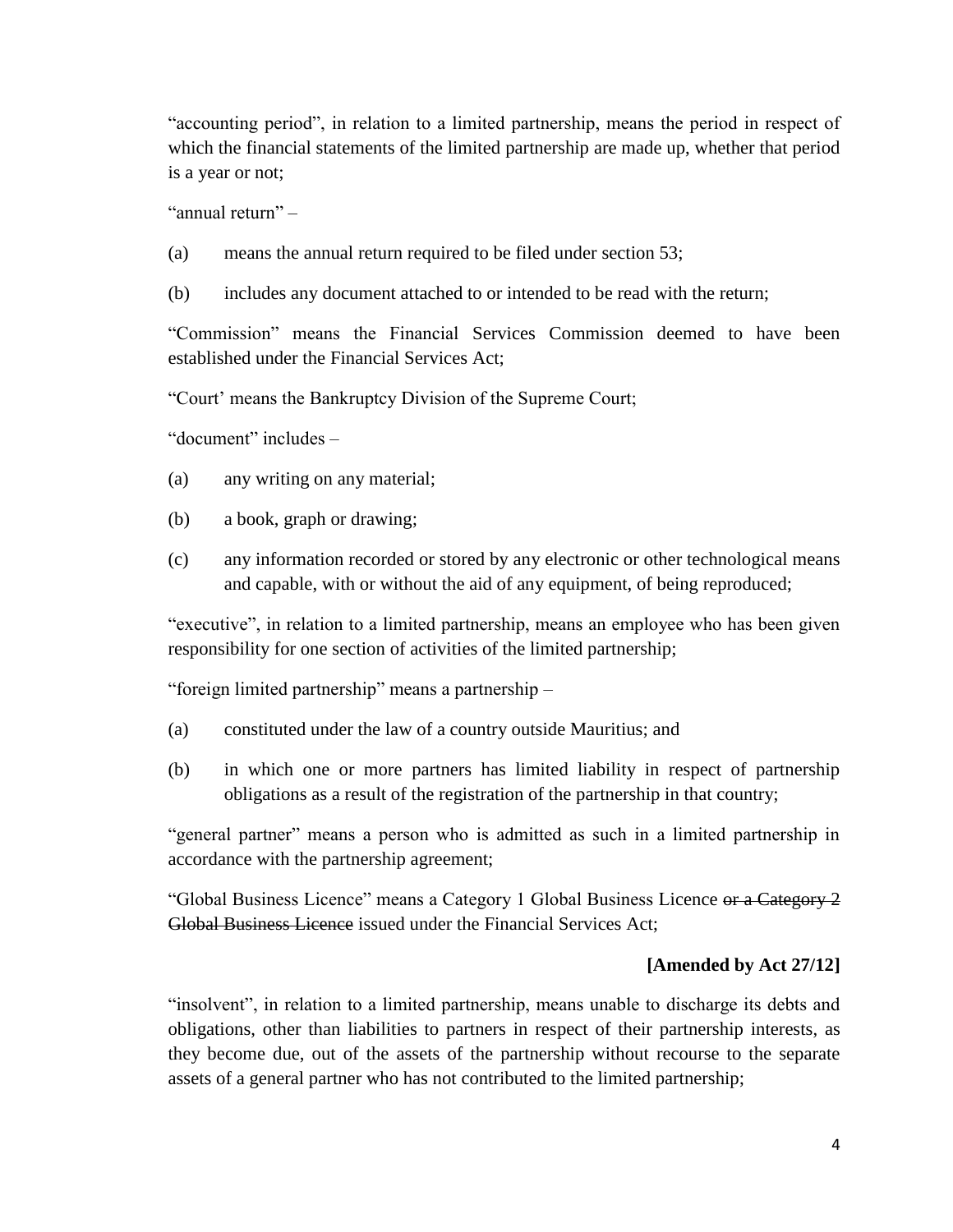"accounting period", in relation to a limited partnership, means the period in respect of which the financial statements of the limited partnership are made up, whether that period is a year or not;

"annual return" –

(a) means the annual return required to be filed under section 53;

(b) includes any document attached to or intended to be read with the return;

"Commission" means the Financial Services Commission deemed to have been established under the Financial Services Act;

"Court' means the Bankruptcy Division of the Supreme Court;

"document" includes –

(a) any writing on any material;

(b) a book, graph or drawing;

(c) any information recorded or stored by any electronic or other technological means and capable, with or without the aid of any equipment, of being reproduced;

"executive", in relation to a limited partnership, means an employee who has been given responsibility for one section of activities of the limited partnership;

"foreign limited partnership" means a partnership –

(a) constituted under the law of a country outside Mauritius; and

(b) in which one or more partners has limited liability in respect of partnership obligations as a result of the registration of the partnership in that country;

"general partner" means a person who is admitted as such in a limited partnership in accordance with the partnership agreement;

"Global Business Licence" means a Category 1 Global Business Licence ~~or a Category 2 Global Business Licence~~ issued under the Financial Services Act;

**[Amended by Act 27/12]**

"insolvent", in relation to a limited partnership, means unable to discharge its debts and obligations, other than liabilities to partners in respect of their partnership interests, as they become due, out of the assets of the partnership without recourse to the separate assets of a general partner who has not contributed to the limited partnership;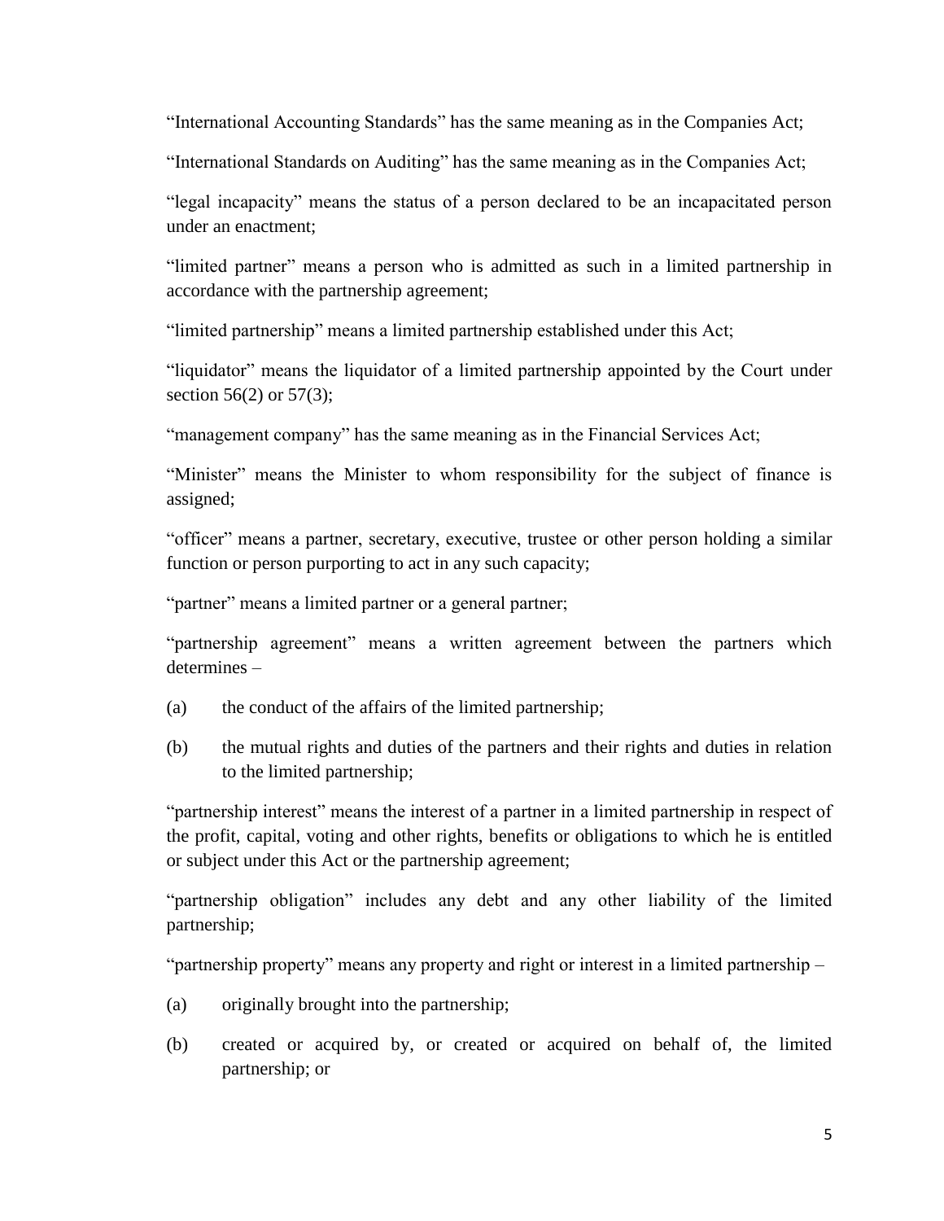"International Accounting Standards" has the same meaning as in the Companies Act;

"International Standards on Auditing" has the same meaning as in the Companies Act;

"legal incapacity" means the status of a person declared to be an incapacitated person under an enactment;

"limited partner" means a person who is admitted as such in a limited partnership in accordance with the partnership agreement;

"limited partnership" means a limited partnership established under this Act;

"liquidator" means the liquidator of a limited partnership appointed by the Court under section 56(2) or 57(3);

"management company" has the same meaning as in the Financial Services Act;

"Minister" means the Minister to whom responsibility for the subject of finance is assigned;

"officer" means a partner, secretary, executive, trustee or other person holding a similar function or person purporting to act in any such capacity;

"partner" means a limited partner or a general partner;

"partnership agreement" means a written agreement between the partners which determines –

(a) the conduct of the affairs of the limited partnership;

(b) the mutual rights and duties of the partners and their rights and duties in relation to the limited partnership;

"partnership interest" means the interest of a partner in a limited partnership in respect of the profit, capital, voting and other rights, benefits or obligations to which he is entitled or subject under this Act or the partnership agreement;

"partnership obligation" includes any debt and any other liability of the limited partnership;

"partnership property" means any property and right or interest in a limited partnership –

(a) originally brought into the partnership;

(b) created or acquired by, or created or acquired on behalf of, the limited partnership; or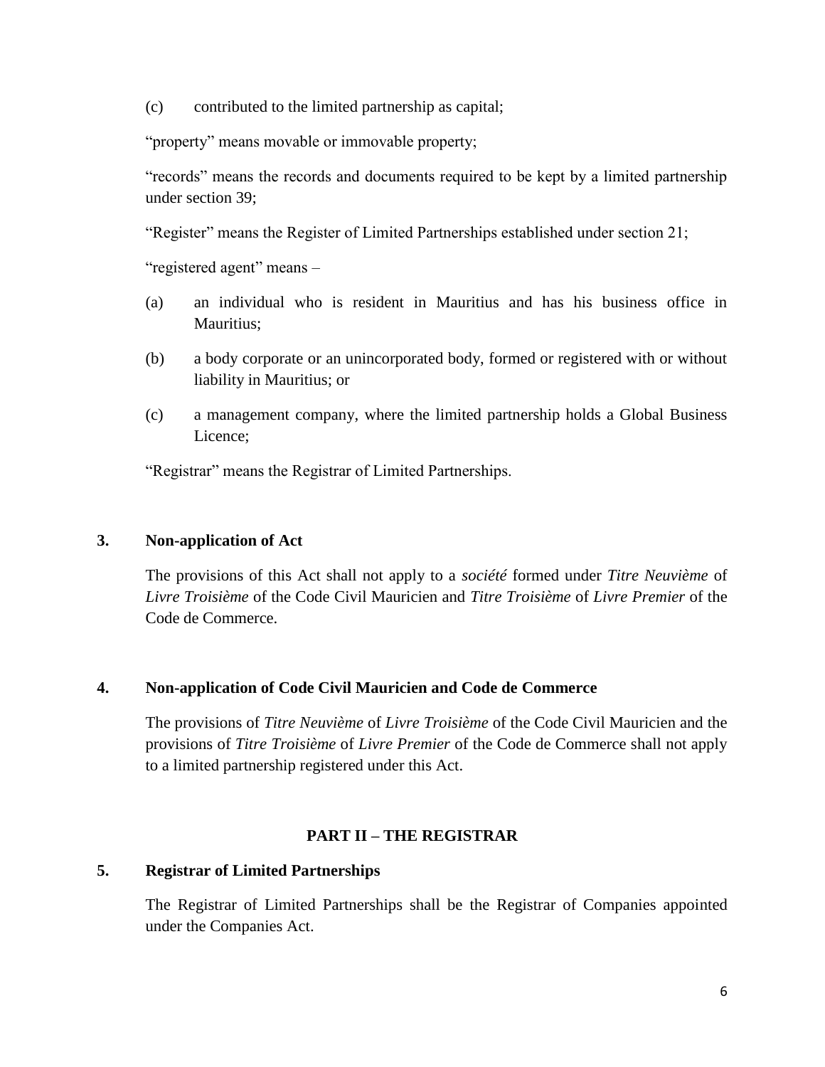(c) contributed to the limited partnership as capital;

"property" means movable or immovable property;

"records" means the records and documents required to be kept by a limited partnership under section 39;

"Register" means the Register of Limited Partnerships established under section 21;

"registered agent" means –

(a) an individual who is resident in Mauritius and has his business office in Mauritius;

(b) a body corporate or an unincorporated body, formed or registered with or without liability in Mauritius; or

(c) a management company, where the limited partnership holds a Global Business Licence;

"Registrar" means the Registrar of Limited Partnerships.

### 3. Non-application of Act

The provisions of this Act shall not apply to a *société* formed under *Titre Neuvième* of *Livre Troisième* of the Code Civil Mauricien and *Titre Troisième* of *Livre Premier* of the Code de Commerce.

### 4. Non-application of Code Civil Mauricien and Code de Commerce

The provisions of *Titre Neuvième* of *Livre Troisième* of the Code Civil Mauricien and the provisions of *Titre Troisième* of *Livre Premier* of the Code de Commerce shall not apply to a limited partnership registered under this Act.

## PART II – THE REGISTRAR

### 5. Registrar of Limited Partnerships

The Registrar of Limited Partnerships shall be the Registrar of Companies appointed under the Companies Act.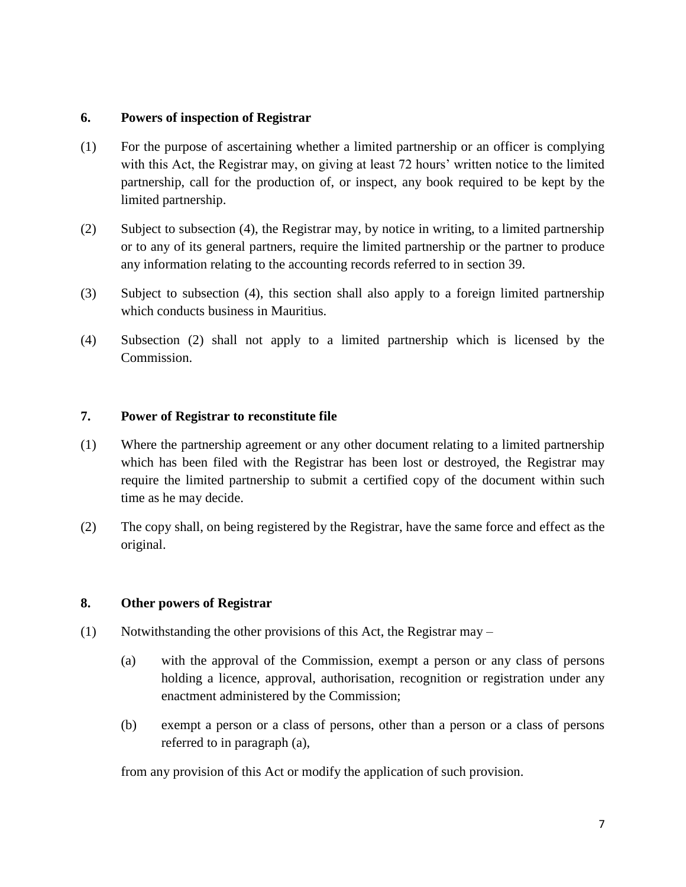### 6. Powers of inspection of Registrar

(1) For the purpose of ascertaining whether a limited partnership or an officer is complying with this Act, the Registrar may, on giving at least 72 hours' written notice to the limited partnership, call for the production of, or inspect, any book required to be kept by the limited partnership.

(2) Subject to subsection (4), the Registrar may, by notice in writing, to a limited partnership or to any of its general partners, require the limited partnership or the partner to produce any information relating to the accounting records referred to in section 39.

(3) Subject to subsection (4), this section shall also apply to a foreign limited partnership which conducts business in Mauritius.

(4) Subsection (2) shall not apply to a limited partnership which is licensed by the Commission.

### 7. Power of Registrar to reconstitute file

(1) Where the partnership agreement or any other document relating to a limited partnership which has been filed with the Registrar has been lost or destroyed, the Registrar may require the limited partnership to submit a certified copy of the document within such time as he may decide.

(2) The copy shall, on being registered by the Registrar, have the same force and effect as the original.

### 8. Other powers of Registrar

(1) Notwithstanding the other provisions of this Act, the Registrar may –

(a) with the approval of the Commission, exempt a person or any class of persons holding a licence, approval, authorisation, recognition or registration under any enactment administered by the Commission;

(b) exempt a person or a class of persons, other than a person or a class of persons referred to in paragraph (a),

from any provision of this Act or modify the application of such provision.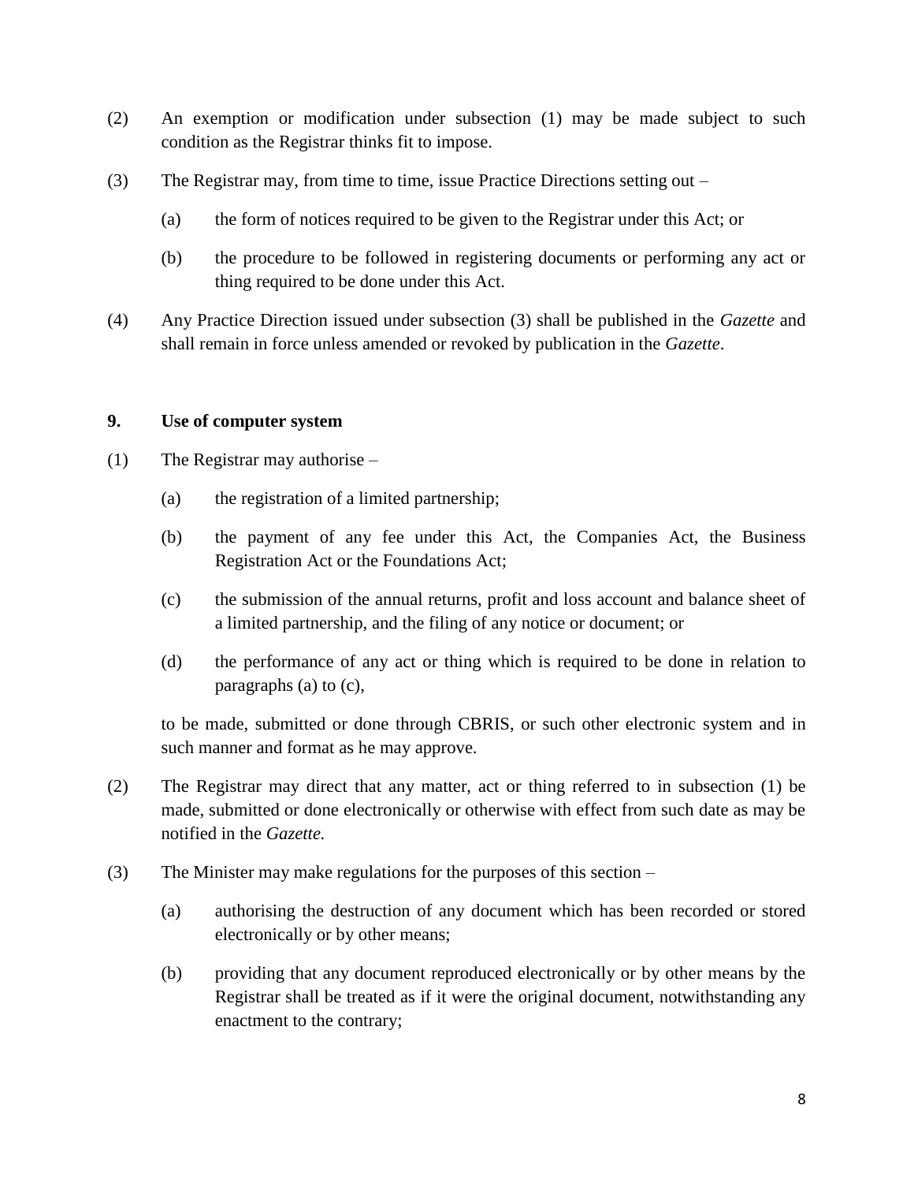(2) An exemption or modification under subsection (1) may be made subject to such condition as the Registrar thinks fit to impose.

(3) The Registrar may, from time to time, issue Practice Directions setting out –

(a) the form of notices required to be given to the Registrar under this Act; or

(b) the procedure to be followed in registering documents or performing any act or thing required to be done under this Act.

(4) Any Practice Direction issued under subsection (3) shall be published in the *Gazette* and shall remain in force unless amended or revoked by publication in the *Gazette*.

**9. Use of computer system**

(1) The Registrar may authorise –

(a) the registration of a limited partnership;

(b) the payment of any fee under this Act, the Companies Act, the Business Registration Act or the Foundations Act;

(c) the submission of the annual returns, profit and loss account and balance sheet of a limited partnership, and the filing of any notice or document; or

(d) the performance of any act or thing which is required to be done in relation to paragraphs (a) to (c),

to be made, submitted or done through CBRIS, or such other electronic system and in such manner and format as he may approve.

(2) The Registrar may direct that any matter, act or thing referred to in subsection (1) be made, submitted or done electronically or otherwise with effect from such date as may be notified in the *Gazette.*

(3) The Minister may make regulations for the purposes of this section –

(a) authorising the destruction of any document which has been recorded or stored electronically or by other means;

(b) providing that any document reproduced electronically or by other means by the Registrar shall be treated as if it were the original document, notwithstanding any enactment to the contrary;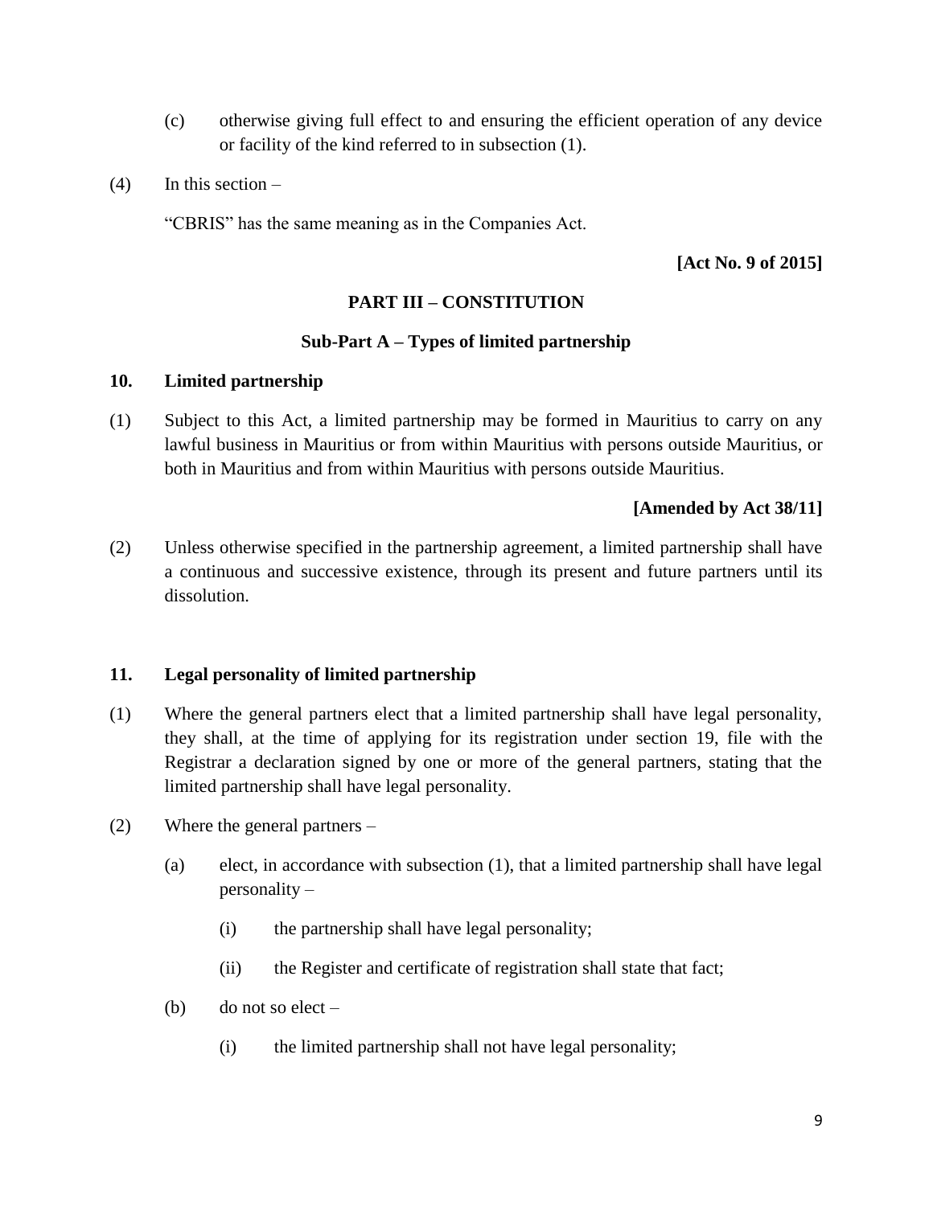(c) otherwise giving full effect to and ensuring the efficient operation of any device or facility of the kind referred to in subsection (1).

(4) In this section –

"CBRIS" has the same meaning as in the Companies Act.

**[Act No. 9 of 2015]**

## PART III – CONSTITUTION

### Sub-Part A – Types of limited partnership

**10. Limited partnership**

(1) Subject to this Act, a limited partnership may be formed in Mauritius to carry on any lawful business in Mauritius or from within Mauritius with persons outside Mauritius, or both in Mauritius and from within Mauritius with persons outside Mauritius.

**[Amended by Act 38/11]**

(2) Unless otherwise specified in the partnership agreement, a limited partnership shall have a continuous and successive existence, through its present and future partners until its dissolution.

**11. Legal personality of limited partnership**

(1) Where the general partners elect that a limited partnership shall have legal personality, they shall, at the time of applying for its registration under section 19, file with the Registrar a declaration signed by one or more of the general partners, stating that the limited partnership shall have legal personality.

(2) Where the general partners –

(a) elect, in accordance with subsection (1), that a limited partnership shall have legal personality –

(i) the partnership shall have legal personality;

(ii) the Register and certificate of registration shall state that fact;

(b) do not so elect –

(i) the limited partnership shall not have legal personality;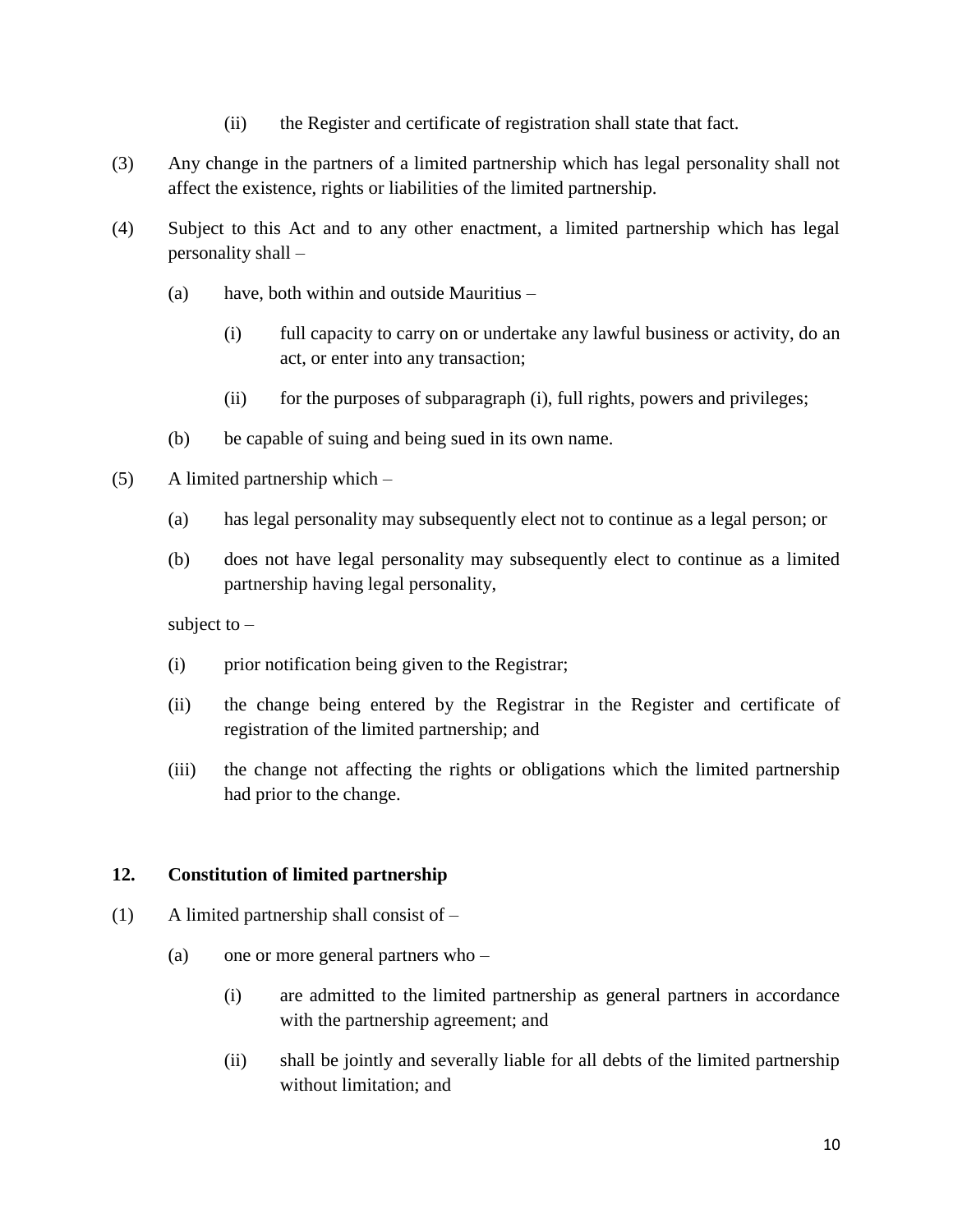(ii) the Register and certificate of registration shall state that fact.

(3) Any change in the partners of a limited partnership which has legal personality shall not affect the existence, rights or liabilities of the limited partnership.

(4) Subject to this Act and to any other enactment, a limited partnership which has legal personality shall –

(a) have, both within and outside Mauritius –

(i) full capacity to carry on or undertake any lawful business or activity, do an act, or enter into any transaction;

(ii) for the purposes of subparagraph (i), full rights, powers and privileges;

(b) be capable of suing and being sued in its own name.

(5) A limited partnership which –

(a) has legal personality may subsequently elect not to continue as a legal person; or

(b) does not have legal personality may subsequently elect to continue as a limited partnership having legal personality,

subject to –

(i) prior notification being given to the Registrar;

(ii) the change being entered by the Registrar in the Register and certificate of registration of the limited partnership; and

(iii) the change not affecting the rights or obligations which the limited partnership had prior to the change.

**12. Constitution of limited partnership**

(1) A limited partnership shall consist of –

(a) one or more general partners who –

(i) are admitted to the limited partnership as general partners in accordance with the partnership agreement; and

(ii) shall be jointly and severally liable for all debts of the limited partnership without limitation; and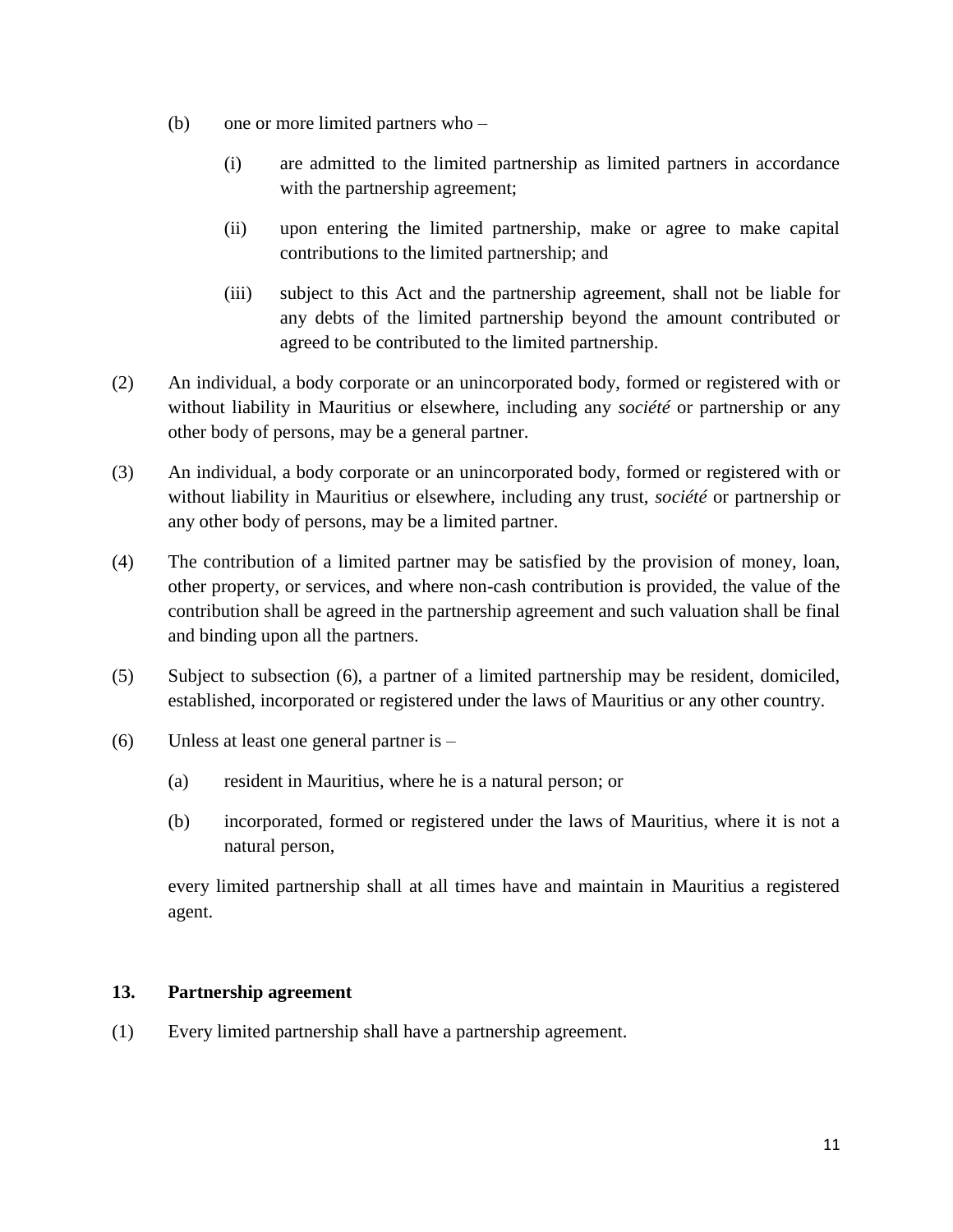(b) one or more limited partners who –

 (i) are admitted to the limited partnership as limited partners in accordance with the partnership agreement;

 (ii) upon entering the limited partnership, make or agree to make capital contributions to the limited partnership; and

 (iii) subject to this Act and the partnership agreement, shall not be liable for any debts of the limited partnership beyond the amount contributed or agreed to be contributed to the limited partnership.

(2) An individual, a body corporate or an unincorporated body, formed or registered with or without liability in Mauritius or elsewhere, including any *société* or partnership or any other body of persons, may be a general partner.

(3) An individual, a body corporate or an unincorporated body, formed or registered with or without liability in Mauritius or elsewhere, including any trust, *société* or partnership or any other body of persons, may be a limited partner.

(4) The contribution of a limited partner may be satisfied by the provision of money, loan, other property, or services, and where non-cash contribution is provided, the value of the contribution shall be agreed in the partnership agreement and such valuation shall be final and binding upon all the partners.

(5) Subject to subsection (6), a partner of a limited partnership may be resident, domiciled, established, incorporated or registered under the laws of Mauritius or any other country.

(6) Unless at least one general partner is –

 (a) resident in Mauritius, where he is a natural person; or

 (b) incorporated, formed or registered under the laws of Mauritius, where it is not a natural person,

 every limited partnership shall at all times have and maintain in Mauritius a registered agent.

### 13. Partnership agreement

(1) Every limited partnership shall have a partnership agreement.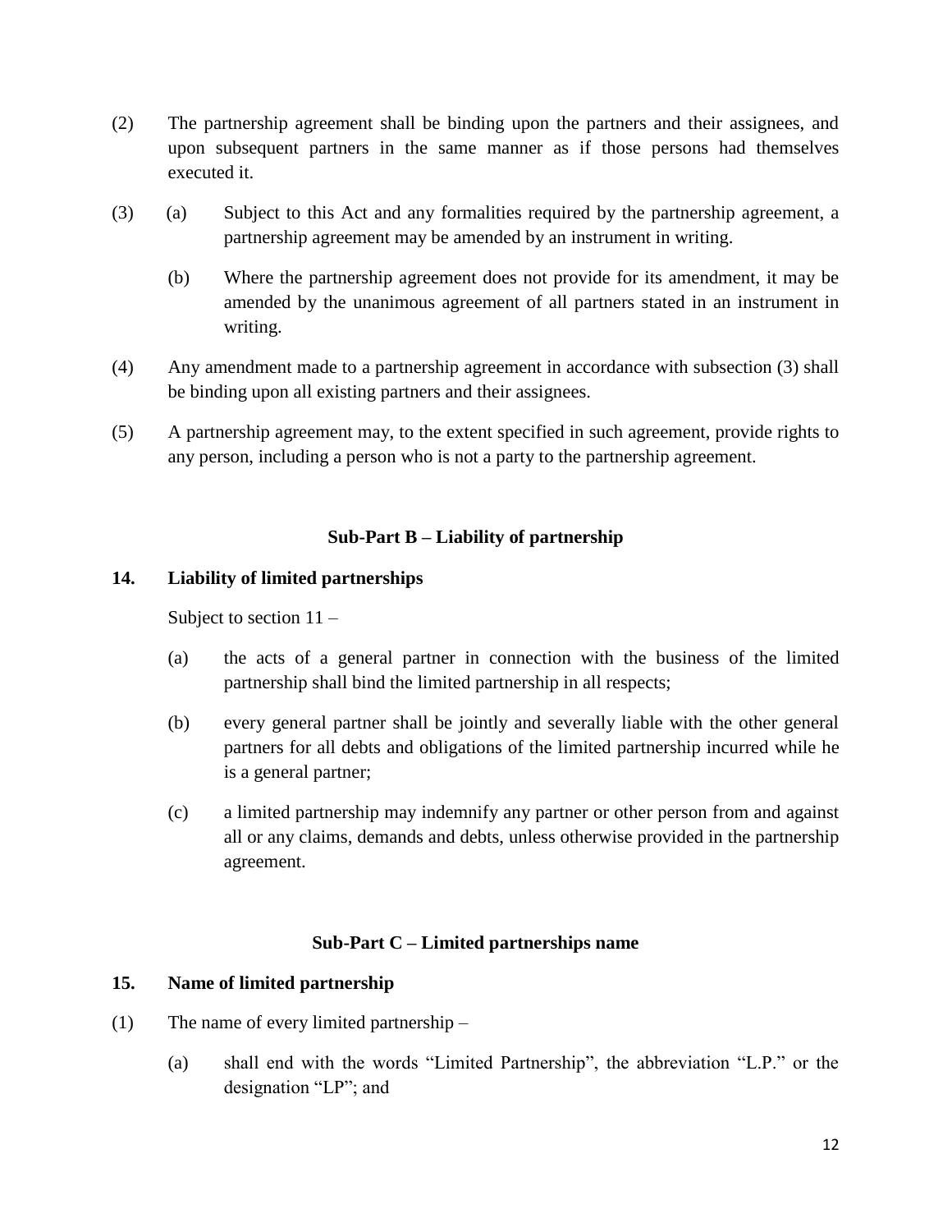(2) The partnership agreement shall be binding upon the partners and their assignees, and upon subsequent partners in the same manner as if those persons had themselves executed it.

(3) (a) Subject to this Act and any formalities required by the partnership agreement, a partnership agreement may be amended by an instrument in writing.

(b) Where the partnership agreement does not provide for its amendment, it may be amended by the unanimous agreement of all partners stated in an instrument in writing.

(4) Any amendment made to a partnership agreement in accordance with subsection (3) shall be binding upon all existing partners and their assignees.

(5) A partnership agreement may, to the extent specified in such agreement, provide rights to any person, including a person who is not a party to the partnership agreement.

### Sub-Part B – Liability of partnership

**14. Liability of limited partnerships**

Subject to section 11 –

(a) the acts of a general partner in connection with the business of the limited partnership shall bind the limited partnership in all respects;

(b) every general partner shall be jointly and severally liable with the other general partners for all debts and obligations of the limited partnership incurred while he is a general partner;

(c) a limited partnership may indemnify any partner or other person from and against all or any claims, demands and debts, unless otherwise provided in the partnership agreement.

### Sub-Part C – Limited partnerships name

**15. Name of limited partnership**

(1) The name of every limited partnership –

(a) shall end with the words "Limited Partnership", the abbreviation "L.P." or the designation "LP"; and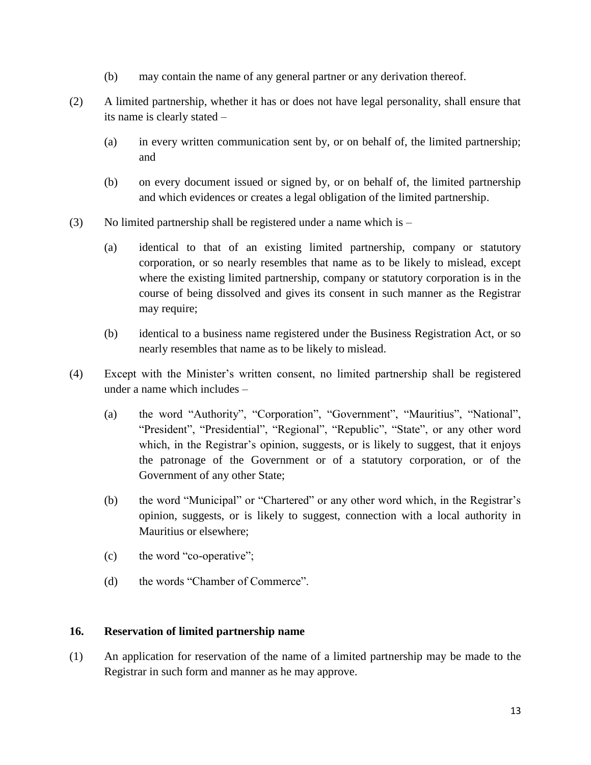(b) may contain the name of any general partner or any derivation thereof.

(2) A limited partnership, whether it has or does not have legal personality, shall ensure that its name is clearly stated –

(a) in every written communication sent by, or on behalf of, the limited partnership; and

(b) on every document issued or signed by, or on behalf of, the limited partnership and which evidences or creates a legal obligation of the limited partnership.

(3) No limited partnership shall be registered under a name which is –

(a) identical to that of an existing limited partnership, company or statutory corporation, or so nearly resembles that name as to be likely to mislead, except where the existing limited partnership, company or statutory corporation is in the course of being dissolved and gives its consent in such manner as the Registrar may require;

(b) identical to a business name registered under the Business Registration Act, or so nearly resembles that name as to be likely to mislead.

(4) Except with the Minister's written consent, no limited partnership shall be registered under a name which includes –

(a) the word "Authority", "Corporation", "Government", "Mauritius", "National", "President", "Presidential", "Regional", "Republic", "State", or any other word which, in the Registrar's opinion, suggests, or is likely to suggest, that it enjoys the patronage of the Government or of a statutory corporation, or of the Government of any other State;

(b) the word "Municipal" or "Chartered" or any other word which, in the Registrar's opinion, suggests, or is likely to suggest, connection with a local authority in Mauritius or elsewhere;

(c) the word "co-operative";

(d) the words "Chamber of Commerce".

**16. Reservation of limited partnership name**

(1) An application for reservation of the name of a limited partnership may be made to the Registrar in such form and manner as he may approve.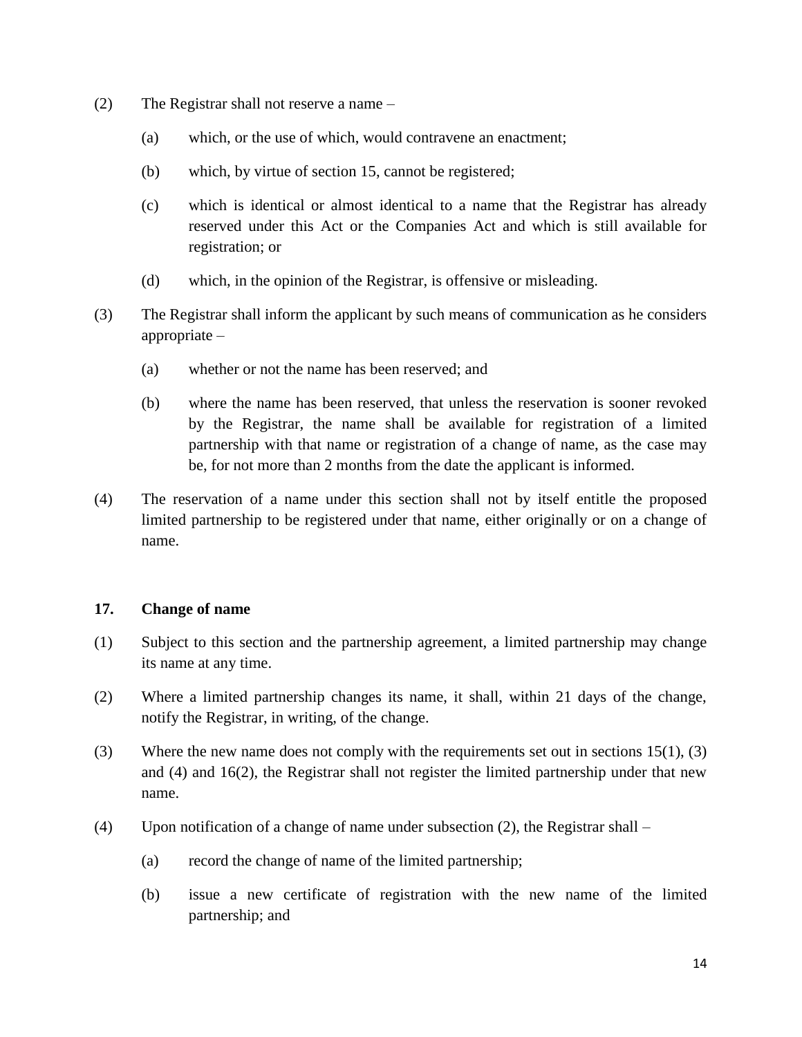(2) The Registrar shall not reserve a name –

(a) which, or the use of which, would contravene an enactment;

(b) which, by virtue of section 15, cannot be registered;

(c) which is identical or almost identical to a name that the Registrar has already reserved under this Act or the Companies Act and which is still available for registration; or

(d) which, in the opinion of the Registrar, is offensive or misleading.

(3) The Registrar shall inform the applicant by such means of communication as he considers appropriate –

(a) whether or not the name has been reserved; and

(b) where the name has been reserved, that unless the reservation is sooner revoked by the Registrar, the name shall be available for registration of a limited partnership with that name or registration of a change of name, as the case may be, for not more than 2 months from the date the applicant is informed.

(4) The reservation of a name under this section shall not by itself entitle the proposed limited partnership to be registered under that name, either originally or on a change of name.

**17. Change of name**

(1) Subject to this section and the partnership agreement, a limited partnership may change its name at any time.

(2) Where a limited partnership changes its name, it shall, within 21 days of the change, notify the Registrar, in writing, of the change.

(3) Where the new name does not comply with the requirements set out in sections 15(1), (3) and (4) and 16(2), the Registrar shall not register the limited partnership under that new name.

(4) Upon notification of a change of name under subsection (2), the Registrar shall –

(a) record the change of name of the limited partnership;

(b) issue a new certificate of registration with the new name of the limited partnership; and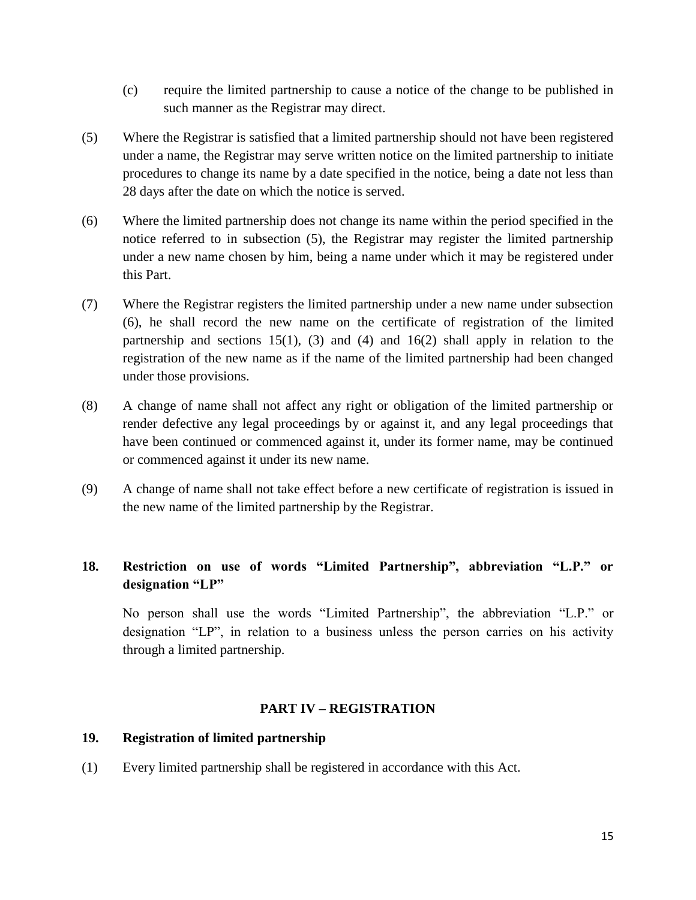(c) require the limited partnership to cause a notice of the change to be published in such manner as the Registrar may direct.

(5) Where the Registrar is satisfied that a limited partnership should not have been registered under a name, the Registrar may serve written notice on the limited partnership to initiate procedures to change its name by a date specified in the notice, being a date not less than 28 days after the date on which the notice is served.

(6) Where the limited partnership does not change its name within the period specified in the notice referred to in subsection (5), the Registrar may register the limited partnership under a new name chosen by him, being a name under which it may be registered under this Part.

(7) Where the Registrar registers the limited partnership under a new name under subsection (6), he shall record the new name on the certificate of registration of the limited partnership and sections 15(1), (3) and (4) and 16(2) shall apply in relation to the registration of the new name as if the name of the limited partnership had been changed under those provisions.

(8) A change of name shall not affect any right or obligation of the limited partnership or render defective any legal proceedings by or against it, and any legal proceedings that have been continued or commenced against it, under its former name, may be continued or commenced against it under its new name.

(9) A change of name shall not take effect before a new certificate of registration is issued in the new name of the limited partnership by the Registrar.

### 18. Restriction on use of words "Limited Partnership", abbreviation "L.P." or designation "LP"

No person shall use the words "Limited Partnership", the abbreviation "L.P." or designation "LP", in relation to a business unless the person carries on his activity through a limited partnership.

## PART IV – REGISTRATION

### 19. Registration of limited partnership

(1) Every limited partnership shall be registered in accordance with this Act.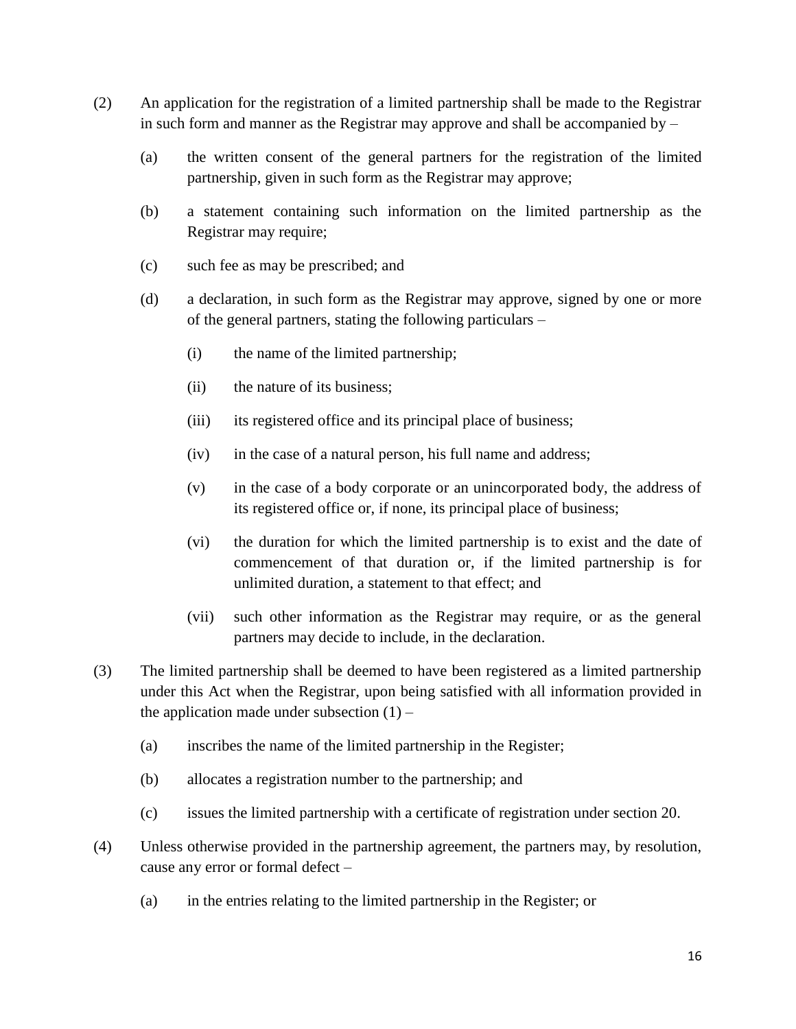(2) An application for the registration of a limited partnership shall be made to the Registrar in such form and manner as the Registrar may approve and shall be accompanied by –

(a) the written consent of the general partners for the registration of the limited partnership, given in such form as the Registrar may approve;

(b) a statement containing such information on the limited partnership as the Registrar may require;

(c) such fee as may be prescribed; and

(d) a declaration, in such form as the Registrar may approve, signed by one or more of the general partners, stating the following particulars –

(i) the name of the limited partnership;

(ii) the nature of its business;

(iii) its registered office and its principal place of business;

(iv) in the case of a natural person, his full name and address;

(v) in the case of a body corporate or an unincorporated body, the address of its registered office or, if none, its principal place of business;

(vi) the duration for which the limited partnership is to exist and the date of commencement of that duration or, if the limited partnership is for unlimited duration, a statement to that effect; and

(vii) such other information as the Registrar may require, or as the general partners may decide to include, in the declaration.

(3) The limited partnership shall be deemed to have been registered as a limited partnership under this Act when the Registrar, upon being satisfied with all information provided in the application made under subsection (1) –

(a) inscribes the name of the limited partnership in the Register;

(b) allocates a registration number to the partnership; and

(c) issues the limited partnership with a certificate of registration under section 20.

(4) Unless otherwise provided in the partnership agreement, the partners may, by resolution, cause any error or formal defect –

(a) in the entries relating to the limited partnership in the Register; or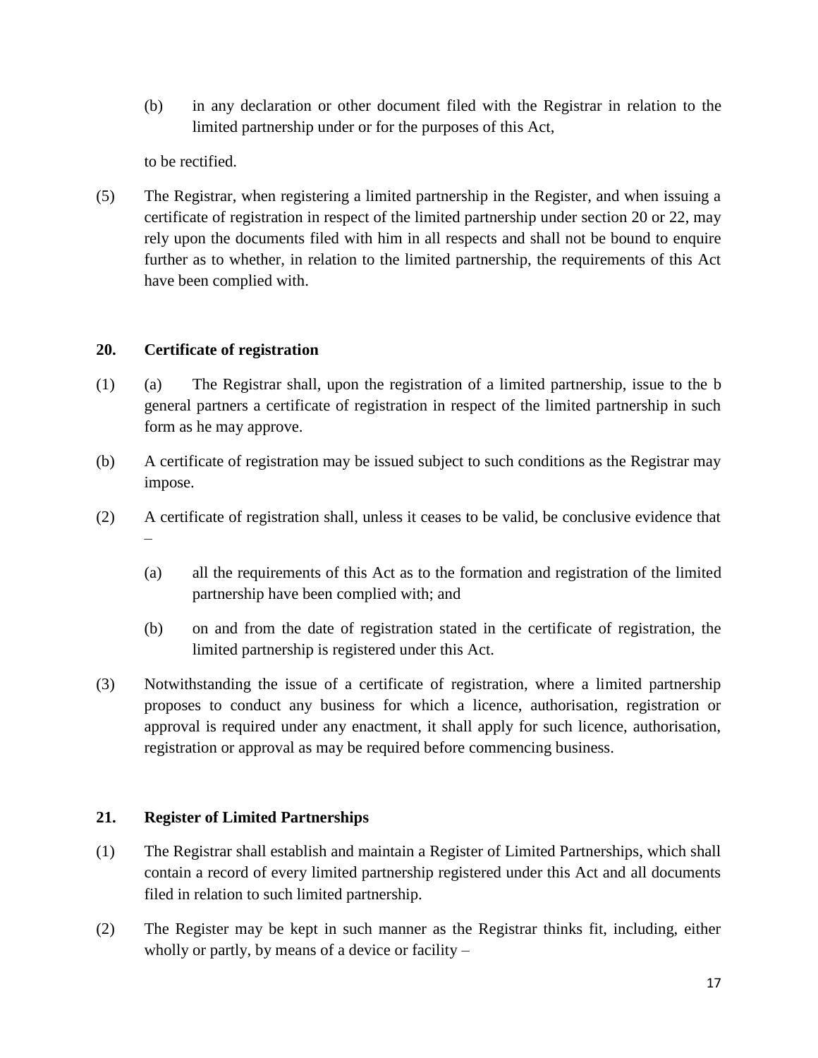(b) in any declaration or other document filed with the Registrar in relation to the limited partnership under or for the purposes of this Act,

to be rectified.

(5) The Registrar, when registering a limited partnership in the Register, and when issuing a certificate of registration in respect of the limited partnership under section 20 or 22, may rely upon the documents filed with him in all respects and shall not be bound to enquire further as to whether, in relation to the limited partnership, the requirements of this Act have been complied with.

### 20. Certificate of registration

(1) (a) The Registrar shall, upon the registration of a limited partnership, issue to the b general partners a certificate of registration in respect of the limited partnership in such form as he may approve.

(b) A certificate of registration may be issued subject to such conditions as the Registrar may impose.

(2) A certificate of registration shall, unless it ceases to be valid, be conclusive evidence that –

(a) all the requirements of this Act as to the formation and registration of the limited partnership have been complied with; and

(b) on and from the date of registration stated in the certificate of registration, the limited partnership is registered under this Act.

(3) Notwithstanding the issue of a certificate of registration, where a limited partnership proposes to conduct any business for which a licence, authorisation, registration or approval is required under any enactment, it shall apply for such licence, authorisation, registration or approval as may be required before commencing business.

### 21. Register of Limited Partnerships

(1) The Registrar shall establish and maintain a Register of Limited Partnerships, which shall contain a record of every limited partnership registered under this Act and all documents filed in relation to such limited partnership.

(2) The Register may be kept in such manner as the Registrar thinks fit, including, either wholly or partly, by means of a device or facility –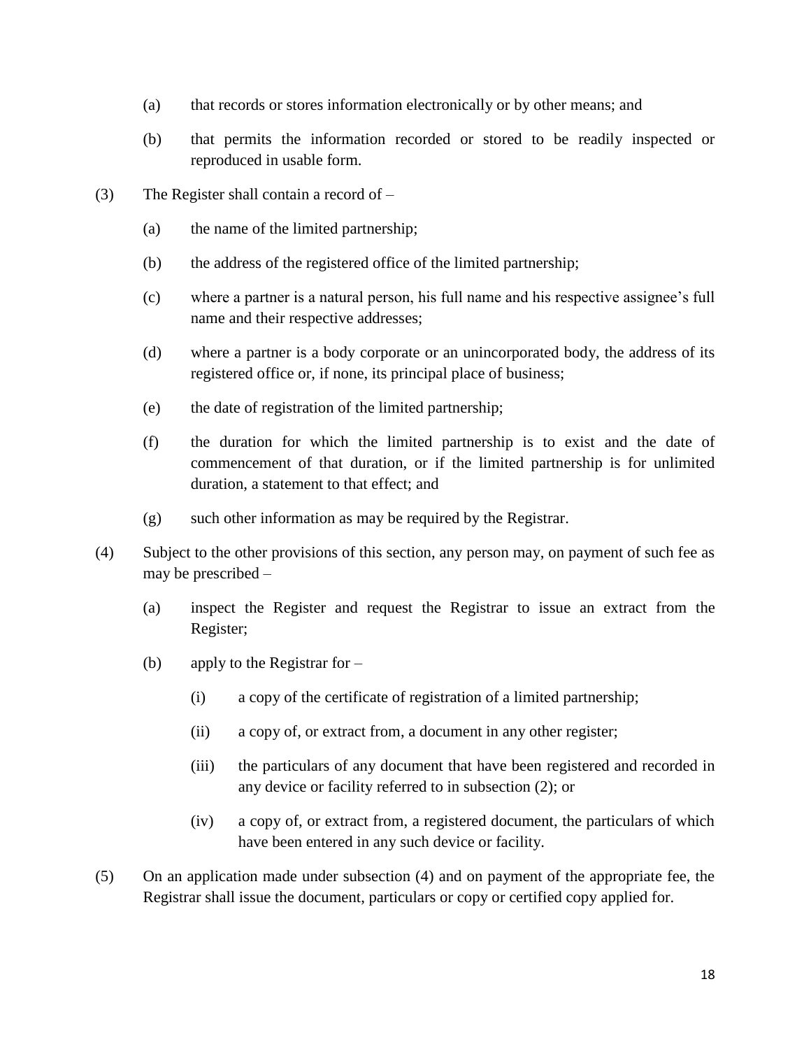(a) that records or stores information electronically or by other means; and

(b) that permits the information recorded or stored to be readily inspected or reproduced in usable form.

(3) The Register shall contain a record of –

(a) the name of the limited partnership;

(b) the address of the registered office of the limited partnership;

(c) where a partner is a natural person, his full name and his respective assignee's full name and their respective addresses;

(d) where a partner is a body corporate or an unincorporated body, the address of its registered office or, if none, its principal place of business;

(e) the date of registration of the limited partnership;

(f) the duration for which the limited partnership is to exist and the date of commencement of that duration, or if the limited partnership is for unlimited duration, a statement to that effect; and

(g) such other information as may be required by the Registrar.

(4) Subject to the other provisions of this section, any person may, on payment of such fee as may be prescribed –

(a) inspect the Register and request the Registrar to issue an extract from the Register;

(b) apply to the Registrar for –

(i) a copy of the certificate of registration of a limited partnership;

(ii) a copy of, or extract from, a document in any other register;

(iii) the particulars of any document that have been registered and recorded in any device or facility referred to in subsection (2); or

(iv) a copy of, or extract from, a registered document, the particulars of which have been entered in any such device or facility.

(5) On an application made under subsection (4) and on payment of the appropriate fee, the Registrar shall issue the document, particulars or copy or certified copy applied for.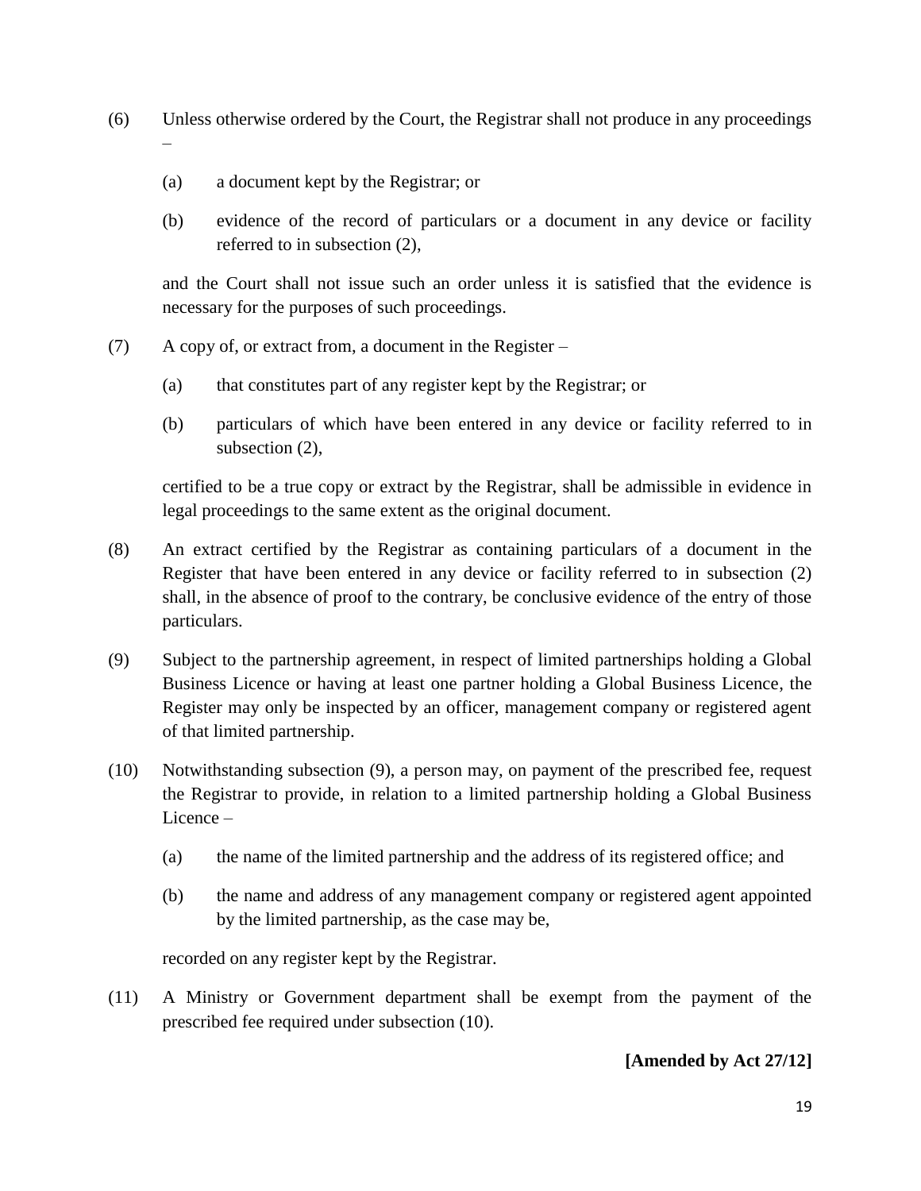(6) Unless otherwise ordered by the Court, the Registrar shall not produce in any proceedings –

   (a) a document kept by the Registrar; or

   (b) evidence of the record of particulars or a document in any device or facility referred to in subsection (2),

   and the Court shall not issue such an order unless it is satisfied that the evidence is necessary for the purposes of such proceedings.

(7) A copy of, or extract from, a document in the Register –

   (a) that constitutes part of any register kept by the Registrar; or

   (b) particulars of which have been entered in any device or facility referred to in subsection (2),

   certified to be a true copy or extract by the Registrar, shall be admissible in evidence in legal proceedings to the same extent as the original document.

(8) An extract certified by the Registrar as containing particulars of a document in the Register that have been entered in any device or facility referred to in subsection (2) shall, in the absence of proof to the contrary, be conclusive evidence of the entry of those particulars.

(9) Subject to the partnership agreement, in respect of limited partnerships holding a Global Business Licence or having at least one partner holding a Global Business Licence, the Register may only be inspected by an officer, management company or registered agent of that limited partnership.

(10) Notwithstanding subsection (9), a person may, on payment of the prescribed fee, request the Registrar to provide, in relation to a limited partnership holding a Global Business Licence –

   (a) the name of the limited partnership and the address of its registered office; and

   (b) the name and address of any management company or registered agent appointed by the limited partnership, as the case may be,

   recorded on any register kept by the Registrar.

(11) A Ministry or Government department shall be exempt from the payment of the prescribed fee required under subsection (10).

**[Amended by Act 27/12]**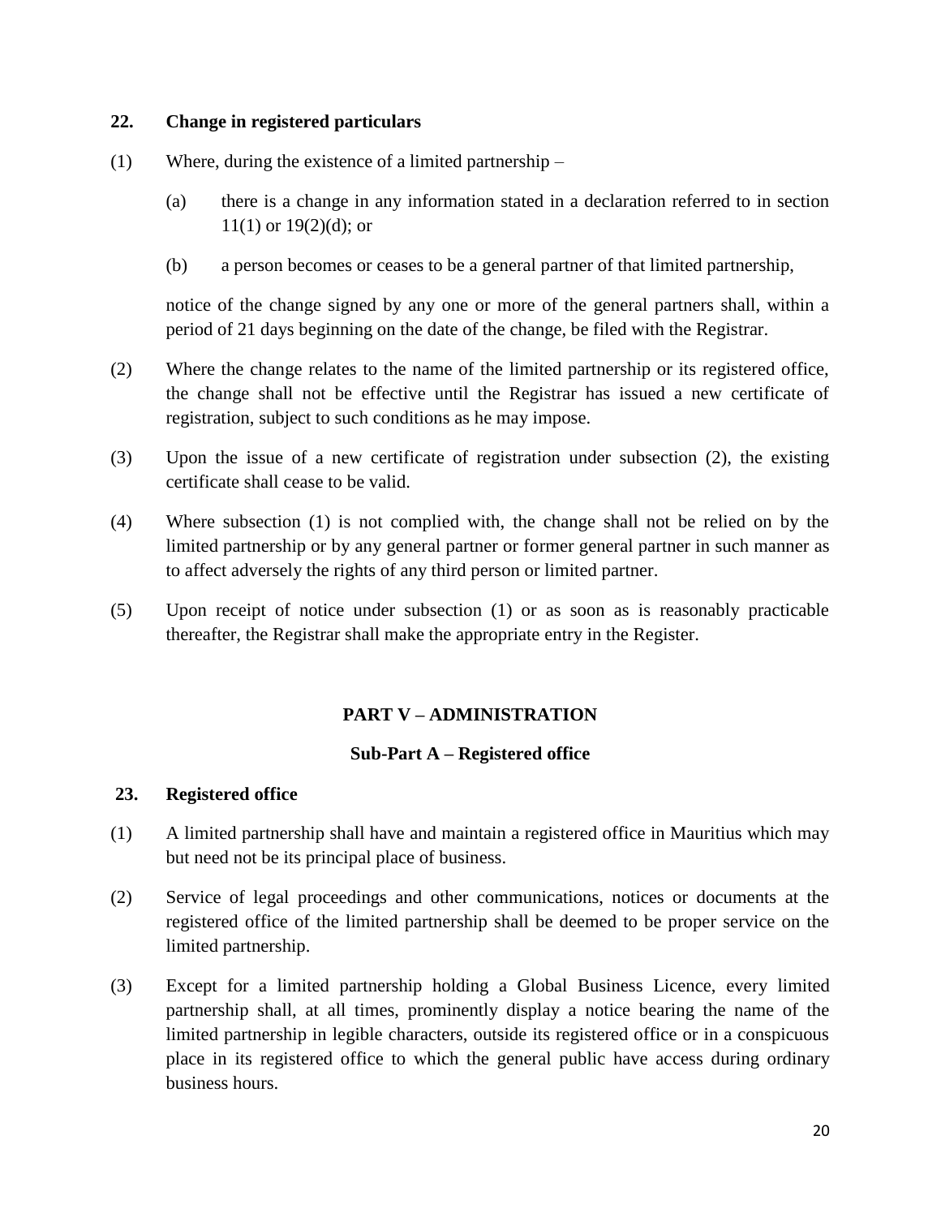### 22. Change in registered particulars

(1) Where, during the existence of a limited partnership –

  (a) there is a change in any information stated in a declaration referred to in section 11(1) or 19(2)(d); or

  (b) a person becomes or ceases to be a general partner of that limited partnership,

  notice of the change signed by any one or more of the general partners shall, within a period of 21 days beginning on the date of the change, be filed with the Registrar.

(2) Where the change relates to the name of the limited partnership or its registered office, the change shall not be effective until the Registrar has issued a new certificate of registration, subject to such conditions as he may impose.

(3) Upon the issue of a new certificate of registration under subsection (2), the existing certificate shall cease to be valid.

(4) Where subsection (1) is not complied with, the change shall not be relied on by the limited partnership or by any general partner or former general partner in such manner as to affect adversely the rights of any third person or limited partner.

(5) Upon receipt of notice under subsection (1) or as soon as is reasonably practicable thereafter, the Registrar shall make the appropriate entry in the Register.

## PART V – ADMINISTRATION

### Sub-Part A – Registered office

### 23. Registered office

(1) A limited partnership shall have and maintain a registered office in Mauritius which may but need not be its principal place of business.

(2) Service of legal proceedings and other communications, notices or documents at the registered office of the limited partnership shall be deemed to be proper service on the limited partnership.

(3) Except for a limited partnership holding a Global Business Licence, every limited partnership shall, at all times, prominently display a notice bearing the name of the limited partnership in legible characters, outside its registered office or in a conspicuous place in its registered office to which the general public have access during ordinary business hours.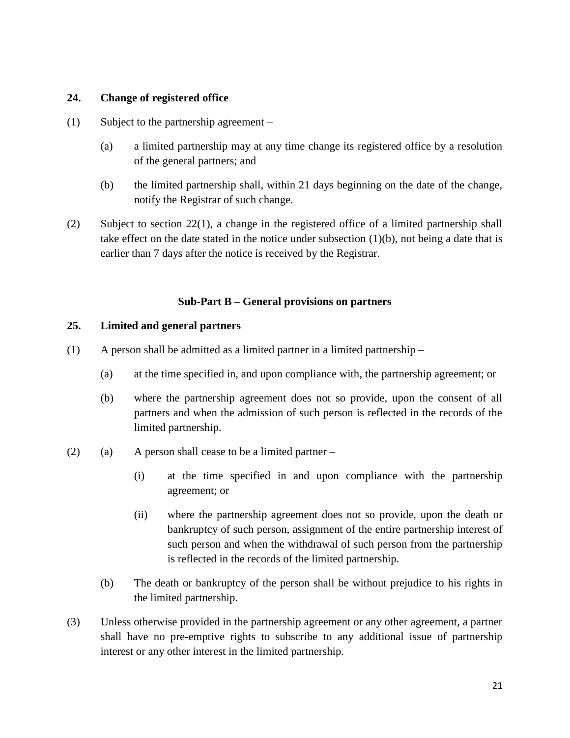### 24. Change of registered office

(1) Subject to the partnership agreement –

(a) a limited partnership may at any time change its registered office by a resolution of the general partners; and

(b) the limited partnership shall, within 21 days beginning on the date of the change, notify the Registrar of such change.

(2) Subject to section 22(1), a change in the registered office of a limited partnership shall take effect on the date stated in the notice under subsection (1)(b), not being a date that is earlier than 7 days after the notice is received by the Registrar.

## Sub-Part B – General provisions on partners

### 25. Limited and general partners

(1) A person shall be admitted as a limited partner in a limited partnership –

(a) at the time specified in, and upon compliance with, the partnership agreement; or

(b) where the partnership agreement does not so provide, upon the consent of all partners and when the admission of such person is reflected in the records of the limited partnership.

(2) (a) A person shall cease to be a limited partner –

(i) at the time specified in and upon compliance with the partnership agreement; or

(ii) where the partnership agreement does not so provide, upon the death or bankruptcy of such person, assignment of the entire partnership interest of such person and when the withdrawal of such person from the partnership is reflected in the records of the limited partnership.

(b) The death or bankruptcy of the person shall be without prejudice to his rights in the limited partnership.

(3) Unless otherwise provided in the partnership agreement or any other agreement, a partner shall have no pre-emptive rights to subscribe to any additional issue of partnership interest or any other interest in the limited partnership.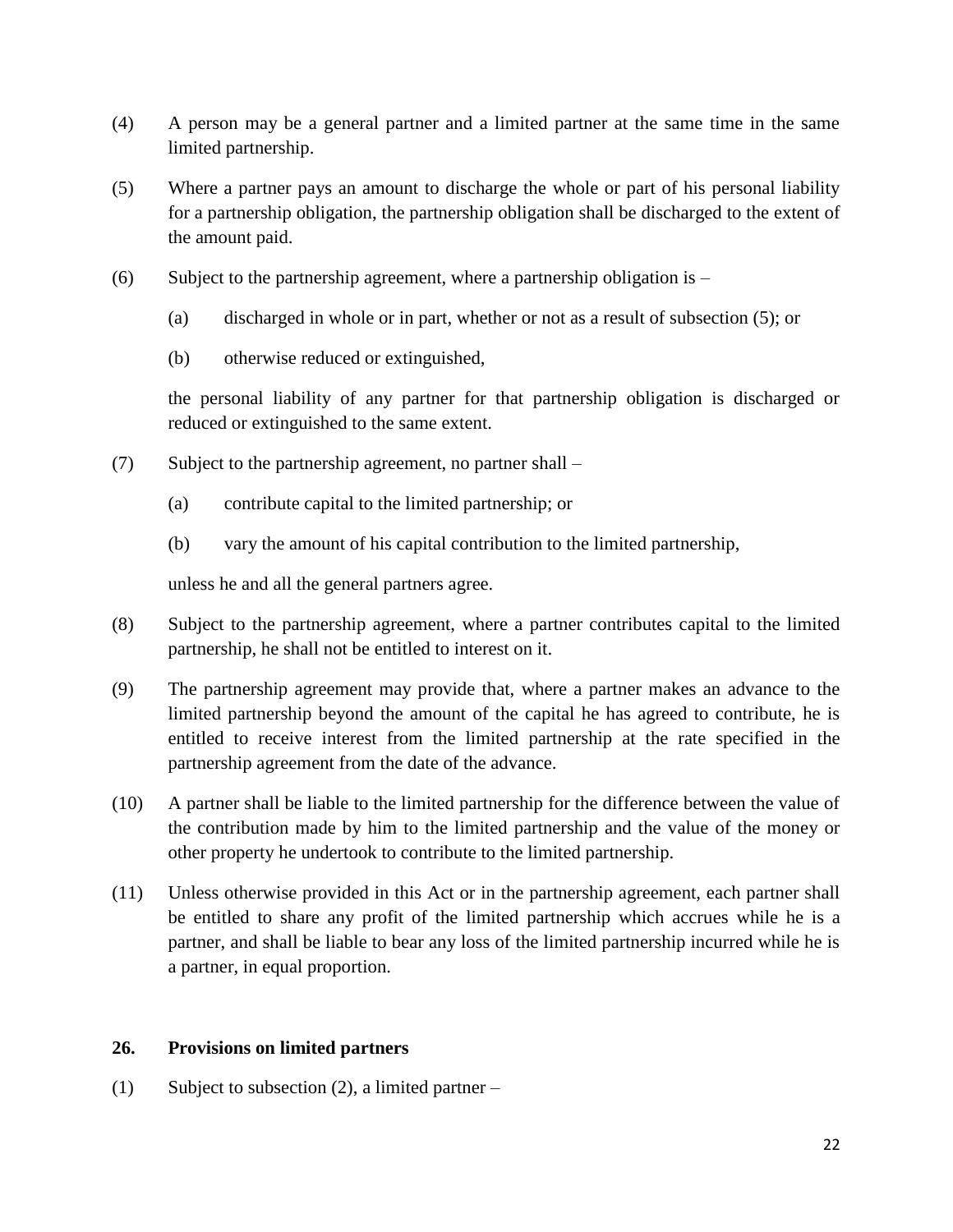(4) A person may be a general partner and a limited partner at the same time in the same limited partnership.

(5) Where a partner pays an amount to discharge the whole or part of his personal liability for a partnership obligation, the partnership obligation shall be discharged to the extent of the amount paid.

(6) Subject to the partnership agreement, where a partnership obligation is –

(a) discharged in whole or in part, whether or not as a result of subsection (5); or

(b) otherwise reduced or extinguished,

the personal liability of any partner for that partnership obligation is discharged or reduced or extinguished to the same extent.

(7) Subject to the partnership agreement, no partner shall –

(a) contribute capital to the limited partnership; or

(b) vary the amount of his capital contribution to the limited partnership,

unless he and all the general partners agree.

(8) Subject to the partnership agreement, where a partner contributes capital to the limited partnership, he shall not be entitled to interest on it.

(9) The partnership agreement may provide that, where a partner makes an advance to the limited partnership beyond the amount of the capital he has agreed to contribute, he is entitled to receive interest from the limited partnership at the rate specified in the partnership agreement from the date of the advance.

(10) A partner shall be liable to the limited partnership for the difference between the value of the contribution made by him to the limited partnership and the value of the money or other property he undertook to contribute to the limited partnership.

(11) Unless otherwise provided in this Act or in the partnership agreement, each partner shall be entitled to share any profit of the limited partnership which accrues while he is a partner, and shall be liable to bear any loss of the limited partnership incurred while he is a partner, in equal proportion.

### 26. Provisions on limited partners

(1) Subject to subsection (2), a limited partner –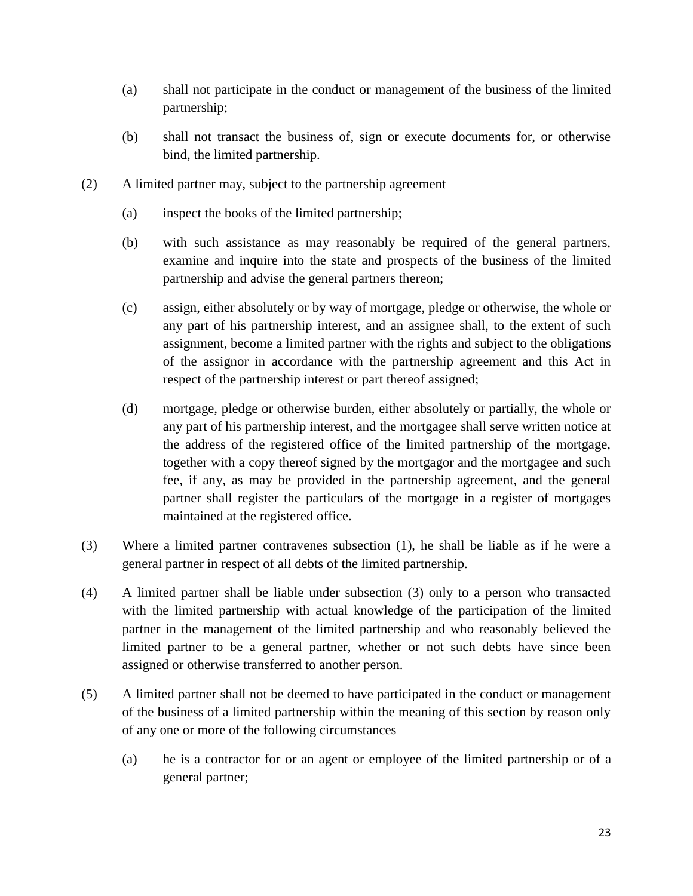(a) shall not participate in the conduct or management of the business of the limited partnership;

(b) shall not transact the business of, sign or execute documents for, or otherwise bind, the limited partnership.

(2) A limited partner may, subject to the partnership agreement –

(a) inspect the books of the limited partnership;

(b) with such assistance as may reasonably be required of the general partners, examine and inquire into the state and prospects of the business of the limited partnership and advise the general partners thereon;

(c) assign, either absolutely or by way of mortgage, pledge or otherwise, the whole or any part of his partnership interest, and an assignee shall, to the extent of such assignment, become a limited partner with the rights and subject to the obligations of the assignor in accordance with the partnership agreement and this Act in respect of the partnership interest or part thereof assigned;

(d) mortgage, pledge or otherwise burden, either absolutely or partially, the whole or any part of his partnership interest, and the mortgagee shall serve written notice at the address of the registered office of the limited partnership of the mortgage, together with a copy thereof signed by the mortgagor and the mortgagee and such fee, if any, as may be provided in the partnership agreement, and the general partner shall register the particulars of the mortgage in a register of mortgages maintained at the registered office.

(3) Where a limited partner contravenes subsection (1), he shall be liable as if he were a general partner in respect of all debts of the limited partnership.

(4) A limited partner shall be liable under subsection (3) only to a person who transacted with the limited partnership with actual knowledge of the participation of the limited partner in the management of the limited partnership and who reasonably believed the limited partner to be a general partner, whether or not such debts have since been assigned or otherwise transferred to another person.

(5) A limited partner shall not be deemed to have participated in the conduct or management of the business of a limited partnership within the meaning of this section by reason only of any one or more of the following circumstances –

(a) he is a contractor for or an agent or employee of the limited partnership or of a general partner;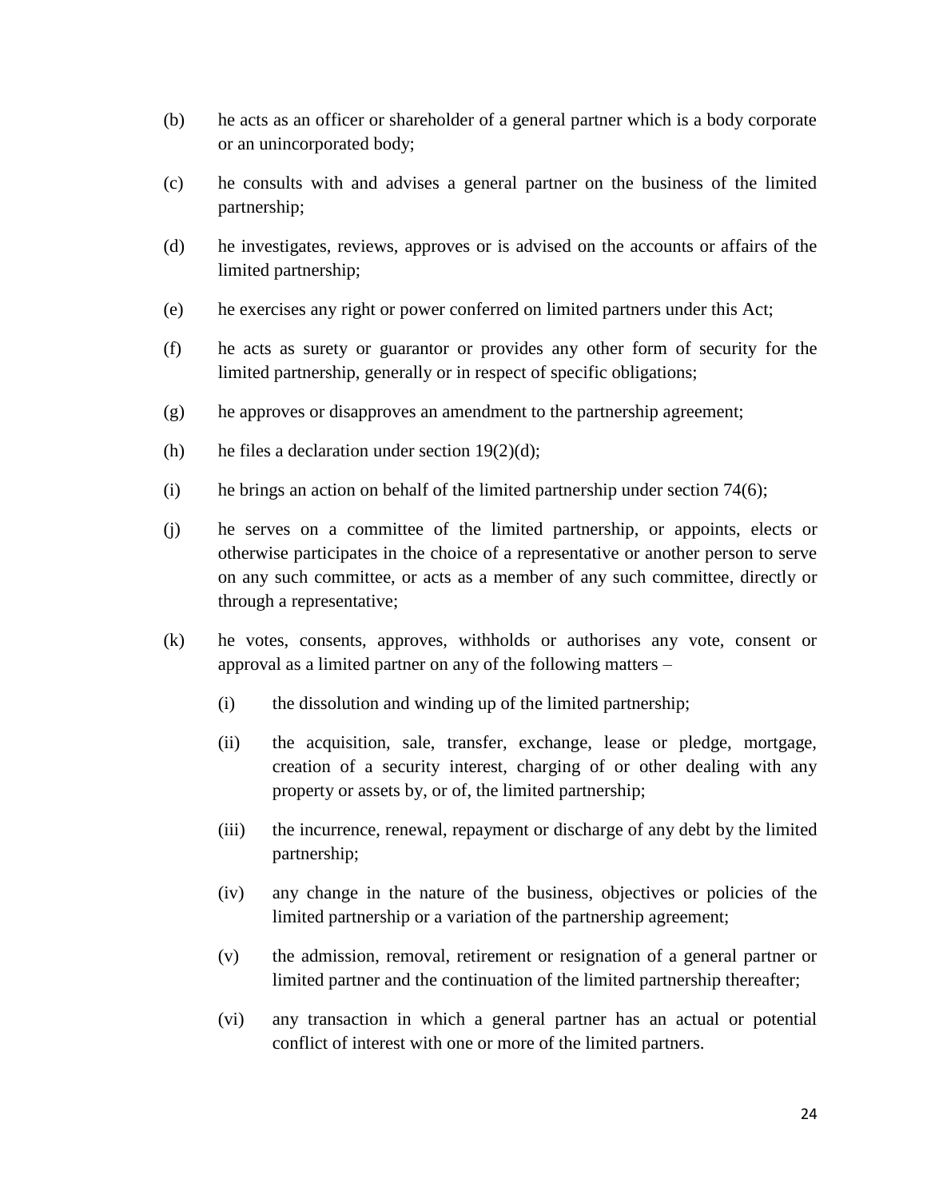(b) he acts as an officer or shareholder of a general partner which is a body corporate or an unincorporated body;

(c) he consults with and advises a general partner on the business of the limited partnership;

(d) he investigates, reviews, approves or is advised on the accounts or affairs of the limited partnership;

(e) he exercises any right or power conferred on limited partners under this Act;

(f) he acts as surety or guarantor or provides any other form of security for the limited partnership, generally or in respect of specific obligations;

(g) he approves or disapproves an amendment to the partnership agreement;

(h) he files a declaration under section 19(2)(d);

(i) he brings an action on behalf of the limited partnership under section 74(6);

(j) he serves on a committee of the limited partnership, or appoints, elects or otherwise participates in the choice of a representative or another person to serve on any such committee, or acts as a member of any such committee, directly or through a representative;

(k) he votes, consents, approves, withholds or authorises any vote, consent or approval as a limited partner on any of the following matters –

    (i) the dissolution and winding up of the limited partnership;

    (ii) the acquisition, sale, transfer, exchange, lease or pledge, mortgage, creation of a security interest, charging of or other dealing with any property or assets by, or of, the limited partnership;

    (iii) the incurrence, renewal, repayment or discharge of any debt by the limited partnership;

    (iv) any change in the nature of the business, objectives or policies of the limited partnership or a variation of the partnership agreement;

    (v) the admission, removal, retirement or resignation of a general partner or limited partner and the continuation of the limited partnership thereafter;

    (vi) any transaction in which a general partner has an actual or potential conflict of interest with one or more of the limited partners.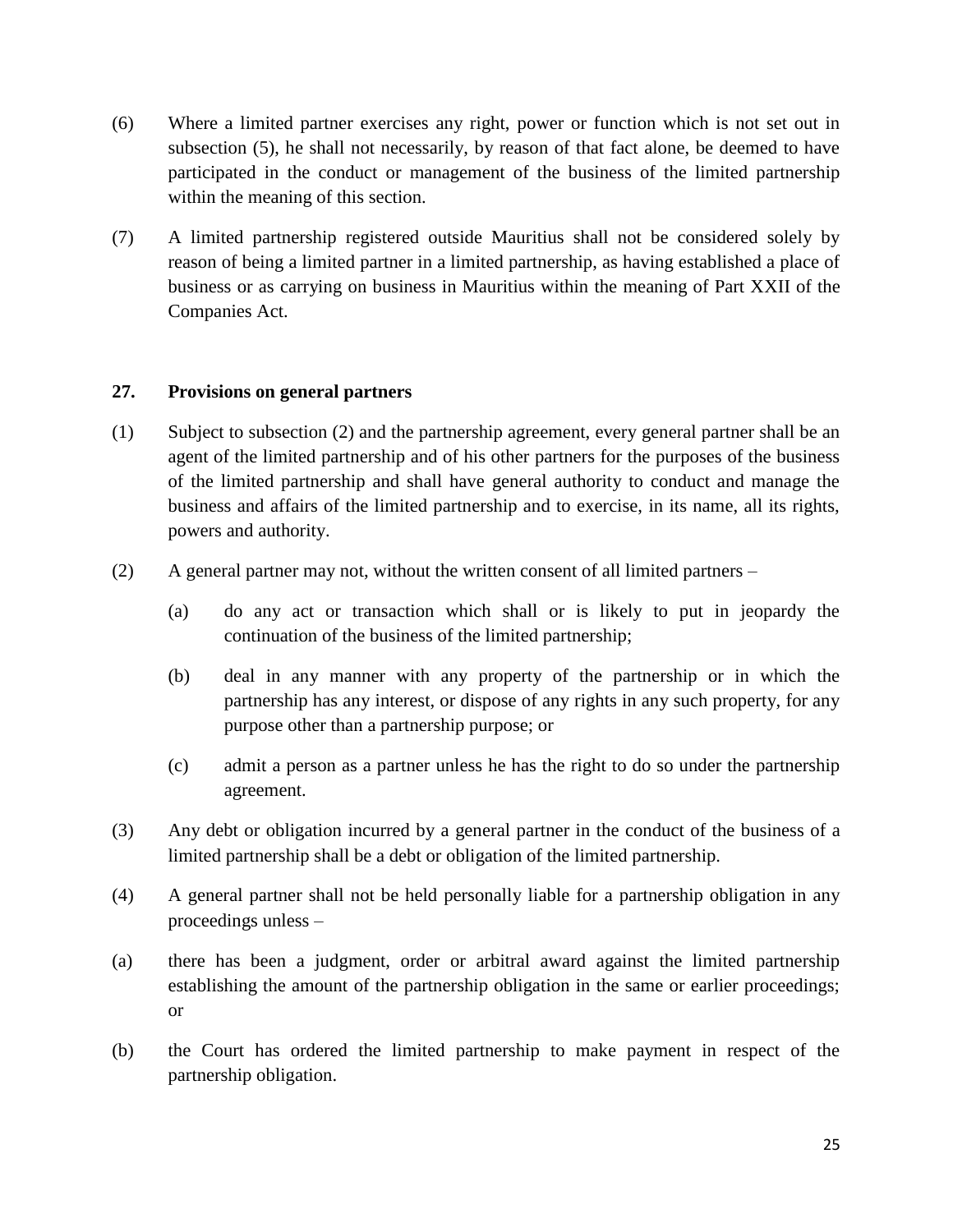(6) Where a limited partner exercises any right, power or function which is not set out in subsection (5), he shall not necessarily, by reason of that fact alone, be deemed to have participated in the conduct or management of the business of the limited partnership within the meaning of this section.

(7) A limited partnership registered outside Mauritius shall not be considered solely by reason of being a limited partner in a limited partnership, as having established a place of business or as carrying on business in Mauritius within the meaning of Part XXII of the Companies Act.

**27. Provisions on general partners**

(1) Subject to subsection (2) and the partnership agreement, every general partner shall be an agent of the limited partnership and of his other partners for the purposes of the business of the limited partnership and shall have general authority to conduct and manage the business and affairs of the limited partnership and to exercise, in its name, all its rights, powers and authority.

(2) A general partner may not, without the written consent of all limited partners –

(a) do any act or transaction which shall or is likely to put in jeopardy the continuation of the business of the limited partnership;

(b) deal in any manner with any property of the partnership or in which the partnership has any interest, or dispose of any rights in any such property, for any purpose other than a partnership purpose; or

(c) admit a person as a partner unless he has the right to do so under the partnership agreement.

(3) Any debt or obligation incurred by a general partner in the conduct of the business of a limited partnership shall be a debt or obligation of the limited partnership.

(4) A general partner shall not be held personally liable for a partnership obligation in any proceedings unless –

(a) there has been a judgment, order or arbitral award against the limited partnership establishing the amount of the partnership obligation in the same or earlier proceedings; or

(b) the Court has ordered the limited partnership to make payment in respect of the partnership obligation.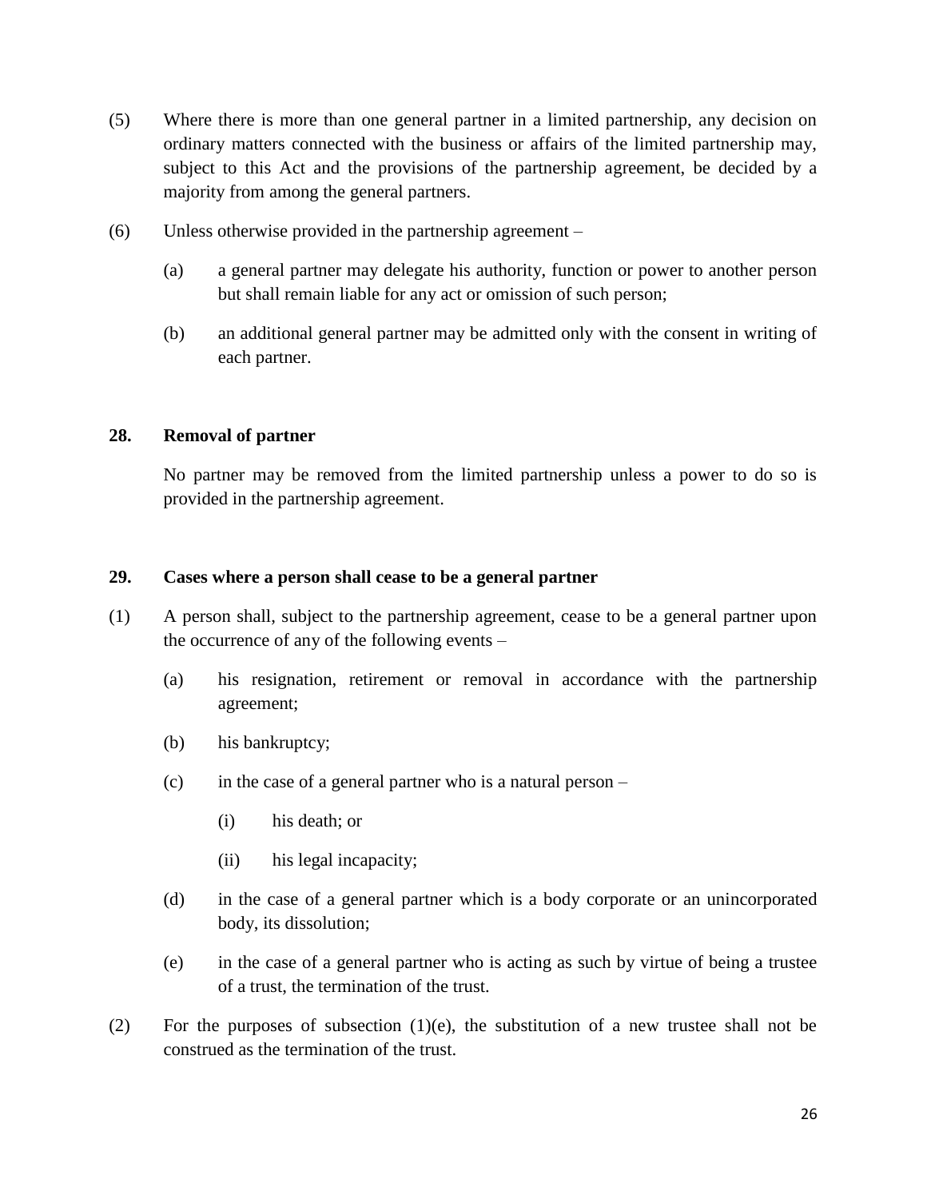(5) Where there is more than one general partner in a limited partnership, any decision on ordinary matters connected with the business or affairs of the limited partnership may, subject to this Act and the provisions of the partnership agreement, be decided by a majority from among the general partners.

(6) Unless otherwise provided in the partnership agreement –

(a) a general partner may delegate his authority, function or power to another person but shall remain liable for any act or omission of such person;

(b) an additional general partner may be admitted only with the consent in writing of each partner.

**28. Removal of partner**

No partner may be removed from the limited partnership unless a power to do so is provided in the partnership agreement.

**29. Cases where a person shall cease to be a general partner**

(1) A person shall, subject to the partnership agreement, cease to be a general partner upon the occurrence of any of the following events –

(a) his resignation, retirement or removal in accordance with the partnership agreement;

(b) his bankruptcy;

(c) in the case of a general partner who is a natural person –

(i) his death; or

(ii) his legal incapacity;

(d) in the case of a general partner which is a body corporate or an unincorporated body, its dissolution;

(e) in the case of a general partner who is acting as such by virtue of being a trustee of a trust, the termination of the trust.

(2) For the purposes of subsection (1)(e), the substitution of a new trustee shall not be construed as the termination of the trust.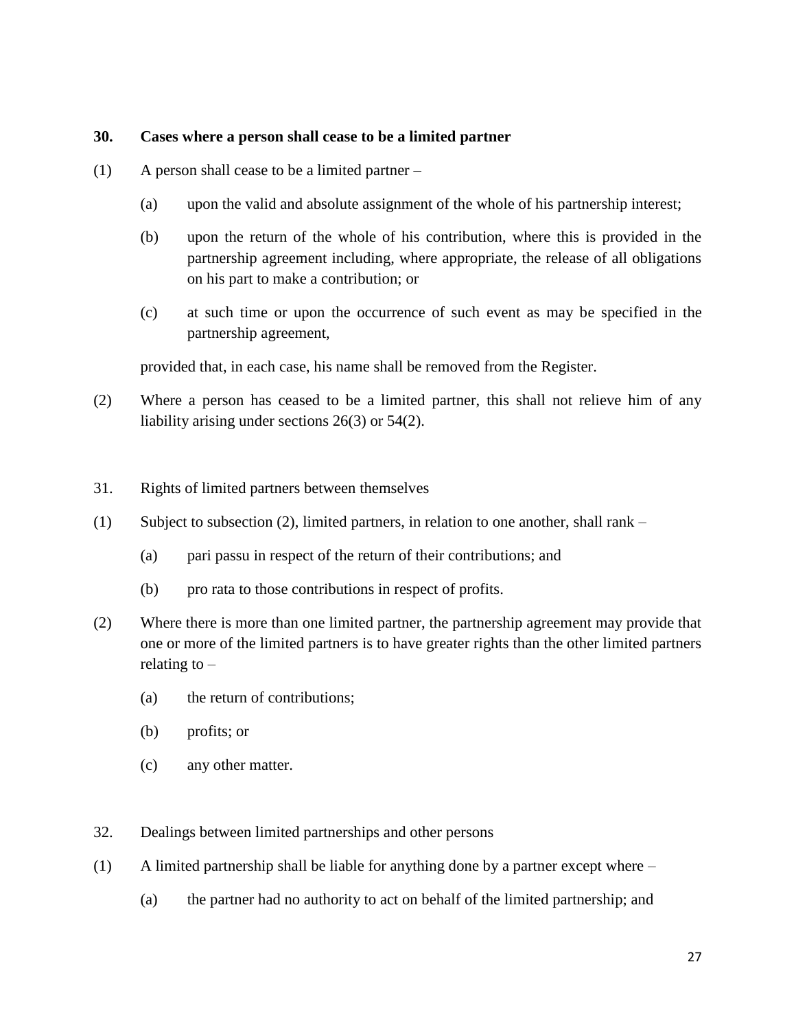**30. Cases where a person shall cease to be a limited partner**

(1) A person shall cease to be a limited partner –

(a) upon the valid and absolute assignment of the whole of his partnership interest;

(b) upon the return of the whole of his contribution, where this is provided in the partnership agreement including, where appropriate, the release of all obligations on his part to make a contribution; or

(c) at such time or upon the occurrence of such event as may be specified in the partnership agreement,

provided that, in each case, his name shall be removed from the Register.

(2) Where a person has ceased to be a limited partner, this shall not relieve him of any liability arising under sections 26(3) or 54(2).

31. Rights of limited partners between themselves

(1) Subject to subsection (2), limited partners, in relation to one another, shall rank –

(a) pari passu in respect of the return of their contributions; and

(b) pro rata to those contributions in respect of profits.

(2) Where there is more than one limited partner, the partnership agreement may provide that one or more of the limited partners is to have greater rights than the other limited partners relating to –

(a) the return of contributions;

(b) profits; or

(c) any other matter.

32. Dealings between limited partnerships and other persons

(1) A limited partnership shall be liable for anything done by a partner except where –

(a) the partner had no authority to act on behalf of the limited partnership; and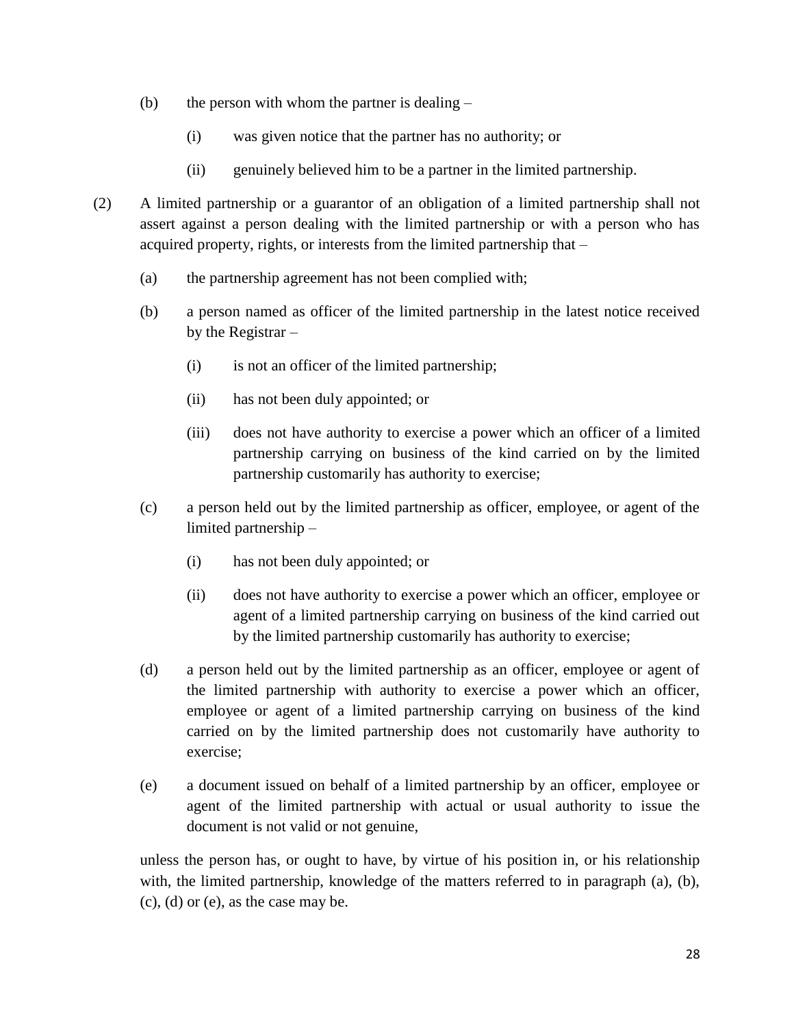(b) the person with whom the partner is dealing –

  (i) was given notice that the partner has no authority; or

  (ii) genuinely believed him to be a partner in the limited partnership.

(2) A limited partnership or a guarantor of an obligation of a limited partnership shall not assert against a person dealing with the limited partnership or with a person who has acquired property, rights, or interests from the limited partnership that –

  (a) the partnership agreement has not been complied with;

  (b) a person named as officer of the limited partnership in the latest notice received by the Registrar –

    (i) is not an officer of the limited partnership;

    (ii) has not been duly appointed; or

    (iii) does not have authority to exercise a power which an officer of a limited partnership carrying on business of the kind carried on by the limited partnership customarily has authority to exercise;

  (c) a person held out by the limited partnership as officer, employee, or agent of the limited partnership –

    (i) has not been duly appointed; or

    (ii) does not have authority to exercise a power which an officer, employee or agent of a limited partnership carrying on business of the kind carried out by the limited partnership customarily has authority to exercise;

  (d) a person held out by the limited partnership as an officer, employee or agent of the limited partnership with authority to exercise a power which an officer, employee or agent of a limited partnership carrying on business of the kind carried on by the limited partnership does not customarily have authority to exercise;

  (e) a document issued on behalf of a limited partnership by an officer, employee or agent of the limited partnership with actual or usual authority to issue the document is not valid or not genuine,

unless the person has, or ought to have, by virtue of his position in, or his relationship with, the limited partnership, knowledge of the matters referred to in paragraph (a), (b), (c), (d) or (e), as the case may be.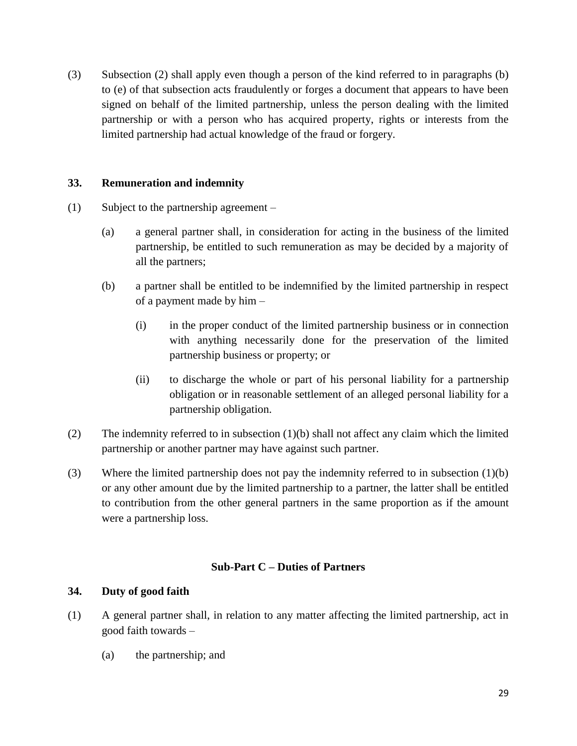(3) Subsection (2) shall apply even though a person of the kind referred to in paragraphs (b) to (e) of that subsection acts fraudulently or forges a document that appears to have been signed on behalf of the limited partnership, unless the person dealing with the limited partnership or with a person who has acquired property, rights or interests from the limited partnership had actual knowledge of the fraud or forgery.

### 33. Remuneration and indemnity

(1) Subject to the partnership agreement –

   (a) a general partner shall, in consideration for acting in the business of the limited partnership, be entitled to such remuneration as may be decided by a majority of all the partners;

   (b) a partner shall be entitled to be indemnified by the limited partnership in respect of a payment made by him –

      (i) in the proper conduct of the limited partnership business or in connection with anything necessarily done for the preservation of the limited partnership business or property; or

      (ii) to discharge the whole or part of his personal liability for a partnership obligation or in reasonable settlement of an alleged personal liability for a partnership obligation.

(2) The indemnity referred to in subsection (1)(b) shall not affect any claim which the limited partnership or another partner may have against such partner.

(3) Where the limited partnership does not pay the indemnity referred to in subsection (1)(b) or any other amount due by the limited partnership to a partner, the latter shall be entitled to contribution from the other general partners in the same proportion as if the amount were a partnership loss.

## Sub-Part C – Duties of Partners

### 34. Duty of good faith

(1) A general partner shall, in relation to any matter affecting the limited partnership, act in good faith towards –

   (a) the partnership; and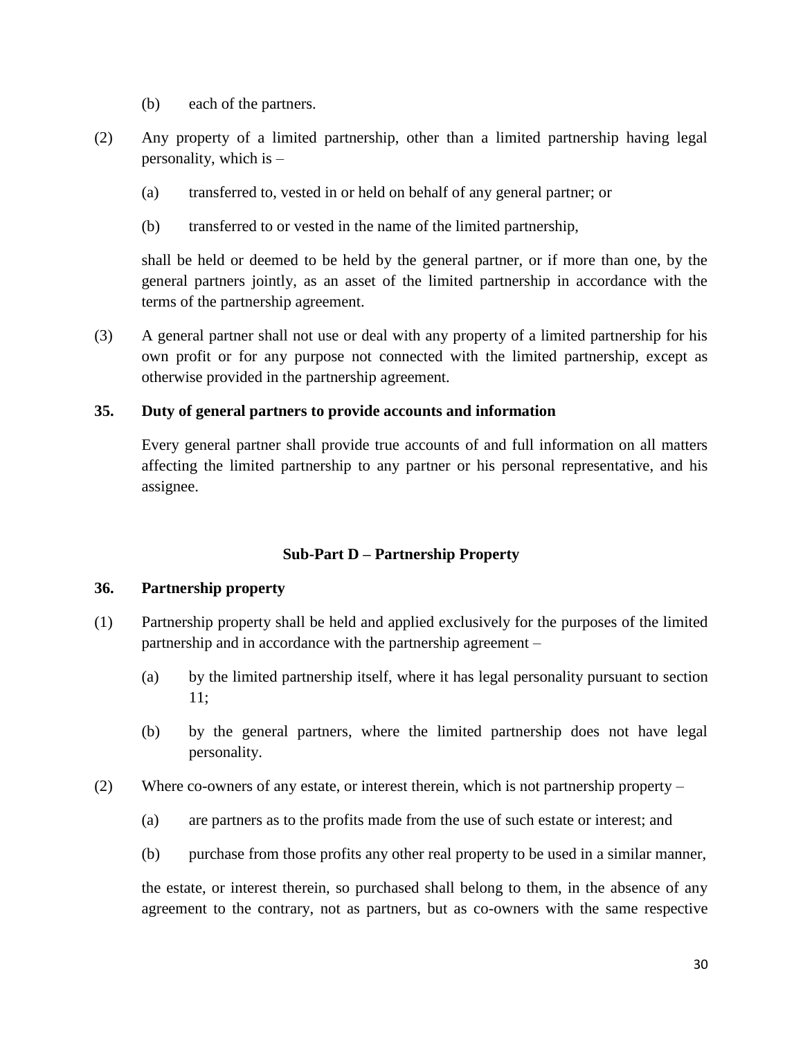(b) each of the partners.

(2) Any property of a limited partnership, other than a limited partnership having legal personality, which is –

(a) transferred to, vested in or held on behalf of any general partner; or

(b) transferred to or vested in the name of the limited partnership,

shall be held or deemed to be held by the general partner, or if more than one, by the general partners jointly, as an asset of the limited partnership in accordance with the terms of the partnership agreement.

(3) A general partner shall not use or deal with any property of a limited partnership for his own profit or for any purpose not connected with the limited partnership, except as otherwise provided in the partnership agreement.

**35. Duty of general partners to provide accounts and information**

Every general partner shall provide true accounts of and full information on all matters affecting the limited partnership to any partner or his personal representative, and his assignee.

## Sub-Part D – Partnership Property

**36. Partnership property**

(1) Partnership property shall be held and applied exclusively for the purposes of the limited partnership and in accordance with the partnership agreement –

(a) by the limited partnership itself, where it has legal personality pursuant to section 11;

(b) by the general partners, where the limited partnership does not have legal personality.

(2) Where co-owners of any estate, or interest therein, which is not partnership property –

(a) are partners as to the profits made from the use of such estate or interest; and

(b) purchase from those profits any other real property to be used in a similar manner,

the estate, or interest therein, so purchased shall belong to them, in the absence of any agreement to the contrary, not as partners, but as co-owners with the same respective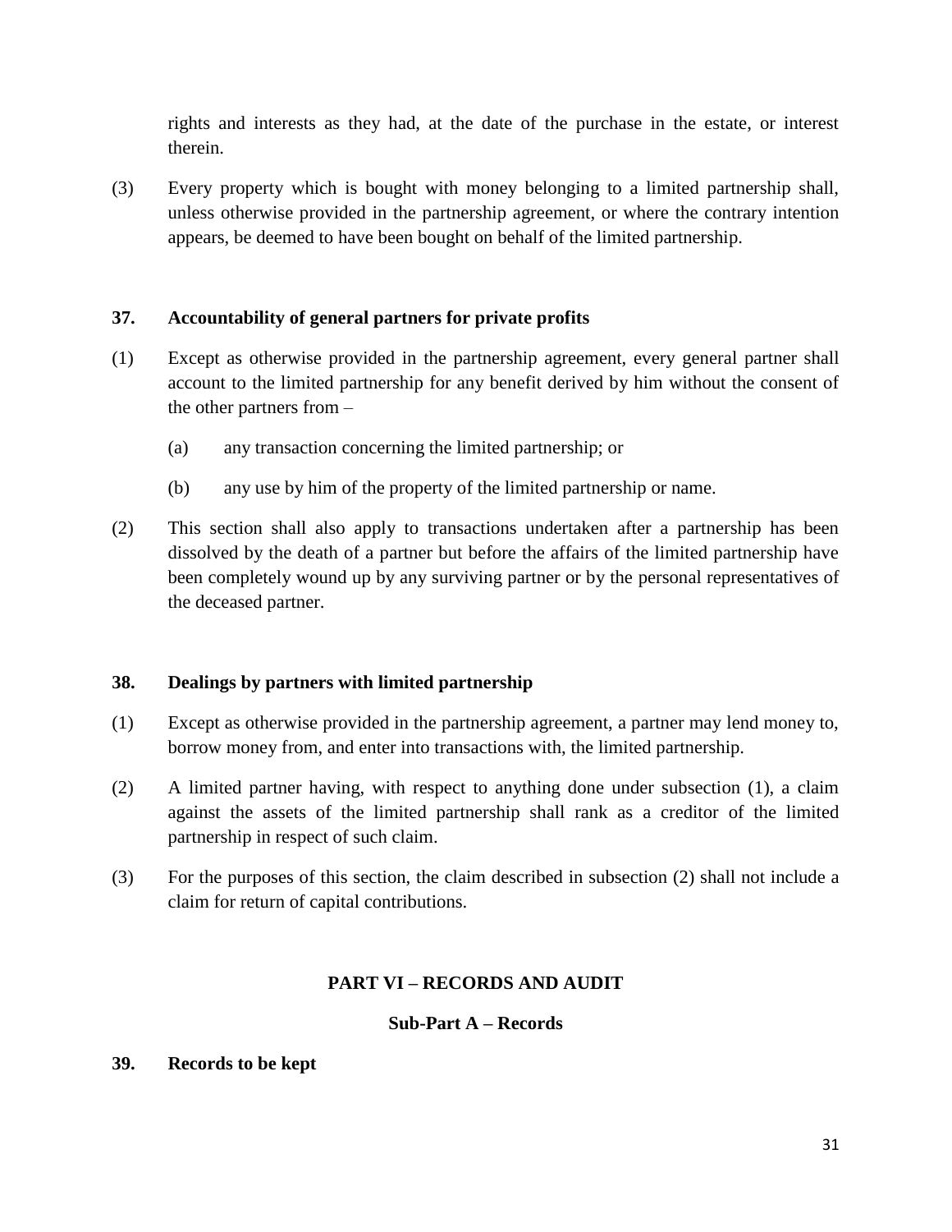rights and interests as they had, at the date of the purchase in the estate, or interest therein.

(3) Every property which is bought with money belonging to a limited partnership shall, unless otherwise provided in the partnership agreement, or where the contrary intention appears, be deemed to have been bought on behalf of the limited partnership.

### 37. Accountability of general partners for private profits

(1) Except as otherwise provided in the partnership agreement, every general partner shall account to the limited partnership for any benefit derived by him without the consent of the other partners from –

 (a) any transaction concerning the limited partnership; or

 (b) any use by him of the property of the limited partnership or name.

(2) This section shall also apply to transactions undertaken after a partnership has been dissolved by the death of a partner but before the affairs of the limited partnership have been completely wound up by any surviving partner or by the personal representatives of the deceased partner.

### 38. Dealings by partners with limited partnership

(1) Except as otherwise provided in the partnership agreement, a partner may lend money to, borrow money from, and enter into transactions with, the limited partnership.

(2) A limited partner having, with respect to anything done under subsection (1), a claim against the assets of the limited partnership shall rank as a creditor of the limited partnership in respect of such claim.

(3) For the purposes of this section, the claim described in subsection (2) shall not include a claim for return of capital contributions.

## PART VI – RECORDS AND AUDIT

## Sub-Part A – Records

### 39. Records to be kept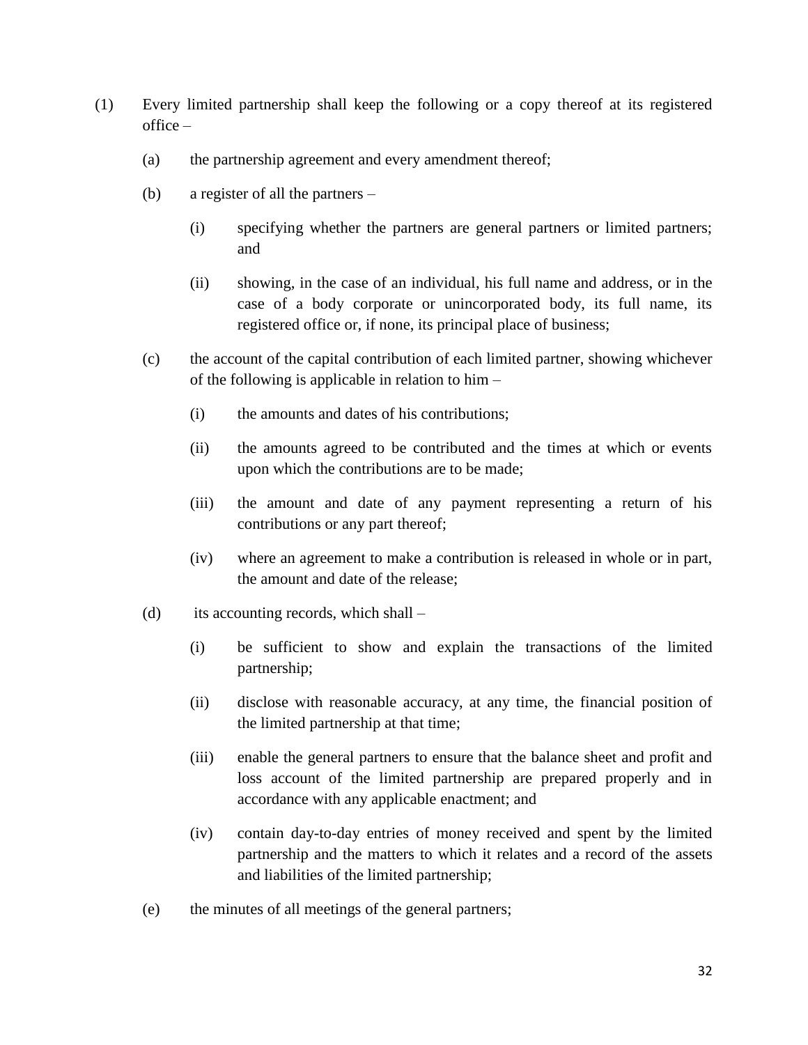(1) Every limited partnership shall keep the following or a copy thereof at its registered office –

(a) the partnership agreement and every amendment thereof;

(b) a register of all the partners –

(i) specifying whether the partners are general partners or limited partners; and

(ii) showing, in the case of an individual, his full name and address, or in the case of a body corporate or unincorporated body, its full name, its registered office or, if none, its principal place of business;

(c) the account of the capital contribution of each limited partner, showing whichever of the following is applicable in relation to him –

(i) the amounts and dates of his contributions;

(ii) the amounts agreed to be contributed and the times at which or events upon which the contributions are to be made;

(iii) the amount and date of any payment representing a return of his contributions or any part thereof;

(iv) where an agreement to make a contribution is released in whole or in part, the amount and date of the release;

(d) its accounting records, which shall –

(i) be sufficient to show and explain the transactions of the limited partnership;

(ii) disclose with reasonable accuracy, at any time, the financial position of the limited partnership at that time;

(iii) enable the general partners to ensure that the balance sheet and profit and loss account of the limited partnership are prepared properly and in accordance with any applicable enactment; and

(iv) contain day-to-day entries of money received and spent by the limited partnership and the matters to which it relates and a record of the assets and liabilities of the limited partnership;

(e) the minutes of all meetings of the general partners;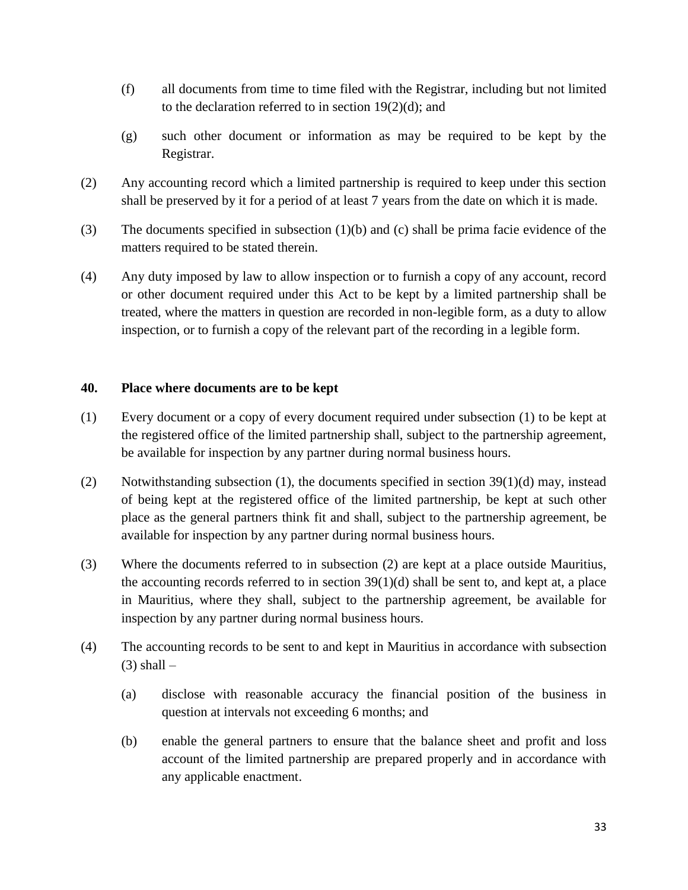(f) all documents from time to time filed with the Registrar, including but not limited to the declaration referred to in section 19(2)(d); and

(g) such other document or information as may be required to be kept by the Registrar.

(2) Any accounting record which a limited partnership is required to keep under this section shall be preserved by it for a period of at least 7 years from the date on which it is made.

(3) The documents specified in subsection (1)(b) and (c) shall be prima facie evidence of the matters required to be stated therein.

(4) Any duty imposed by law to allow inspection or to furnish a copy of any account, record or other document required under this Act to be kept by a limited partnership shall be treated, where the matters in question are recorded in non-legible form, as a duty to allow inspection, or to furnish a copy of the relevant part of the recording in a legible form.

**40. Place where documents are to be kept**

(1) Every document or a copy of every document required under subsection (1) to be kept at the registered office of the limited partnership shall, subject to the partnership agreement, be available for inspection by any partner during normal business hours.

(2) Notwithstanding subsection (1), the documents specified in section 39(1)(d) may, instead of being kept at the registered office of the limited partnership, be kept at such other place as the general partners think fit and shall, subject to the partnership agreement, be available for inspection by any partner during normal business hours.

(3) Where the documents referred to in subsection (2) are kept at a place outside Mauritius, the accounting records referred to in section 39(1)(d) shall be sent to, and kept at, a place in Mauritius, where they shall, subject to the partnership agreement, be available for inspection by any partner during normal business hours.

(4) The accounting records to be sent to and kept in Mauritius in accordance with subsection (3) shall –

(a) disclose with reasonable accuracy the financial position of the business in question at intervals not exceeding 6 months; and

(b) enable the general partners to ensure that the balance sheet and profit and loss account of the limited partnership are prepared properly and in accordance with any applicable enactment.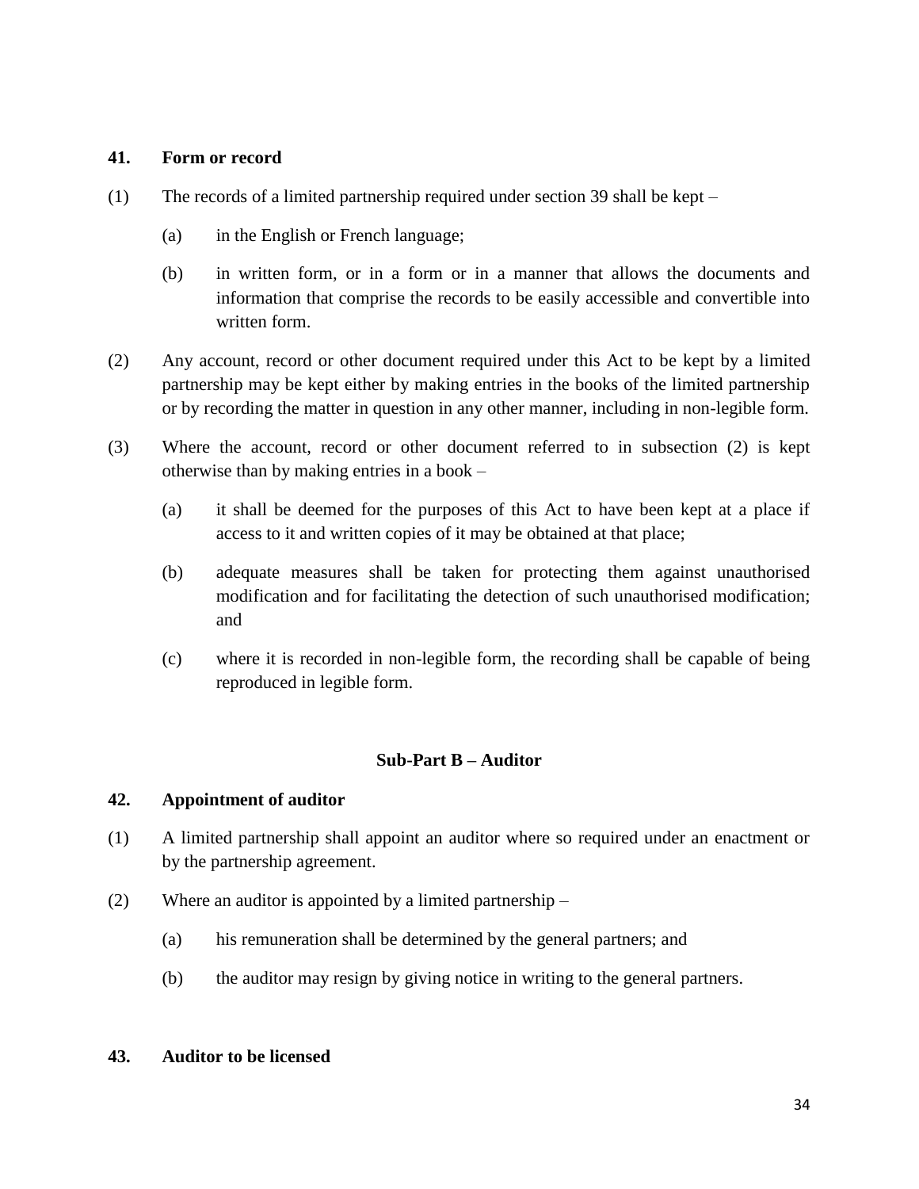**41. Form or record**

(1) The records of a limited partnership required under section 39 shall be kept –

(a) in the English or French language;

(b) in written form, or in a form or in a manner that allows the documents and information that comprise the records to be easily accessible and convertible into written form.

(2) Any account, record or other document required under this Act to be kept by a limited partnership may be kept either by making entries in the books of the limited partnership or by recording the matter in question in any other manner, including in non-legible form.

(3) Where the account, record or other document referred to in subsection (2) is kept otherwise than by making entries in a book –

(a) it shall be deemed for the purposes of this Act to have been kept at a place if access to it and written copies of it may be obtained at that place;

(b) adequate measures shall be taken for protecting them against unauthorised modification and for facilitating the detection of such unauthorised modification; and

(c) where it is recorded in non-legible form, the recording shall be capable of being reproduced in legible form.

## Sub-Part B – Auditor

**42. Appointment of auditor**

(1) A limited partnership shall appoint an auditor where so required under an enactment or by the partnership agreement.

(2) Where an auditor is appointed by a limited partnership –

(a) his remuneration shall be determined by the general partners; and

(b) the auditor may resign by giving notice in writing to the general partners.

**43. Auditor to be licensed**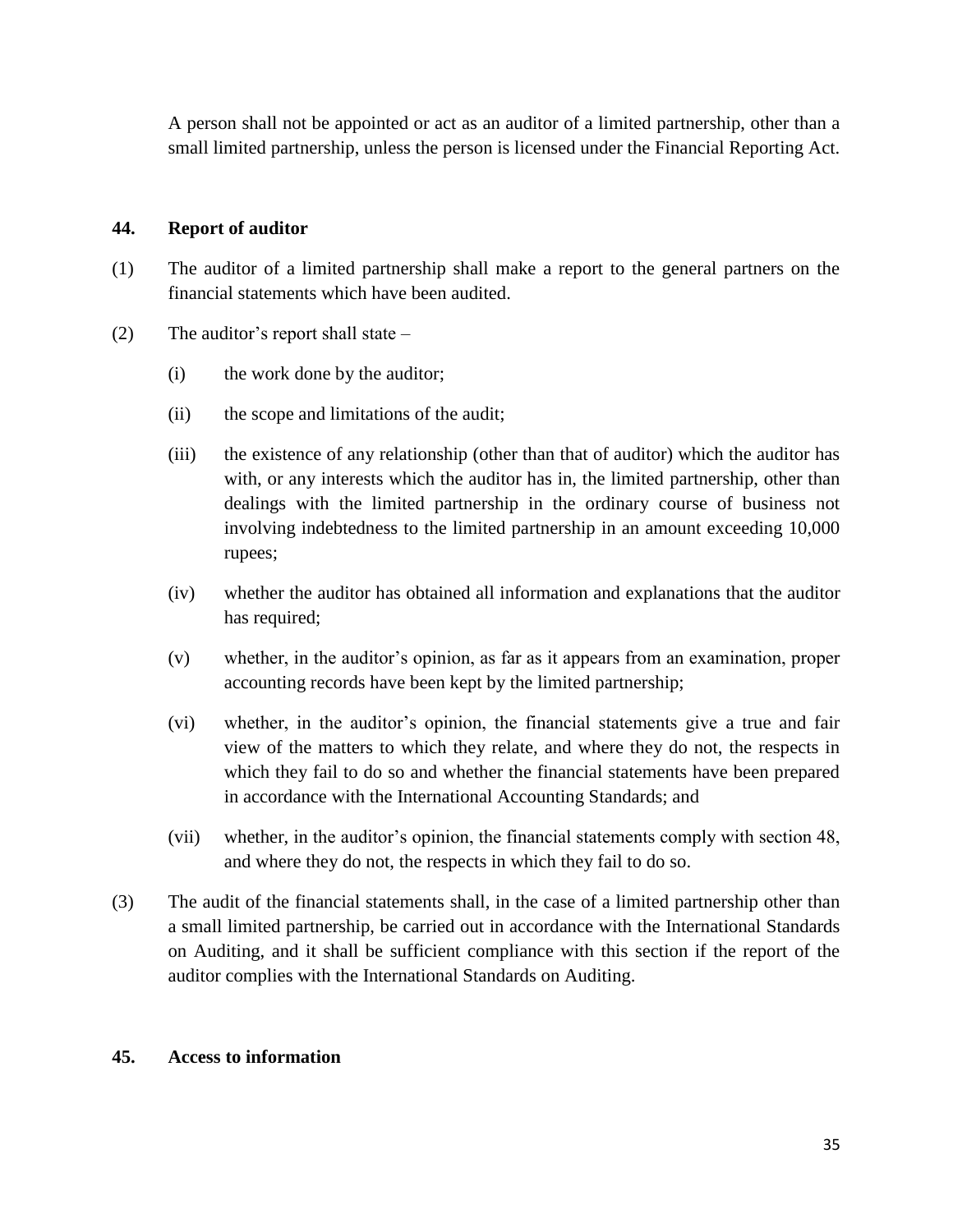A person shall not be appointed or act as an auditor of a limited partnership, other than a small limited partnership, unless the person is licensed under the Financial Reporting Act.

**44. Report of auditor**

(1) The auditor of a limited partnership shall make a report to the general partners on the financial statements which have been audited.

(2) The auditor's report shall state –

(i) the work done by the auditor;

(ii) the scope and limitations of the audit;

(iii) the existence of any relationship (other than that of auditor) which the auditor has with, or any interests which the auditor has in, the limited partnership, other than dealings with the limited partnership in the ordinary course of business not involving indebtedness to the limited partnership in an amount exceeding 10,000 rupees;

(iv) whether the auditor has obtained all information and explanations that the auditor has required;

(v) whether, in the auditor's opinion, as far as it appears from an examination, proper accounting records have been kept by the limited partnership;

(vi) whether, in the auditor's opinion, the financial statements give a true and fair view of the matters to which they relate, and where they do not, the respects in which they fail to do so and whether the financial statements have been prepared in accordance with the International Accounting Standards; and

(vii) whether, in the auditor's opinion, the financial statements comply with section 48, and where they do not, the respects in which they fail to do so.

(3) The audit of the financial statements shall, in the case of a limited partnership other than a small limited partnership, be carried out in accordance with the International Standards on Auditing, and it shall be sufficient compliance with this section if the report of the auditor complies with the International Standards on Auditing.

**45. Access to information**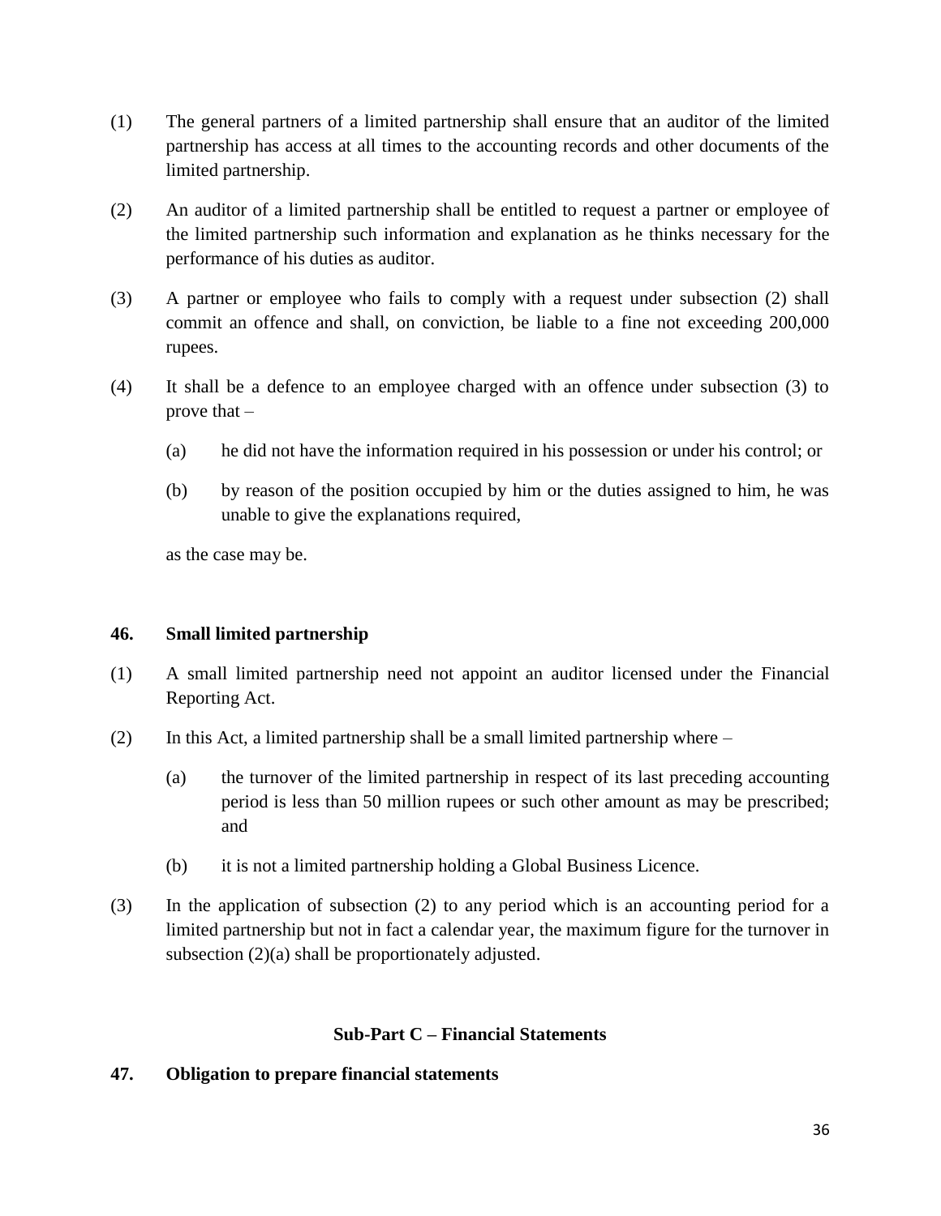(1) The general partners of a limited partnership shall ensure that an auditor of the limited partnership has access at all times to the accounting records and other documents of the limited partnership.

(2) An auditor of a limited partnership shall be entitled to request a partner or employee of the limited partnership such information and explanation as he thinks necessary for the performance of his duties as auditor.

(3) A partner or employee who fails to comply with a request under subsection (2) shall commit an offence and shall, on conviction, be liable to a fine not exceeding 200,000 rupees.

(4) It shall be a defence to an employee charged with an offence under subsection (3) to prove that –

  (a) he did not have the information required in his possession or under his control; or

  (b) by reason of the position occupied by him or the duties assigned to him, he was unable to give the explanations required,

  as the case may be.

**46. Small limited partnership**

(1) A small limited partnership need not appoint an auditor licensed under the Financial Reporting Act.

(2) In this Act, a limited partnership shall be a small limited partnership where –

  (a) the turnover of the limited partnership in respect of its last preceding accounting period is less than 50 million rupees or such other amount as may be prescribed; and

  (b) it is not a limited partnership holding a Global Business Licence.

(3) In the application of subsection (2) to any period which is an accounting period for a limited partnership but not in fact a calendar year, the maximum figure for the turnover in subsection (2)(a) shall be proportionately adjusted.

**Sub-Part C – Financial Statements**

**47. Obligation to prepare financial statements**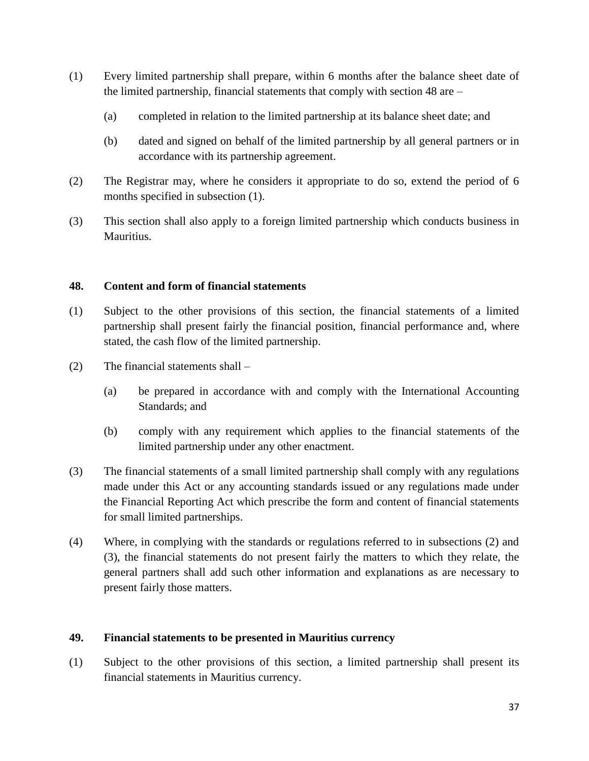(1) Every limited partnership shall prepare, within 6 months after the balance sheet date of the limited partnership, financial statements that comply with section 48 are –

(a) completed in relation to the limited partnership at its balance sheet date; and

(b) dated and signed on behalf of the limited partnership by all general partners or in accordance with its partnership agreement.

(2) The Registrar may, where he considers it appropriate to do so, extend the period of 6 months specified in subsection (1).

(3) This section shall also apply to a foreign limited partnership which conducts business in Mauritius.

**48. Content and form of financial statements**

(1) Subject to the other provisions of this section, the financial statements of a limited partnership shall present fairly the financial position, financial performance and, where stated, the cash flow of the limited partnership.

(2) The financial statements shall –

(a) be prepared in accordance with and comply with the International Accounting Standards; and

(b) comply with any requirement which applies to the financial statements of the limited partnership under any other enactment.

(3) The financial statements of a small limited partnership shall comply with any regulations made under this Act or any accounting standards issued or any regulations made under the Financial Reporting Act which prescribe the form and content of financial statements for small limited partnerships.

(4) Where, in complying with the standards or regulations referred to in subsections (2) and (3), the financial statements do not present fairly the matters to which they relate, the general partners shall add such other information and explanations as are necessary to present fairly those matters.

**49. Financial statements to be presented in Mauritius currency**

(1) Subject to the other provisions of this section, a limited partnership shall present its financial statements in Mauritius currency.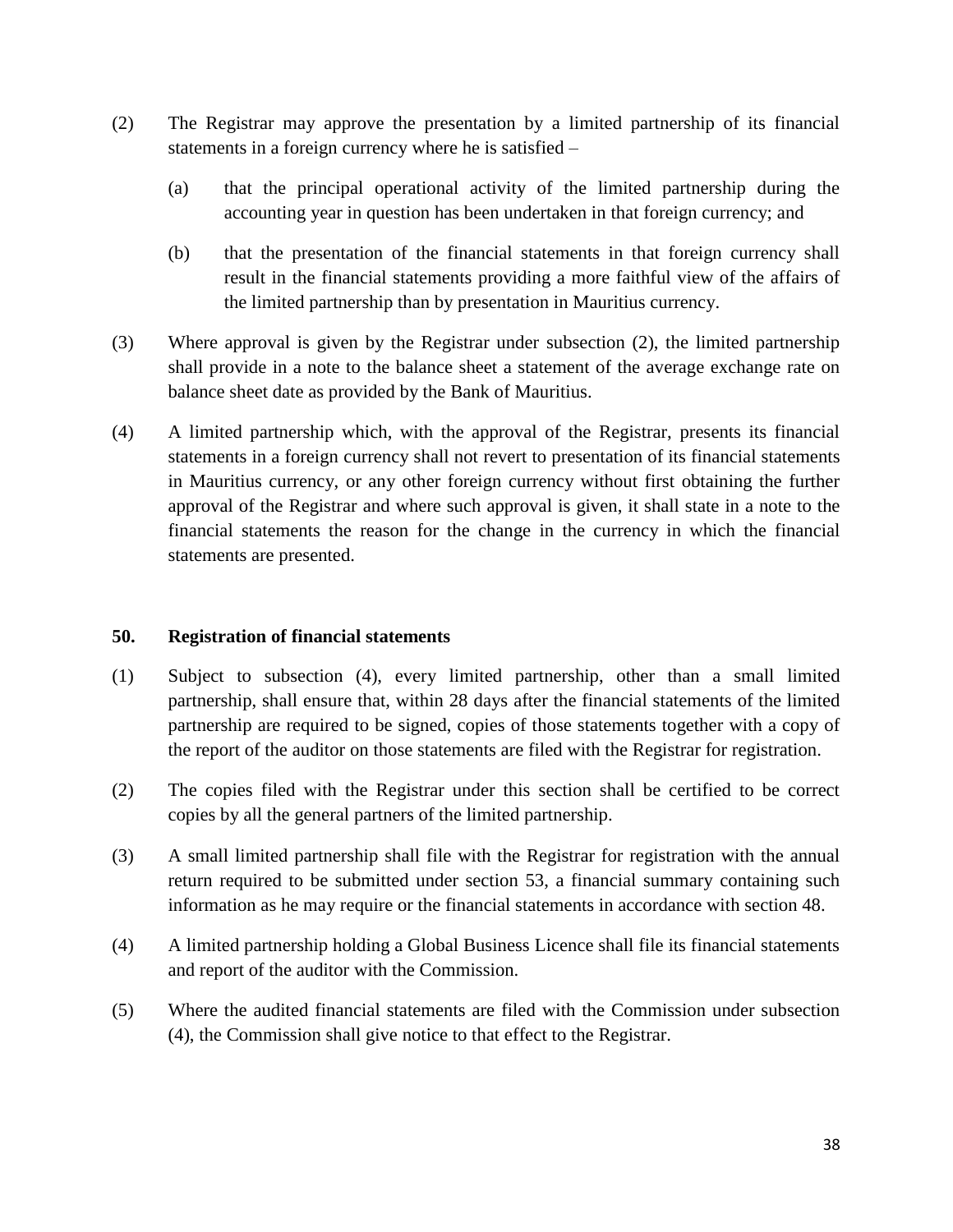(2) The Registrar may approve the presentation by a limited partnership of its financial statements in a foreign currency where he is satisfied –

(a) that the principal operational activity of the limited partnership during the accounting year in question has been undertaken in that foreign currency; and

(b) that the presentation of the financial statements in that foreign currency shall result in the financial statements providing a more faithful view of the affairs of the limited partnership than by presentation in Mauritius currency.

(3) Where approval is given by the Registrar under subsection (2), the limited partnership shall provide in a note to the balance sheet a statement of the average exchange rate on balance sheet date as provided by the Bank of Mauritius.

(4) A limited partnership which, with the approval of the Registrar, presents its financial statements in a foreign currency shall not revert to presentation of its financial statements in Mauritius currency, or any other foreign currency without first obtaining the further approval of the Registrar and where such approval is given, it shall state in a note to the financial statements the reason for the change in the currency in which the financial statements are presented.

**50. Registration of financial statements**

(1) Subject to subsection (4), every limited partnership, other than a small limited partnership, shall ensure that, within 28 days after the financial statements of the limited partnership are required to be signed, copies of those statements together with a copy of the report of the auditor on those statements are filed with the Registrar for registration.

(2) The copies filed with the Registrar under this section shall be certified to be correct copies by all the general partners of the limited partnership.

(3) A small limited partnership shall file with the Registrar for registration with the annual return required to be submitted under section 53, a financial summary containing such information as he may require or the financial statements in accordance with section 48.

(4) A limited partnership holding a Global Business Licence shall file its financial statements and report of the auditor with the Commission.

(5) Where the audited financial statements are filed with the Commission under subsection (4), the Commission shall give notice to that effect to the Registrar.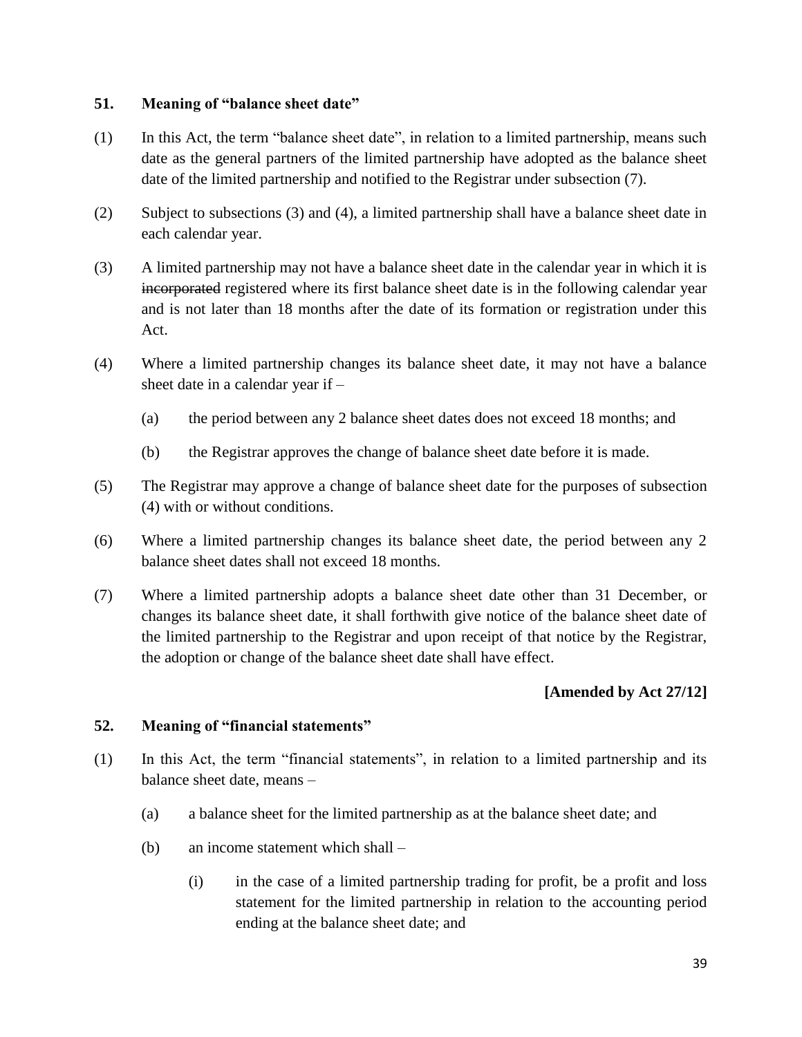### 51. Meaning of "balance sheet date"

(1) In this Act, the term "balance sheet date", in relation to a limited partnership, means such date as the general partners of the limited partnership have adopted as the balance sheet date of the limited partnership and notified to the Registrar under subsection (7).

(2) Subject to subsections (3) and (4), a limited partnership shall have a balance sheet date in each calendar year.

(3) A limited partnership may not have a balance sheet date in the calendar year in which it is ~~incorporated~~ registered where its first balance sheet date is in the following calendar year and is not later than 18 months after the date of its formation or registration under this Act.

(4) Where a limited partnership changes its balance sheet date, it may not have a balance sheet date in a calendar year if –

(a) the period between any 2 balance sheet dates does not exceed 18 months; and

(b) the Registrar approves the change of balance sheet date before it is made.

(5) The Registrar may approve a change of balance sheet date for the purposes of subsection (4) with or without conditions.

(6) Where a limited partnership changes its balance sheet date, the period between any 2 balance sheet dates shall not exceed 18 months.

(7) Where a limited partnership adopts a balance sheet date other than 31 December, or changes its balance sheet date, it shall forthwith give notice of the balance sheet date of the limited partnership to the Registrar and upon receipt of that notice by the Registrar, the adoption or change of the balance sheet date shall have effect.

**[Amended by Act 27/12]**

### 52. Meaning of "financial statements"

(1) In this Act, the term "financial statements", in relation to a limited partnership and its balance sheet date, means –

(a) a balance sheet for the limited partnership as at the balance sheet date; and

(b) an income statement which shall –

(i) in the case of a limited partnership trading for profit, be a profit and loss statement for the limited partnership in relation to the accounting period ending at the balance sheet date; and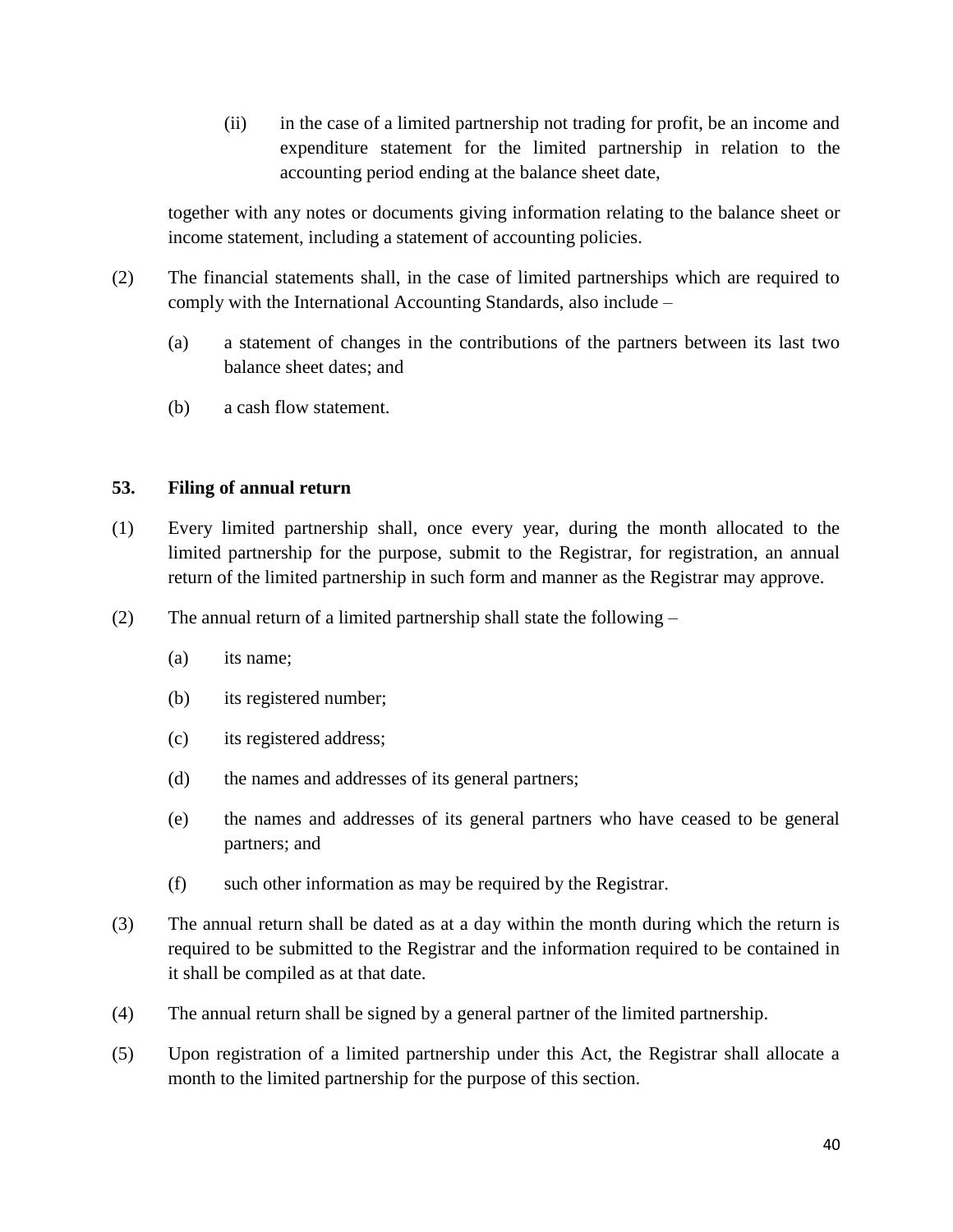(ii) in the case of a limited partnership not trading for profit, be an income and expenditure statement for the limited partnership in relation to the accounting period ending at the balance sheet date,

together with any notes or documents giving information relating to the balance sheet or income statement, including a statement of accounting policies.

(2) The financial statements shall, in the case of limited partnerships which are required to comply with the International Accounting Standards, also include –

(a) a statement of changes in the contributions of the partners between its last two balance sheet dates; and

(b) a cash flow statement.

**53. Filing of annual return**

(1) Every limited partnership shall, once every year, during the month allocated to the limited partnership for the purpose, submit to the Registrar, for registration, an annual return of the limited partnership in such form and manner as the Registrar may approve.

(2) The annual return of a limited partnership shall state the following –

(a) its name;

(b) its registered number;

(c) its registered address;

(d) the names and addresses of its general partners;

(e) the names and addresses of its general partners who have ceased to be general partners; and

(f) such other information as may be required by the Registrar.

(3) The annual return shall be dated as at a day within the month during which the return is required to be submitted to the Registrar and the information required to be contained in it shall be compiled as at that date.

(4) The annual return shall be signed by a general partner of the limited partnership.

(5) Upon registration of a limited partnership under this Act, the Registrar shall allocate a month to the limited partnership for the purpose of this section.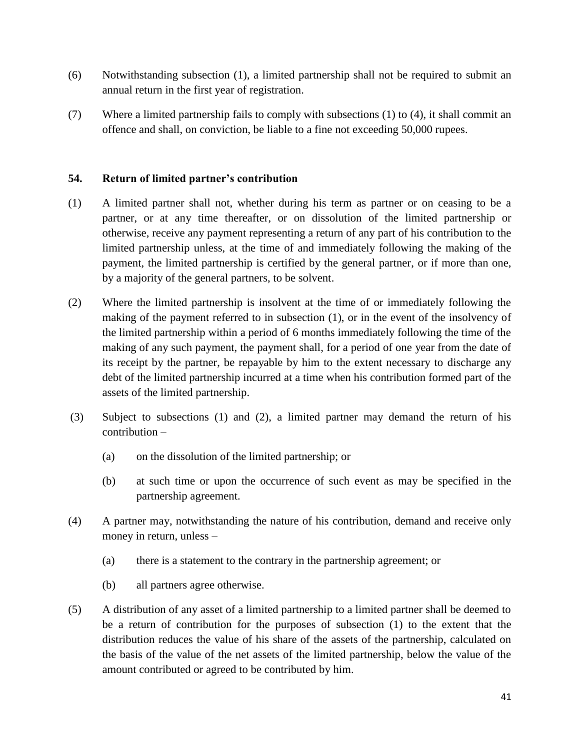(6) Notwithstanding subsection (1), a limited partnership shall not be required to submit an annual return in the first year of registration.

(7) Where a limited partnership fails to comply with subsections (1) to (4), it shall commit an offence and shall, on conviction, be liable to a fine not exceeding 50,000 rupees.

**54. Return of limited partner's contribution**

(1) A limited partner shall not, whether during his term as partner or on ceasing to be a partner, or at any time thereafter, or on dissolution of the limited partnership or otherwise, receive any payment representing a return of any part of his contribution to the limited partnership unless, at the time of and immediately following the making of the payment, the limited partnership is certified by the general partner, or if more than one, by a majority of the general partners, to be solvent.

(2) Where the limited partnership is insolvent at the time of or immediately following the making of the payment referred to in subsection (1), or in the event of the insolvency of the limited partnership within a period of 6 months immediately following the time of the making of any such payment, the payment shall, for a period of one year from the date of its receipt by the partner, be repayable by him to the extent necessary to discharge any debt of the limited partnership incurred at a time when his contribution formed part of the assets of the limited partnership.

(3) Subject to subsections (1) and (2), a limited partner may demand the return of his contribution –

(a) on the dissolution of the limited partnership; or

(b) at such time or upon the occurrence of such event as may be specified in the partnership agreement.

(4) A partner may, notwithstanding the nature of his contribution, demand and receive only money in return, unless –

(a) there is a statement to the contrary in the partnership agreement; or

(b) all partners agree otherwise.

(5) A distribution of any asset of a limited partnership to a limited partner shall be deemed to be a return of contribution for the purposes of subsection (1) to the extent that the distribution reduces the value of his share of the assets of the partnership, calculated on the basis of the value of the net assets of the limited partnership, below the value of the amount contributed or agreed to be contributed by him.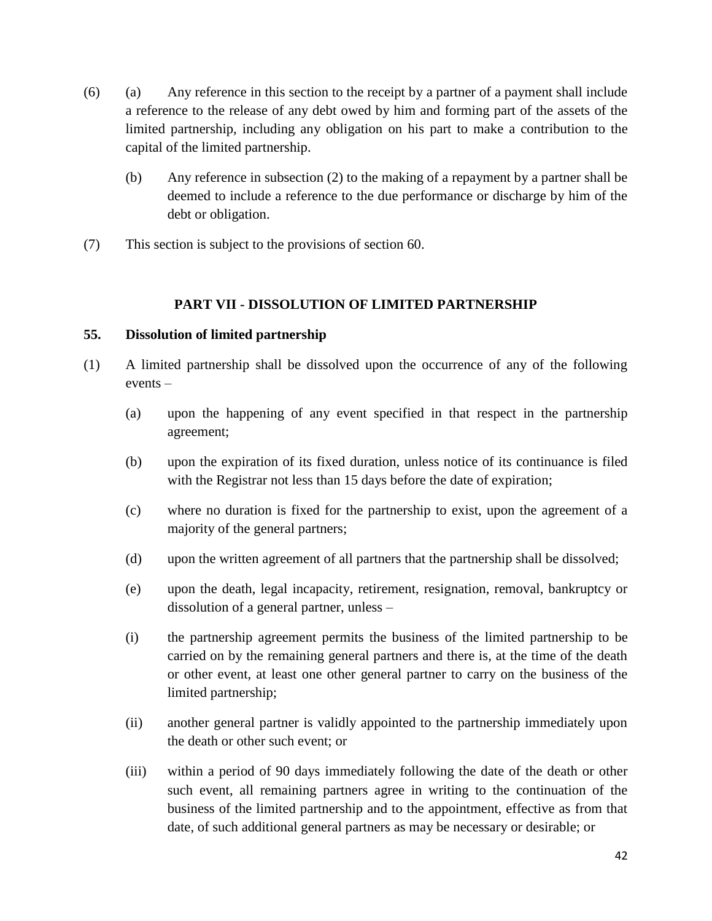(6) (a) Any reference in this section to the receipt by a partner of a payment shall include a reference to the release of any debt owed by him and forming part of the assets of the limited partnership, including any obligation on his part to make a contribution to the capital of the limited partnership.

(b) Any reference in subsection (2) to the making of a repayment by a partner shall be deemed to include a reference to the due performance or discharge by him of the debt or obligation.

(7) This section is subject to the provisions of section 60.

## PART VII - DISSOLUTION OF LIMITED PARTNERSHIP

### 55. Dissolution of limited partnership

(1) A limited partnership shall be dissolved upon the occurrence of any of the following events –

(a) upon the happening of any event specified in that respect in the partnership agreement;

(b) upon the expiration of its fixed duration, unless notice of its continuance is filed with the Registrar not less than 15 days before the date of expiration;

(c) where no duration is fixed for the partnership to exist, upon the agreement of a majority of the general partners;

(d) upon the written agreement of all partners that the partnership shall be dissolved;

(e) upon the death, legal incapacity, retirement, resignation, removal, bankruptcy or dissolution of a general partner, unless –

(i) the partnership agreement permits the business of the limited partnership to be carried on by the remaining general partners and there is, at the time of the death or other event, at least one other general partner to carry on the business of the limited partnership;

(ii) another general partner is validly appointed to the partnership immediately upon the death or other such event; or

(iii) within a period of 90 days immediately following the date of the death or other such event, all remaining partners agree in writing to the continuation of the business of the limited partnership and to the appointment, effective as from that date, of such additional general partners as may be necessary or desirable; or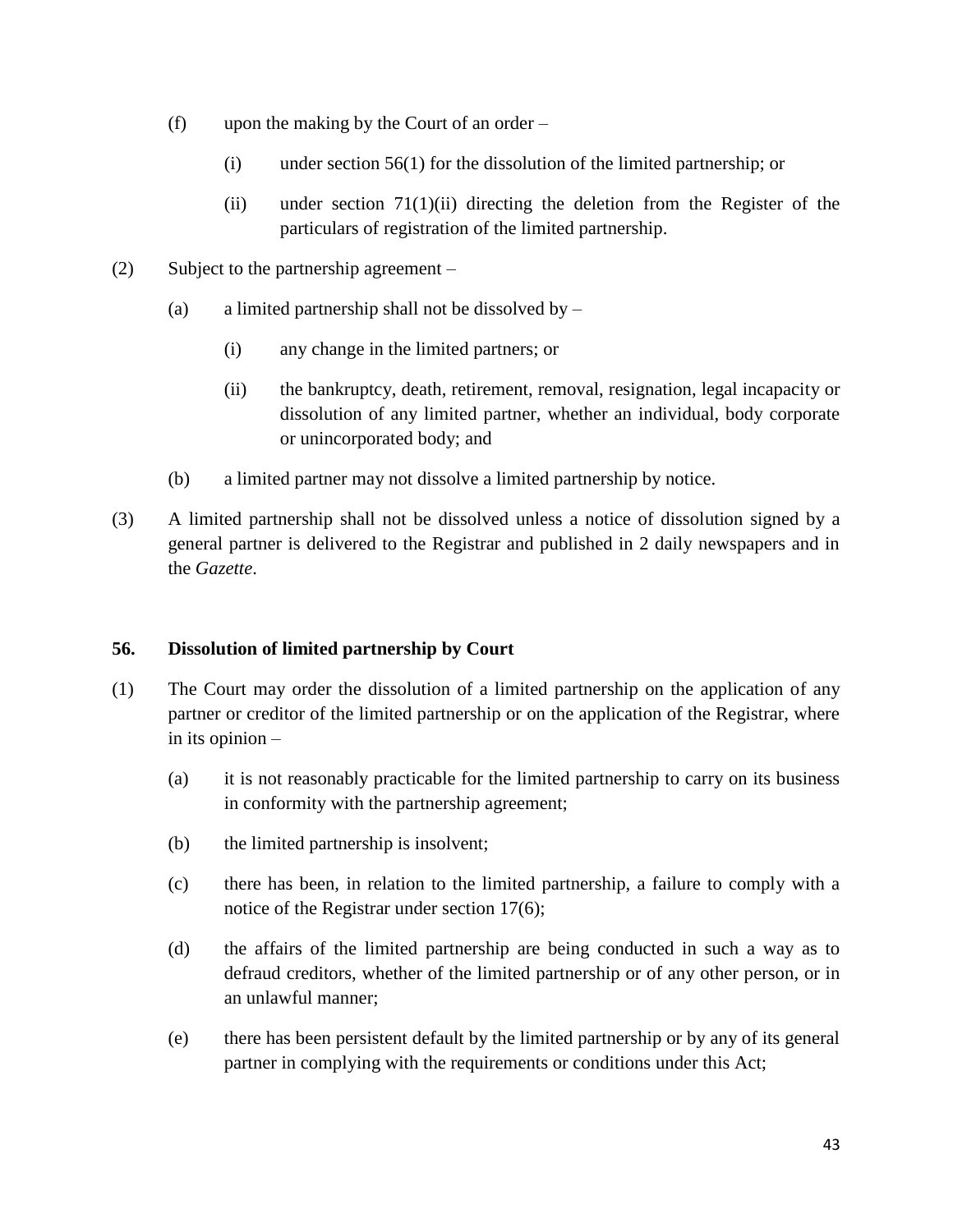(f) upon the making by the Court of an order –

(i) under section 56(1) for the dissolution of the limited partnership; or

(ii) under section 71(1)(ii) directing the deletion from the Register of the particulars of registration of the limited partnership.

(2) Subject to the partnership agreement –

(a) a limited partnership shall not be dissolved by –

(i) any change in the limited partners; or

(ii) the bankruptcy, death, retirement, removal, resignation, legal incapacity or dissolution of any limited partner, whether an individual, body corporate or unincorporated body; and

(b) a limited partner may not dissolve a limited partnership by notice.

(3) A limited partnership shall not be dissolved unless a notice of dissolution signed by a general partner is delivered to the Registrar and published in 2 daily newspapers and in the *Gazette*.

**56. Dissolution of limited partnership by Court**

(1) The Court may order the dissolution of a limited partnership on the application of any partner or creditor of the limited partnership or on the application of the Registrar, where in its opinion –

(a) it is not reasonably practicable for the limited partnership to carry on its business in conformity with the partnership agreement;

(b) the limited partnership is insolvent;

(c) there has been, in relation to the limited partnership, a failure to comply with a notice of the Registrar under section 17(6);

(d) the affairs of the limited partnership are being conducted in such a way as to defraud creditors, whether of the limited partnership or of any other person, or in an unlawful manner;

(e) there has been persistent default by the limited partnership or by any of its general partner in complying with the requirements or conditions under this Act;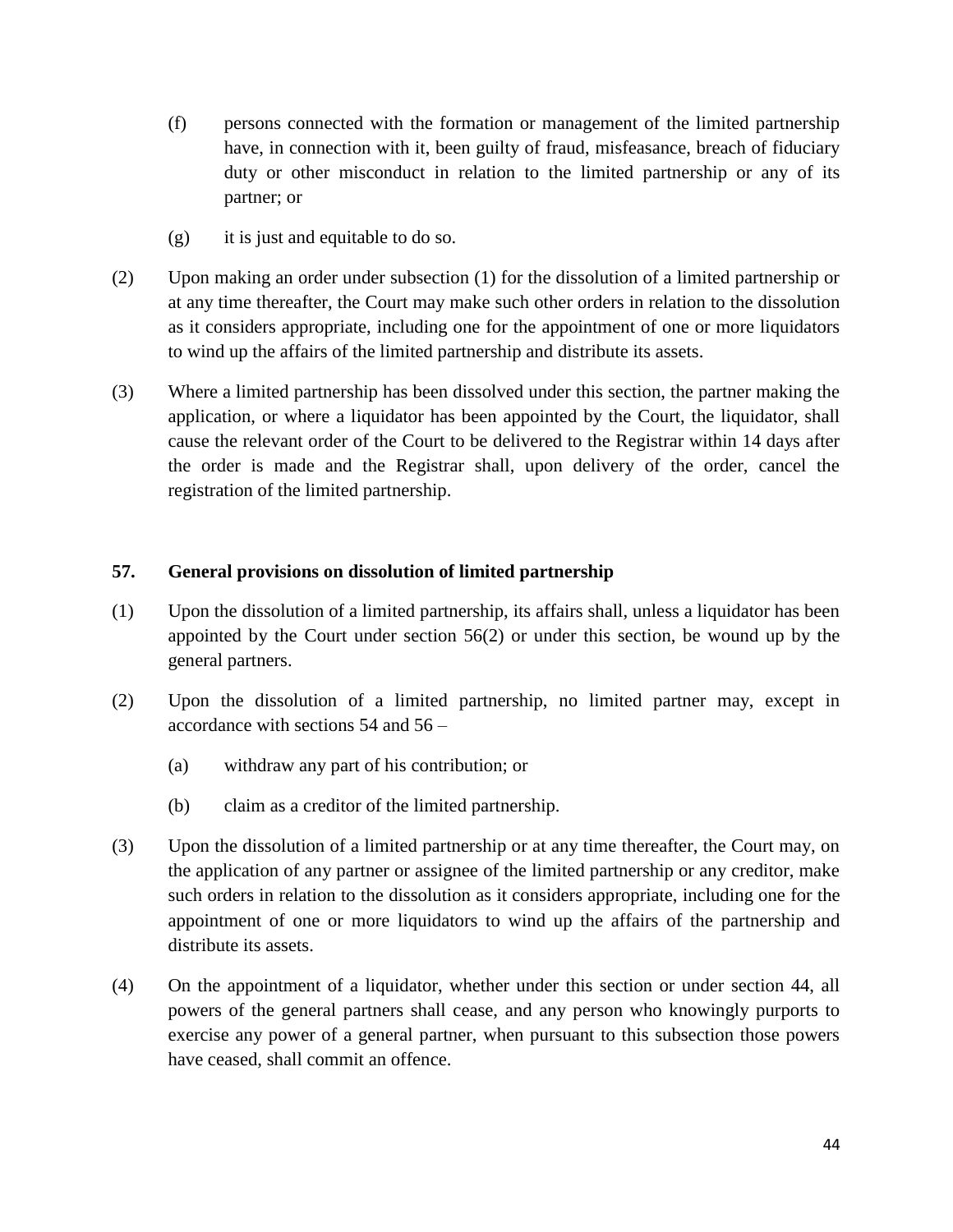(f) persons connected with the formation or management of the limited partnership have, in connection with it, been guilty of fraud, misfeasance, breach of fiduciary duty or other misconduct in relation to the limited partnership or any of its partner; or

(g) it is just and equitable to do so.

(2) Upon making an order under subsection (1) for the dissolution of a limited partnership or at any time thereafter, the Court may make such other orders in relation to the dissolution as it considers appropriate, including one for the appointment of one or more liquidators to wind up the affairs of the limited partnership and distribute its assets.

(3) Where a limited partnership has been dissolved under this section, the partner making the application, or where a liquidator has been appointed by the Court, the liquidator, shall cause the relevant order of the Court to be delivered to the Registrar within 14 days after the order is made and the Registrar shall, upon delivery of the order, cancel the registration of the limited partnership.

**57. General provisions on dissolution of limited partnership**

(1) Upon the dissolution of a limited partnership, its affairs shall, unless a liquidator has been appointed by the Court under section 56(2) or under this section, be wound up by the general partners.

(2) Upon the dissolution of a limited partnership, no limited partner may, except in accordance with sections 54 and 56 –

(a) withdraw any part of his contribution; or

(b) claim as a creditor of the limited partnership.

(3) Upon the dissolution of a limited partnership or at any time thereafter, the Court may, on the application of any partner or assignee of the limited partnership or any creditor, make such orders in relation to the dissolution as it considers appropriate, including one for the appointment of one or more liquidators to wind up the affairs of the partnership and distribute its assets.

(4) On the appointment of a liquidator, whether under this section or under section 44, all powers of the general partners shall cease, and any person who knowingly purports to exercise any power of a general partner, when pursuant to this subsection those powers have ceased, shall commit an offence.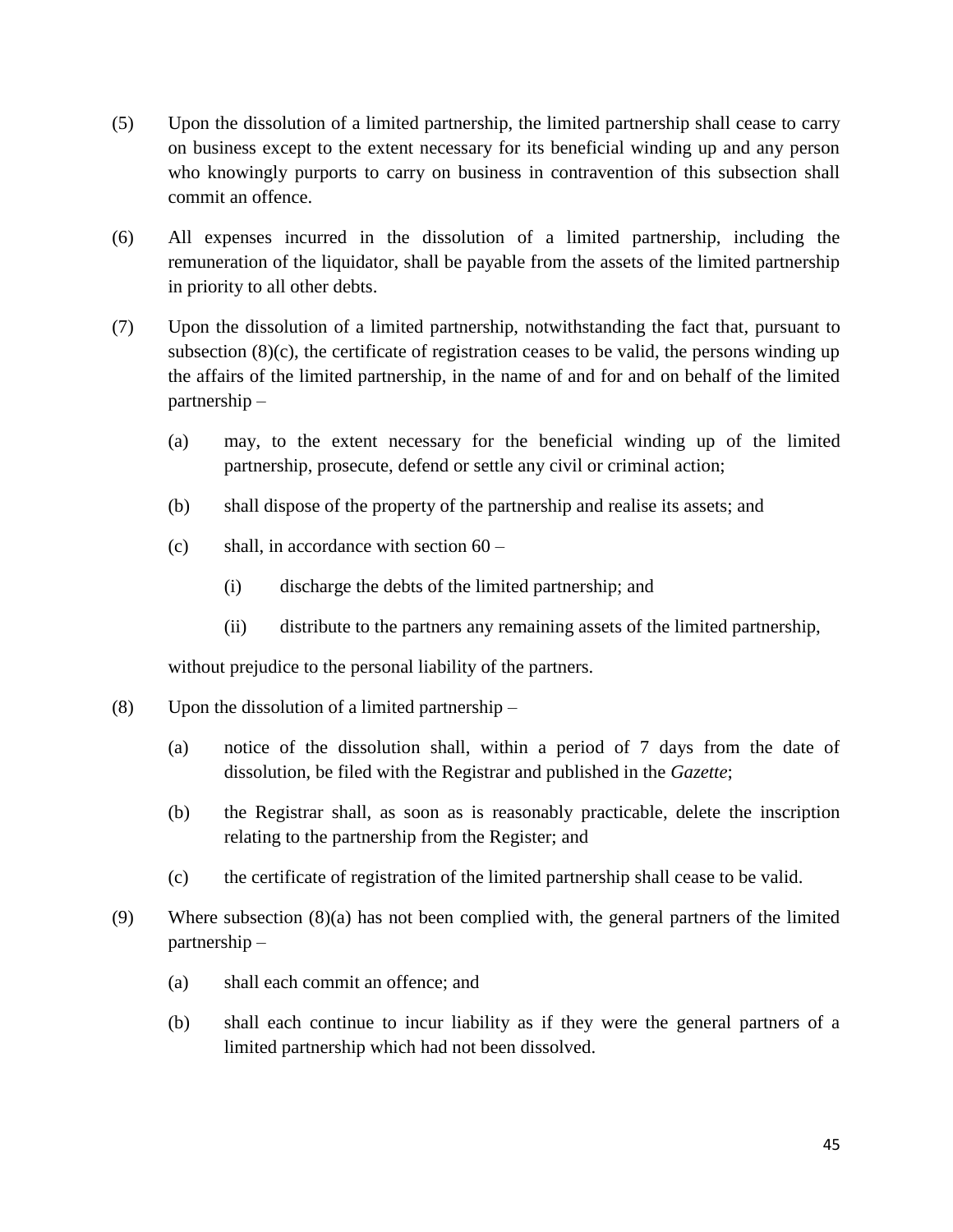(5) Upon the dissolution of a limited partnership, the limited partnership shall cease to carry on business except to the extent necessary for its beneficial winding up and any person who knowingly purports to carry on business in contravention of this subsection shall commit an offence.

(6) All expenses incurred in the dissolution of a limited partnership, including the remuneration of the liquidator, shall be payable from the assets of the limited partnership in priority to all other debts.

(7) Upon the dissolution of a limited partnership, notwithstanding the fact that, pursuant to subsection (8)(c), the certificate of registration ceases to be valid, the persons winding up the affairs of the limited partnership, in the name of and for and on behalf of the limited partnership –

  (a) may, to the extent necessary for the beneficial winding up of the limited partnership, prosecute, defend or settle any civil or criminal action;

  (b) shall dispose of the property of the partnership and realise its assets; and

  (c) shall, in accordance with section 60 –

    (i) discharge the debts of the limited partnership; and

    (ii) distribute to the partners any remaining assets of the limited partnership,

  without prejudice to the personal liability of the partners.

(8) Upon the dissolution of a limited partnership –

  (a) notice of the dissolution shall, within a period of 7 days from the date of dissolution, be filed with the Registrar and published in the *Gazette*;

  (b) the Registrar shall, as soon as is reasonably practicable, delete the inscription relating to the partnership from the Register; and

  (c) the certificate of registration of the limited partnership shall cease to be valid.

(9) Where subsection (8)(a) has not been complied with, the general partners of the limited partnership –

  (a) shall each commit an offence; and

  (b) shall each continue to incur liability as if they were the general partners of a limited partnership which had not been dissolved.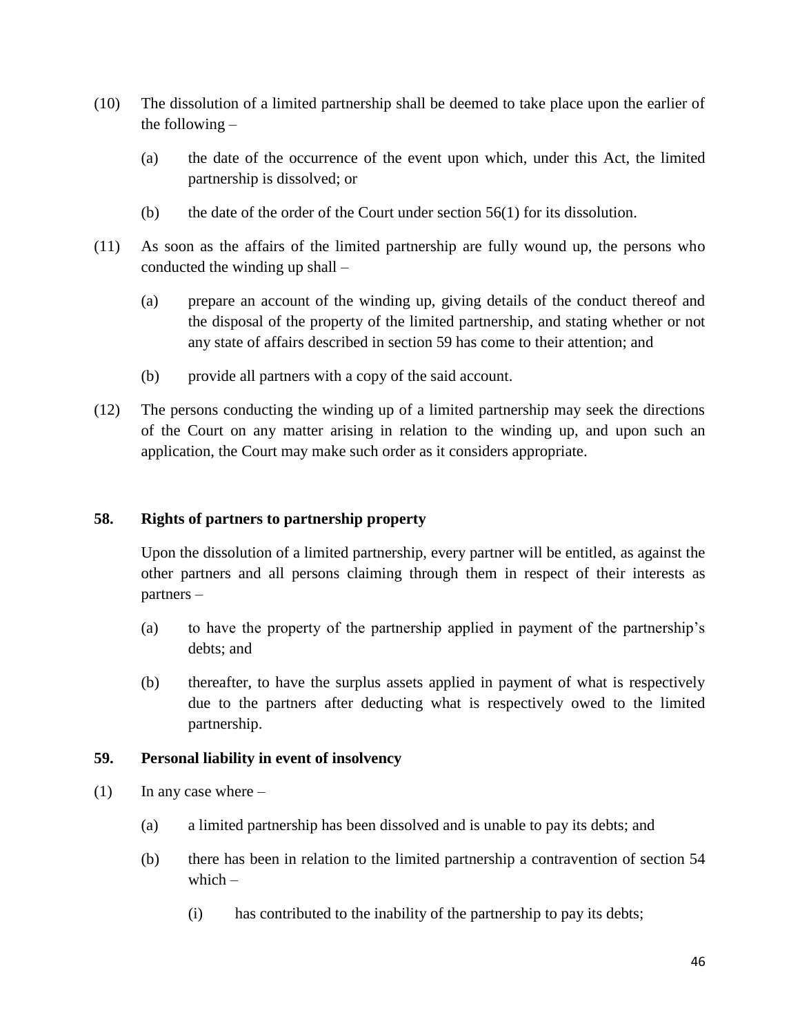(10) The dissolution of a limited partnership shall be deemed to take place upon the earlier of the following –

   (a) the date of the occurrence of the event upon which, under this Act, the limited partnership is dissolved; or

   (b) the date of the order of the Court under section 56(1) for its dissolution.

(11) As soon as the affairs of the limited partnership are fully wound up, the persons who conducted the winding up shall –

   (a) prepare an account of the winding up, giving details of the conduct thereof and the disposal of the property of the limited partnership, and stating whether or not any state of affairs described in section 59 has come to their attention; and

   (b) provide all partners with a copy of the said account.

(12) The persons conducting the winding up of a limited partnership may seek the directions of the Court on any matter arising in relation to the winding up, and upon such an application, the Court may make such order as it considers appropriate.

### 58. Rights of partners to partnership property

Upon the dissolution of a limited partnership, every partner will be entitled, as against the other partners and all persons claiming through them in respect of their interests as partners –

   (a) to have the property of the partnership applied in payment of the partnership's debts; and

   (b) thereafter, to have the surplus assets applied in payment of what is respectively due to the partners after deducting what is respectively owed to the limited partnership.

### 59. Personal liability in event of insolvency

(1) In any case where –

   (a) a limited partnership has been dissolved and is unable to pay its debts; and

   (b) there has been in relation to the limited partnership a contravention of section 54 which –

      (i) has contributed to the inability of the partnership to pay its debts;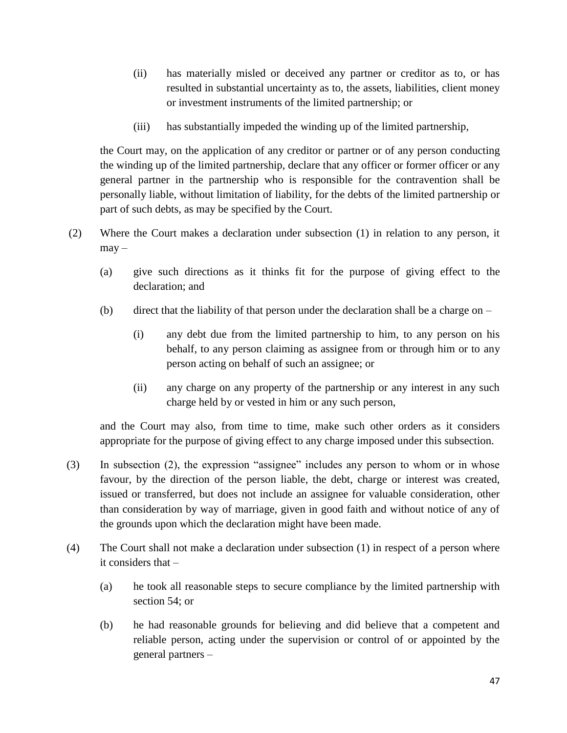(ii) has materially misled or deceived any partner or creditor as to, or has resulted in substantial uncertainty as to, the assets, liabilities, client money or investment instruments of the limited partnership; or

(iii) has substantially impeded the winding up of the limited partnership,

the Court may, on the application of any creditor or partner or of any person conducting the winding up of the limited partnership, declare that any officer or former officer or any general partner in the partnership who is responsible for the contravention shall be personally liable, without limitation of liability, for the debts of the limited partnership or part of such debts, as may be specified by the Court.

(2) Where the Court makes a declaration under subsection (1) in relation to any person, it may –

(a) give such directions as it thinks fit for the purpose of giving effect to the declaration; and

(b) direct that the liability of that person under the declaration shall be a charge on –

(i) any debt due from the limited partnership to him, to any person on his behalf, to any person claiming as assignee from or through him or to any person acting on behalf of such an assignee; or

(ii) any charge on any property of the partnership or any interest in any such charge held by or vested in him or any such person,

and the Court may also, from time to time, make such other orders as it considers appropriate for the purpose of giving effect to any charge imposed under this subsection.

(3) In subsection (2), the expression "assignee" includes any person to whom or in whose favour, by the direction of the person liable, the debt, charge or interest was created, issued or transferred, but does not include an assignee for valuable consideration, other than consideration by way of marriage, given in good faith and without notice of any of the grounds upon which the declaration might have been made.

(4) The Court shall not make a declaration under subsection (1) in respect of a person where it considers that –

(a) he took all reasonable steps to secure compliance by the limited partnership with section 54; or

(b) he had reasonable grounds for believing and did believe that a competent and reliable person, acting under the supervision or control of or appointed by the general partners –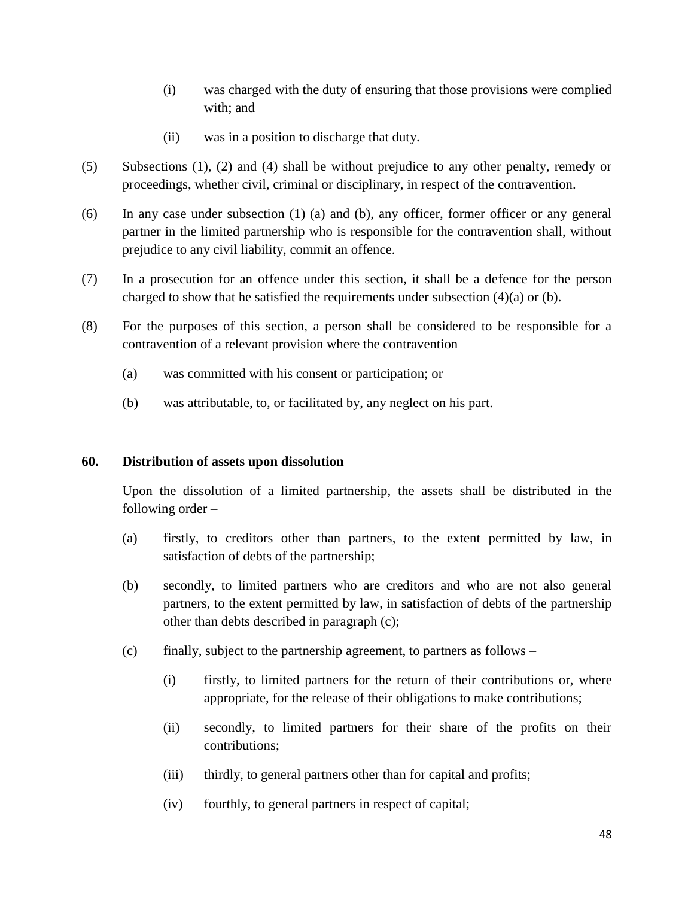(i) was charged with the duty of ensuring that those provisions were complied with; and

(ii) was in a position to discharge that duty.

(5) Subsections (1), (2) and (4) shall be without prejudice to any other penalty, remedy or proceedings, whether civil, criminal or disciplinary, in respect of the contravention.

(6) In any case under subsection (1) (a) and (b), any officer, former officer or any general partner in the limited partnership who is responsible for the contravention shall, without prejudice to any civil liability, commit an offence.

(7) In a prosecution for an offence under this section, it shall be a defence for the person charged to show that he satisfied the requirements under subsection (4)(a) or (b).

(8) For the purposes of this section, a person shall be considered to be responsible for a contravention of a relevant provision where the contravention –

(a) was committed with his consent or participation; or

(b) was attributable, to, or facilitated by, any neglect on his part.

**60. Distribution of assets upon dissolution**

Upon the dissolution of a limited partnership, the assets shall be distributed in the following order –

(a) firstly, to creditors other than partners, to the extent permitted by law, in satisfaction of debts of the partnership;

(b) secondly, to limited partners who are creditors and who are not also general partners, to the extent permitted by law, in satisfaction of debts of the partnership other than debts described in paragraph (c);

(c) finally, subject to the partnership agreement, to partners as follows –

(i) firstly, to limited partners for the return of their contributions or, where appropriate, for the release of their obligations to make contributions;

(ii) secondly, to limited partners for their share of the profits on their contributions;

(iii) thirdly, to general partners other than for capital and profits;

(iv) fourthly, to general partners in respect of capital;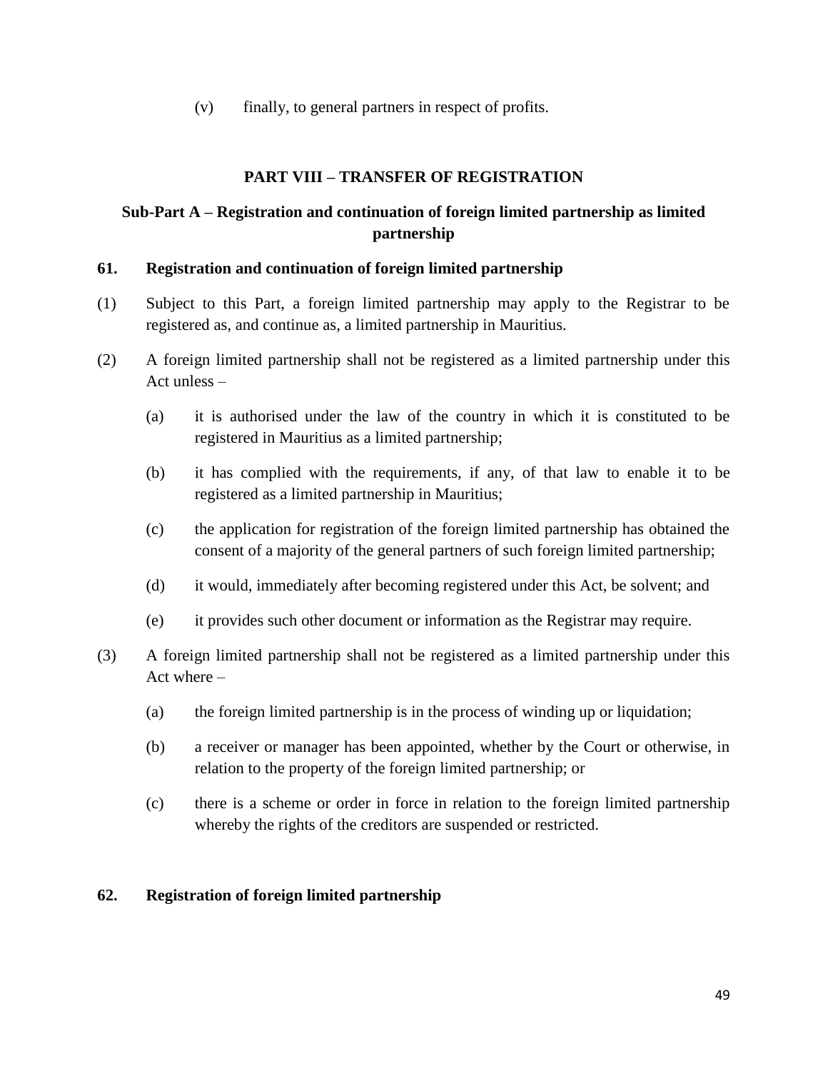(v) finally, to general partners in respect of profits.

## PART VIII – TRANSFER OF REGISTRATION

### Sub-Part A – Registration and continuation of foreign limited partnership as limited partnership

**61. Registration and continuation of foreign limited partnership**

(1) Subject to this Part, a foreign limited partnership may apply to the Registrar to be registered as, and continue as, a limited partnership in Mauritius.

(2) A foreign limited partnership shall not be registered as a limited partnership under this Act unless –

(a) it is authorised under the law of the country in which it is constituted to be registered in Mauritius as a limited partnership;

(b) it has complied with the requirements, if any, of that law to enable it to be registered as a limited partnership in Mauritius;

(c) the application for registration of the foreign limited partnership has obtained the consent of a majority of the general partners of such foreign limited partnership;

(d) it would, immediately after becoming registered under this Act, be solvent; and

(e) it provides such other document or information as the Registrar may require.

(3) A foreign limited partnership shall not be registered as a limited partnership under this Act where –

(a) the foreign limited partnership is in the process of winding up or liquidation;

(b) a receiver or manager has been appointed, whether by the Court or otherwise, in relation to the property of the foreign limited partnership; or

(c) there is a scheme or order in force in relation to the foreign limited partnership whereby the rights of the creditors are suspended or restricted.

**62. Registration of foreign limited partnership**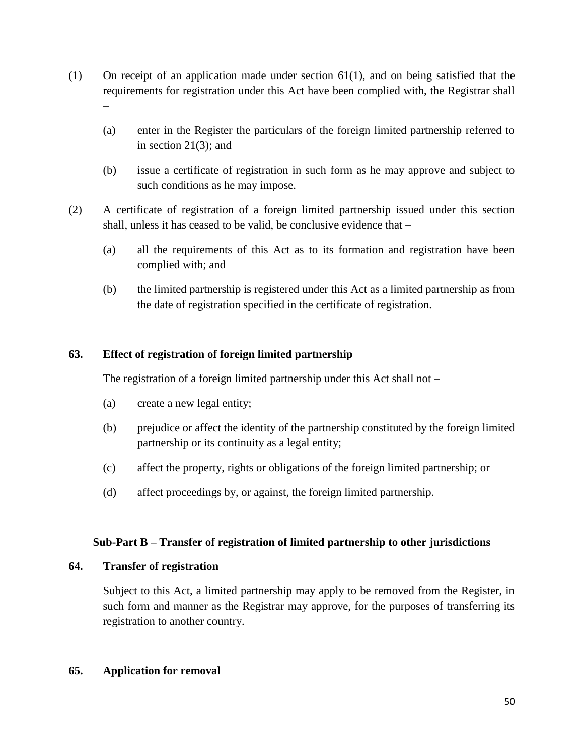(1) On receipt of an application made under section 61(1), and on being satisfied that the requirements for registration under this Act have been complied with, the Registrar shall –

   (a) enter in the Register the particulars of the foreign limited partnership referred to in section 21(3); and

   (b) issue a certificate of registration in such form as he may approve and subject to such conditions as he may impose.

(2) A certificate of registration of a foreign limited partnership issued under this section shall, unless it has ceased to be valid, be conclusive evidence that –

   (a) all the requirements of this Act as to its formation and registration have been complied with; and

   (b) the limited partnership is registered under this Act as a limited partnership as from the date of registration specified in the certificate of registration.

**63. Effect of registration of foreign limited partnership**

The registration of a foreign limited partnership under this Act shall not –

(a) create a new legal entity;

(b) prejudice or affect the identity of the partnership constituted by the foreign limited partnership or its continuity as a legal entity;

(c) affect the property, rights or obligations of the foreign limited partnership; or

(d) affect proceedings by, or against, the foreign limited partnership.

**Sub-Part B – Transfer of registration of limited partnership to other jurisdictions**

**64. Transfer of registration**

Subject to this Act, a limited partnership may apply to be removed from the Register, in such form and manner as the Registrar may approve, for the purposes of transferring its registration to another country.

**65. Application for removal**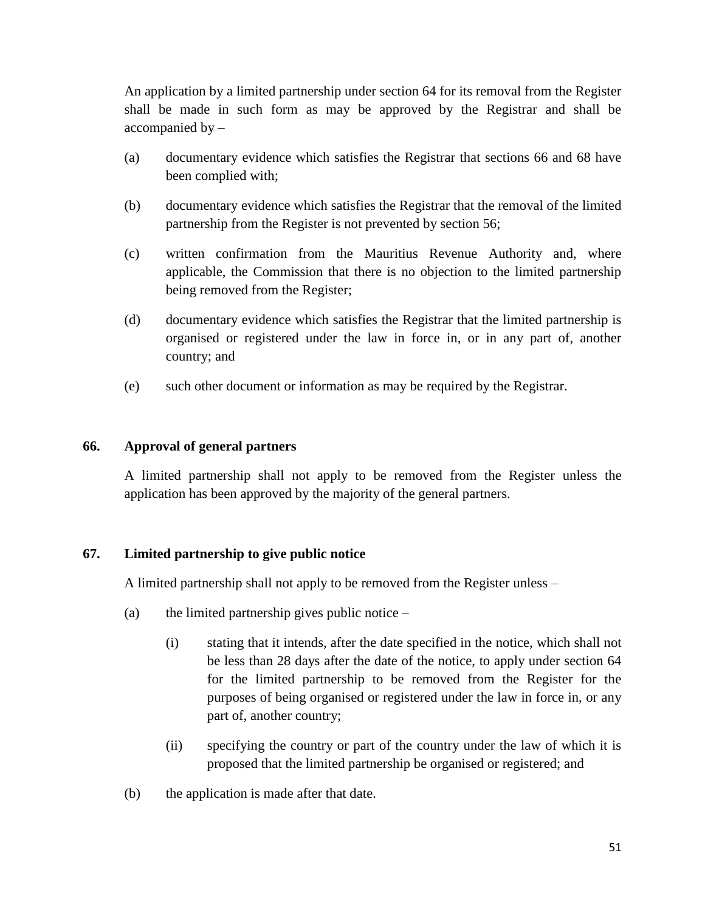An application by a limited partnership under section 64 for its removal from the Register shall be made in such form as may be approved by the Registrar and shall be accompanied by –

(a) documentary evidence which satisfies the Registrar that sections 66 and 68 have been complied with;

(b) documentary evidence which satisfies the Registrar that the removal of the limited partnership from the Register is not prevented by section 56;

(c) written confirmation from the Mauritius Revenue Authority and, where applicable, the Commission that there is no objection to the limited partnership being removed from the Register;

(d) documentary evidence which satisfies the Registrar that the limited partnership is organised or registered under the law in force in, or in any part of, another country; and

(e) such other document or information as may be required by the Registrar.

### 66. Approval of general partners

A limited partnership shall not apply to be removed from the Register unless the application has been approved by the majority of the general partners.

### 67. Limited partnership to give public notice

A limited partnership shall not apply to be removed from the Register unless –

(a) the limited partnership gives public notice –

  (i) stating that it intends, after the date specified in the notice, which shall not be less than 28 days after the date of the notice, to apply under section 64 for the limited partnership to be removed from the Register for the purposes of being organised or registered under the law in force in, or any part of, another country;

  (ii) specifying the country or part of the country under the law of which it is proposed that the limited partnership be organised or registered; and

(b) the application is made after that date.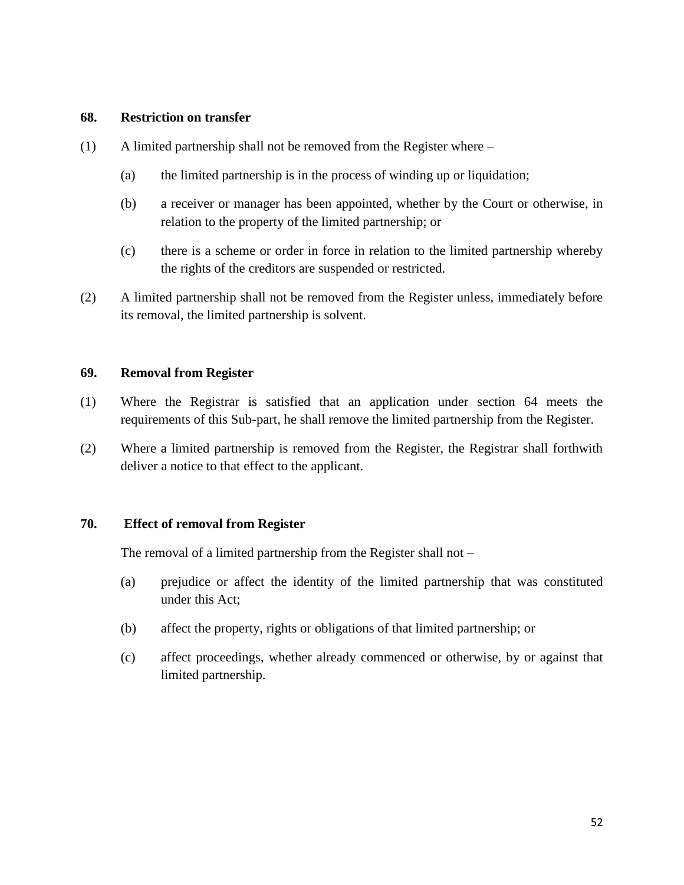### 68. Restriction on transfer

(1) A limited partnership shall not be removed from the Register where –

> (a) the limited partnership is in the process of winding up or liquidation;
>
> (b) a receiver or manager has been appointed, whether by the Court or otherwise, in relation to the property of the limited partnership; or
>
> (c) there is a scheme or order in force in relation to the limited partnership whereby the rights of the creditors are suspended or restricted.

(2) A limited partnership shall not be removed from the Register unless, immediately before its removal, the limited partnership is solvent.

### 69. Removal from Register

(1) Where the Registrar is satisfied that an application under section 64 meets the requirements of this Sub-part, he shall remove the limited partnership from the Register.

(2) Where a limited partnership is removed from the Register, the Registrar shall forthwith deliver a notice to that effect to the applicant.

### 70. Effect of removal from Register

The removal of a limited partnership from the Register shall not –

> (a) prejudice or affect the identity of the limited partnership that was constituted under this Act;
>
> (b) affect the property, rights or obligations of that limited partnership; or
>
> (c) affect proceedings, whether already commenced or otherwise, by or against that limited partnership.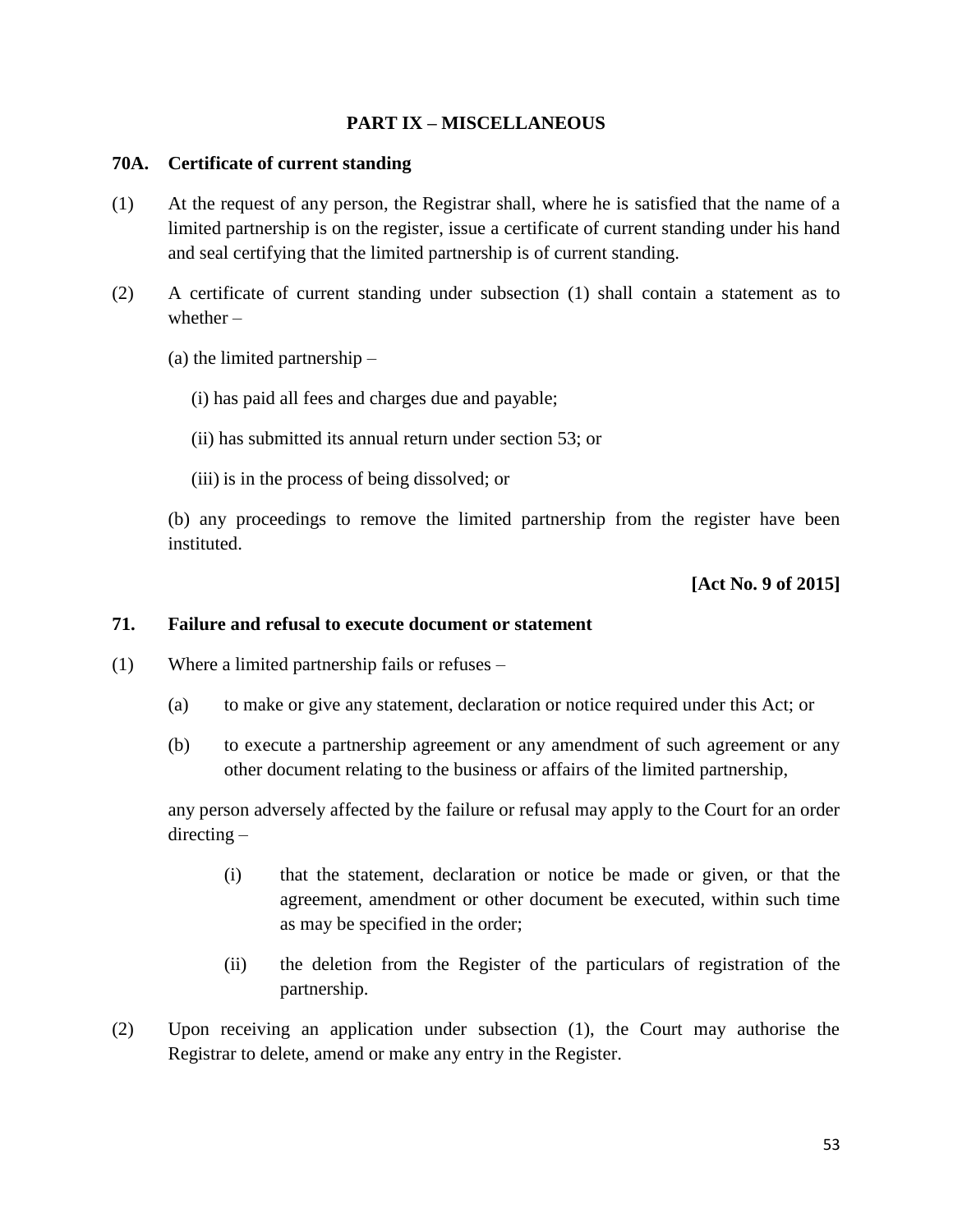## PART IX – MISCELLANEOUS

### 70A. Certificate of current standing

(1) At the request of any person, the Registrar shall, where he is satisfied that the name of a limited partnership is on the register, issue a certificate of current standing under his hand and seal certifying that the limited partnership is of current standing.

(2) A certificate of current standing under subsection (1) shall contain a statement as to whether –

(a) the limited partnership –

(i) has paid all fees and charges due and payable;

(ii) has submitted its annual return under section 53; or

(iii) is in the process of being dissolved; or

(b) any proceedings to remove the limited partnership from the register have been instituted.

**[Act No. 9 of 2015]**

### 71. Failure and refusal to execute document or statement

(1) Where a limited partnership fails or refuses –

(a) to make or give any statement, declaration or notice required under this Act; or

(b) to execute a partnership agreement or any amendment of such agreement or any other document relating to the business or affairs of the limited partnership,

any person adversely affected by the failure or refusal may apply to the Court for an order directing –

(i) that the statement, declaration or notice be made or given, or that the agreement, amendment or other document be executed, within such time as may be specified in the order;

(ii) the deletion from the Register of the particulars of registration of the partnership.

(2) Upon receiving an application under subsection (1), the Court may authorise the Registrar to delete, amend or make any entry in the Register.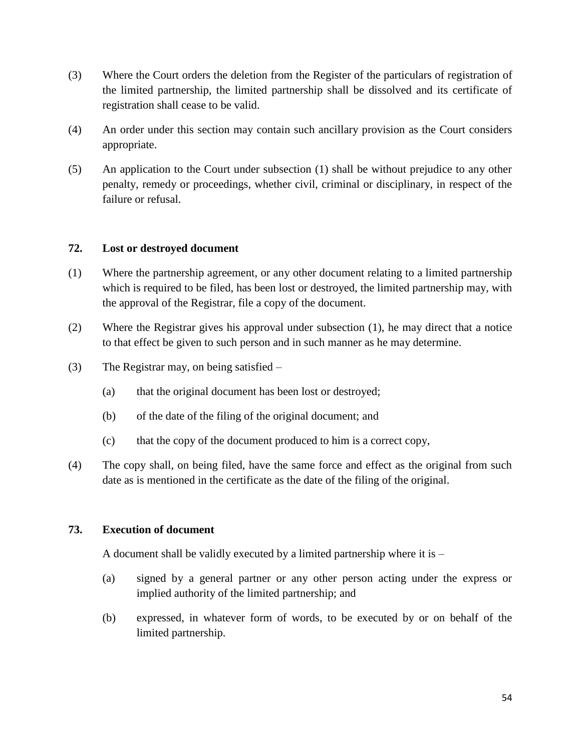(3) Where the Court orders the deletion from the Register of the particulars of registration of the limited partnership, the limited partnership shall be dissolved and its certificate of registration shall cease to be valid.

(4) An order under this section may contain such ancillary provision as the Court considers appropriate.

(5) An application to the Court under subsection (1) shall be without prejudice to any other penalty, remedy or proceedings, whether civil, criminal or disciplinary, in respect of the failure or refusal.

**72. Lost or destroyed document**

(1) Where the partnership agreement, or any other document relating to a limited partnership which is required to be filed, has been lost or destroyed, the limited partnership may, with the approval of the Registrar, file a copy of the document.

(2) Where the Registrar gives his approval under subsection (1), he may direct that a notice to that effect be given to such person and in such manner as he may determine.

(3) The Registrar may, on being satisfied –

- (a) that the original document has been lost or destroyed;
- (b) of the date of the filing of the original document; and
- (c) that the copy of the document produced to him is a correct copy,

(4) The copy shall, on being filed, have the same force and effect as the original from such date as is mentioned in the certificate as the date of the filing of the original.

**73. Execution of document**

A document shall be validly executed by a limited partnership where it is –

- (a) signed by a general partner or any other person acting under the express or implied authority of the limited partnership; and
- (b) expressed, in whatever form of words, to be executed by or on behalf of the limited partnership.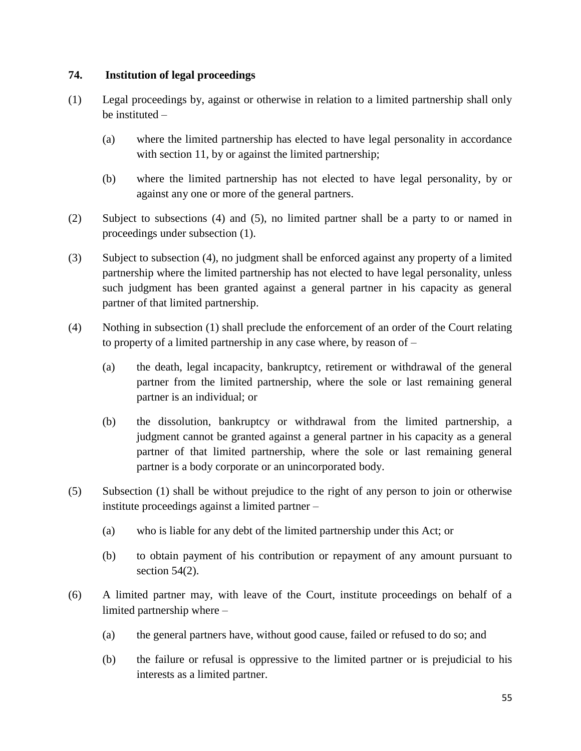**74. Institution of legal proceedings**

(1) Legal proceedings by, against or otherwise in relation to a limited partnership shall only be instituted –

(a) where the limited partnership has elected to have legal personality in accordance with section 11, by or against the limited partnership;

(b) where the limited partnership has not elected to have legal personality, by or against any one or more of the general partners.

(2) Subject to subsections (4) and (5), no limited partner shall be a party to or named in proceedings under subsection (1).

(3) Subject to subsection (4), no judgment shall be enforced against any property of a limited partnership where the limited partnership has not elected to have legal personality, unless such judgment has been granted against a general partner in his capacity as general partner of that limited partnership.

(4) Nothing in subsection (1) shall preclude the enforcement of an order of the Court relating to property of a limited partnership in any case where, by reason of –

(a) the death, legal incapacity, bankruptcy, retirement or withdrawal of the general partner from the limited partnership, where the sole or last remaining general partner is an individual; or

(b) the dissolution, bankruptcy or withdrawal from the limited partnership, a judgment cannot be granted against a general partner in his capacity as a general partner of that limited partnership, where the sole or last remaining general partner is a body corporate or an unincorporated body.

(5) Subsection (1) shall be without prejudice to the right of any person to join or otherwise institute proceedings against a limited partner –

(a) who is liable for any debt of the limited partnership under this Act; or

(b) to obtain payment of his contribution or repayment of any amount pursuant to section 54(2).

(6) A limited partner may, with leave of the Court, institute proceedings on behalf of a limited partnership where –

(a) the general partners have, without good cause, failed or refused to do so; and

(b) the failure or refusal is oppressive to the limited partner or is prejudicial to his interests as a limited partner.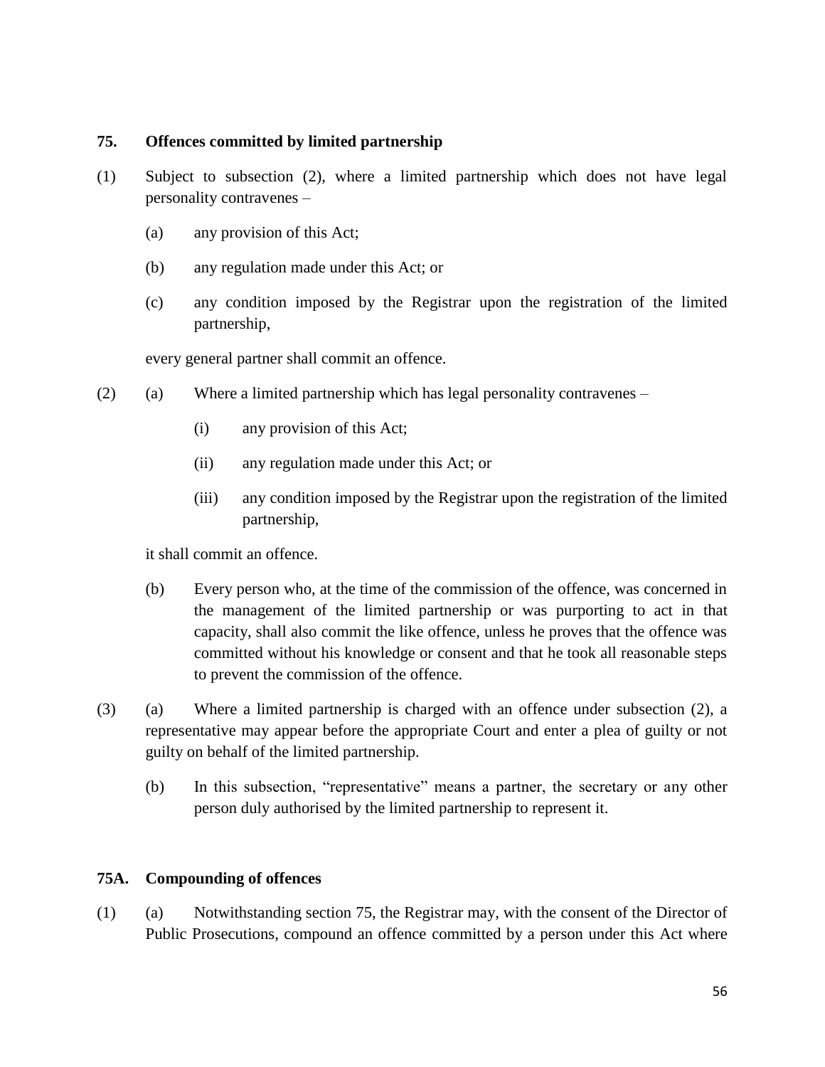### 75. Offences committed by limited partnership

(1) Subject to subsection (2), where a limited partnership which does not have legal personality contravenes –

  (a) any provision of this Act;

  (b) any regulation made under this Act; or

  (c) any condition imposed by the Registrar upon the registration of the limited partnership,

every general partner shall commit an offence.

(2) (a) Where a limited partnership which has legal personality contravenes –

    (i) any provision of this Act;

    (ii) any regulation made under this Act; or

    (iii) any condition imposed by the Registrar upon the registration of the limited partnership,

  it shall commit an offence.

  (b) Every person who, at the time of the commission of the offence, was concerned in the management of the limited partnership or was purporting to act in that capacity, shall also commit the like offence, unless he proves that the offence was committed without his knowledge or consent and that he took all reasonable steps to prevent the commission of the offence.

(3) (a) Where a limited partnership is charged with an offence under subsection (2), a representative may appear before the appropriate Court and enter a plea of guilty or not guilty on behalf of the limited partnership.

  (b) In this subsection, "representative" means a partner, the secretary or any other person duly authorised by the limited partnership to represent it.

### 75A. Compounding of offences

(1) (a) Notwithstanding section 75, the Registrar may, with the consent of the Director of Public Prosecutions, compound an offence committed by a person under this Act where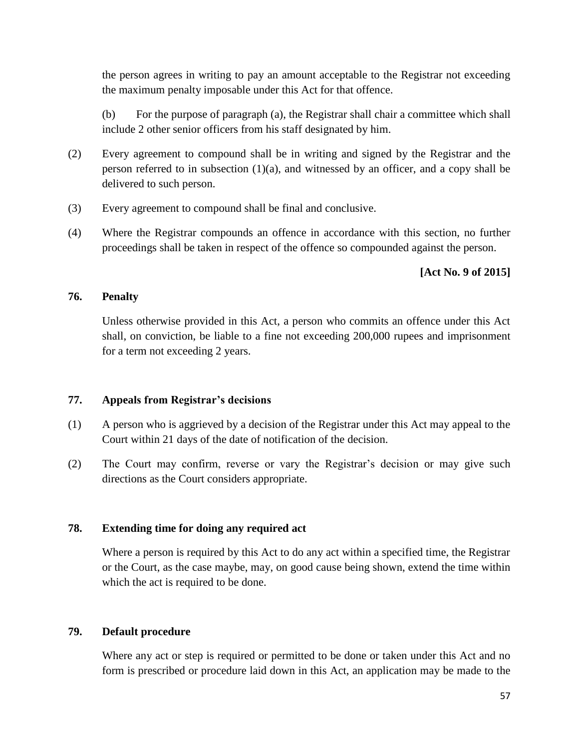the person agrees in writing to pay an amount acceptable to the Registrar not exceeding the maximum penalty imposable under this Act for that offence.

(b) For the purpose of paragraph (a), the Registrar shall chair a committee which shall include 2 other senior officers from his staff designated by him.

(2) Every agreement to compound shall be in writing and signed by the Registrar and the person referred to in subsection (1)(a), and witnessed by an officer, and a copy shall be delivered to such person.

(3) Every agreement to compound shall be final and conclusive.

(4) Where the Registrar compounds an offence in accordance with this section, no further proceedings shall be taken in respect of the offence so compounded against the person.

**[Act No. 9 of 2015]**

### 76. Penalty

Unless otherwise provided in this Act, a person who commits an offence under this Act shall, on conviction, be liable to a fine not exceeding 200,000 rupees and imprisonment for a term not exceeding 2 years.

### 77. Appeals from Registrar's decisions

(1) A person who is aggrieved by a decision of the Registrar under this Act may appeal to the Court within 21 days of the date of notification of the decision.

(2) The Court may confirm, reverse or vary the Registrar's decision or may give such directions as the Court considers appropriate.

### 78. Extending time for doing any required act

Where a person is required by this Act to do any act within a specified time, the Registrar or the Court, as the case maybe, may, on good cause being shown, extend the time within which the act is required to be done.

### 79. Default procedure

Where any act or step is required or permitted to be done or taken under this Act and no form is prescribed or procedure laid down in this Act, an application may be made to the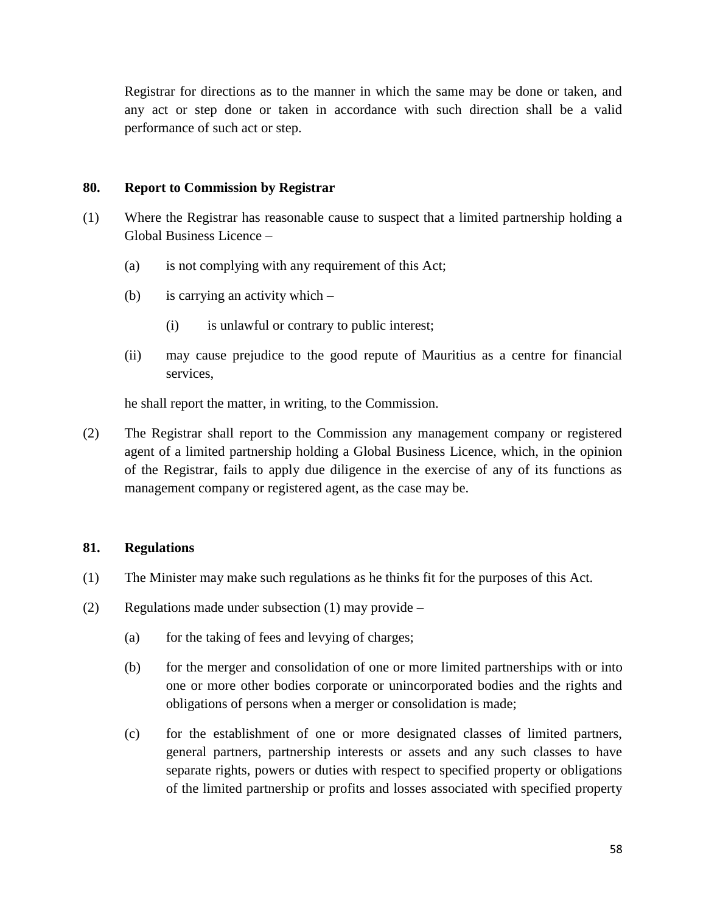Registrar for directions as to the manner in which the same may be done or taken, and any act or step done or taken in accordance with such direction shall be a valid performance of such act or step.

**80. Report to Commission by Registrar**

(1) Where the Registrar has reasonable cause to suspect that a limited partnership holding a Global Business Licence –

(a) is not complying with any requirement of this Act;

(b) is carrying an activity which –

(i) is unlawful or contrary to public interest;

(ii) may cause prejudice to the good repute of Mauritius as a centre for financial services,

he shall report the matter, in writing, to the Commission.

(2) The Registrar shall report to the Commission any management company or registered agent of a limited partnership holding a Global Business Licence, which, in the opinion of the Registrar, fails to apply due diligence in the exercise of any of its functions as management company or registered agent, as the case may be.

**81. Regulations**

(1) The Minister may make such regulations as he thinks fit for the purposes of this Act.

(2) Regulations made under subsection (1) may provide –

(a) for the taking of fees and levying of charges;

(b) for the merger and consolidation of one or more limited partnerships with or into one or more other bodies corporate or unincorporated bodies and the rights and obligations of persons when a merger or consolidation is made;

(c) for the establishment of one or more designated classes of limited partners, general partners, partnership interests or assets and any such classes to have separate rights, powers or duties with respect to specified property or obligations of the limited partnership or profits and losses associated with specified property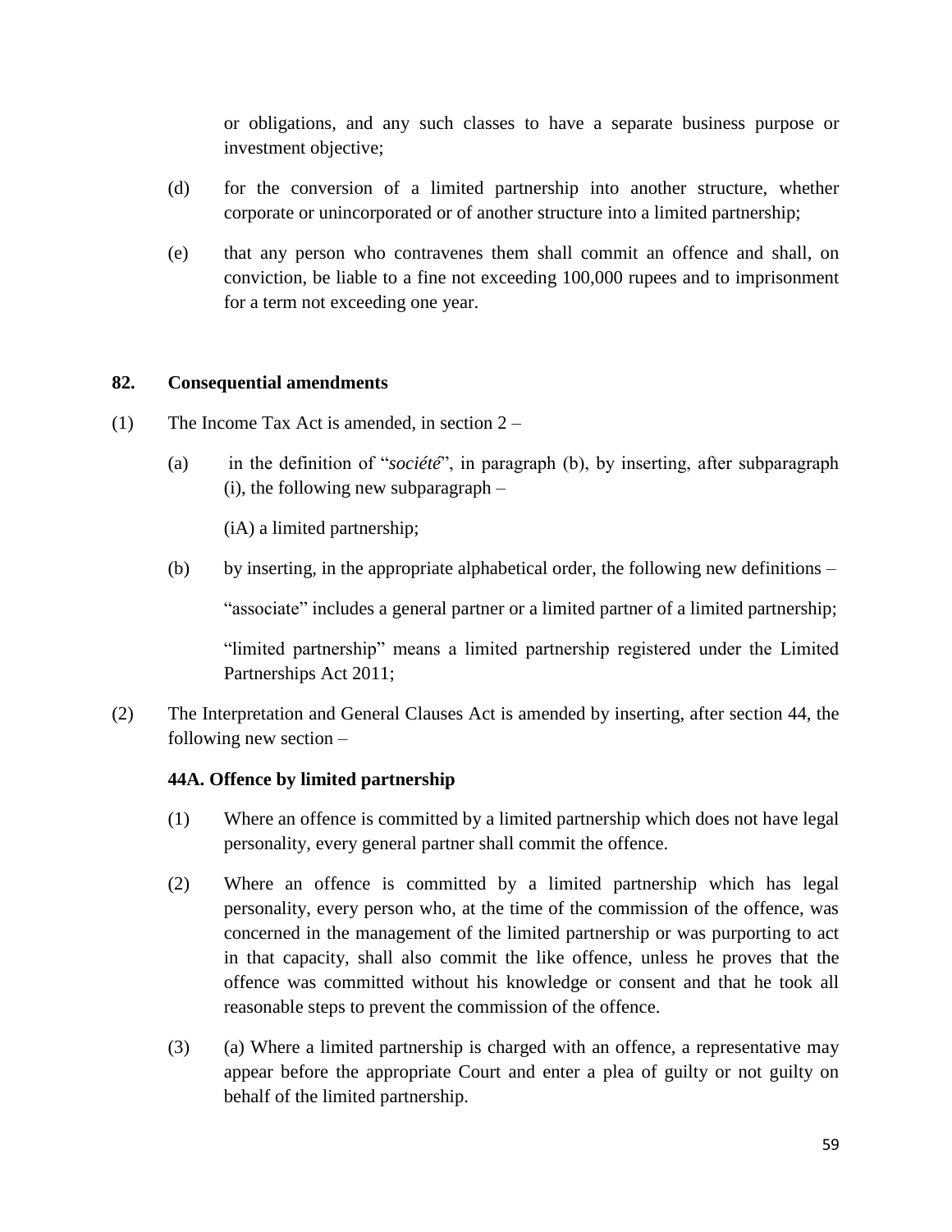or obligations, and any such classes to have a separate business purpose or investment objective;

(d) for the conversion of a limited partnership into another structure, whether corporate or unincorporated or of another structure into a limited partnership;

(e) that any person who contravenes them shall commit an offence and shall, on conviction, be liable to a fine not exceeding 100,000 rupees and to imprisonment for a term not exceeding one year.

**82. Consequential amendments**

(1) The Income Tax Act is amended, in section 2 –

(a) in the definition of "*société*", in paragraph (b), by inserting, after subparagraph (i), the following new subparagraph –

(iA) a limited partnership;

(b) by inserting, in the appropriate alphabetical order, the following new definitions –

"associate" includes a general partner or a limited partner of a limited partnership;

"limited partnership" means a limited partnership registered under the Limited Partnerships Act 2011;

(2) The Interpretation and General Clauses Act is amended by inserting, after section 44, the following new section –

**44A. Offence by limited partnership**

(1) Where an offence is committed by a limited partnership which does not have legal personality, every general partner shall commit the offence.

(2) Where an offence is committed by a limited partnership which has legal personality, every person who, at the time of the commission of the offence, was concerned in the management of the limited partnership or was purporting to act in that capacity, shall also commit the like offence, unless he proves that the offence was committed without his knowledge or consent and that he took all reasonable steps to prevent the commission of the offence.

(3) (a) Where a limited partnership is charged with an offence, a representative may appear before the appropriate Court and enter a plea of guilty or not guilty on behalf of the limited partnership.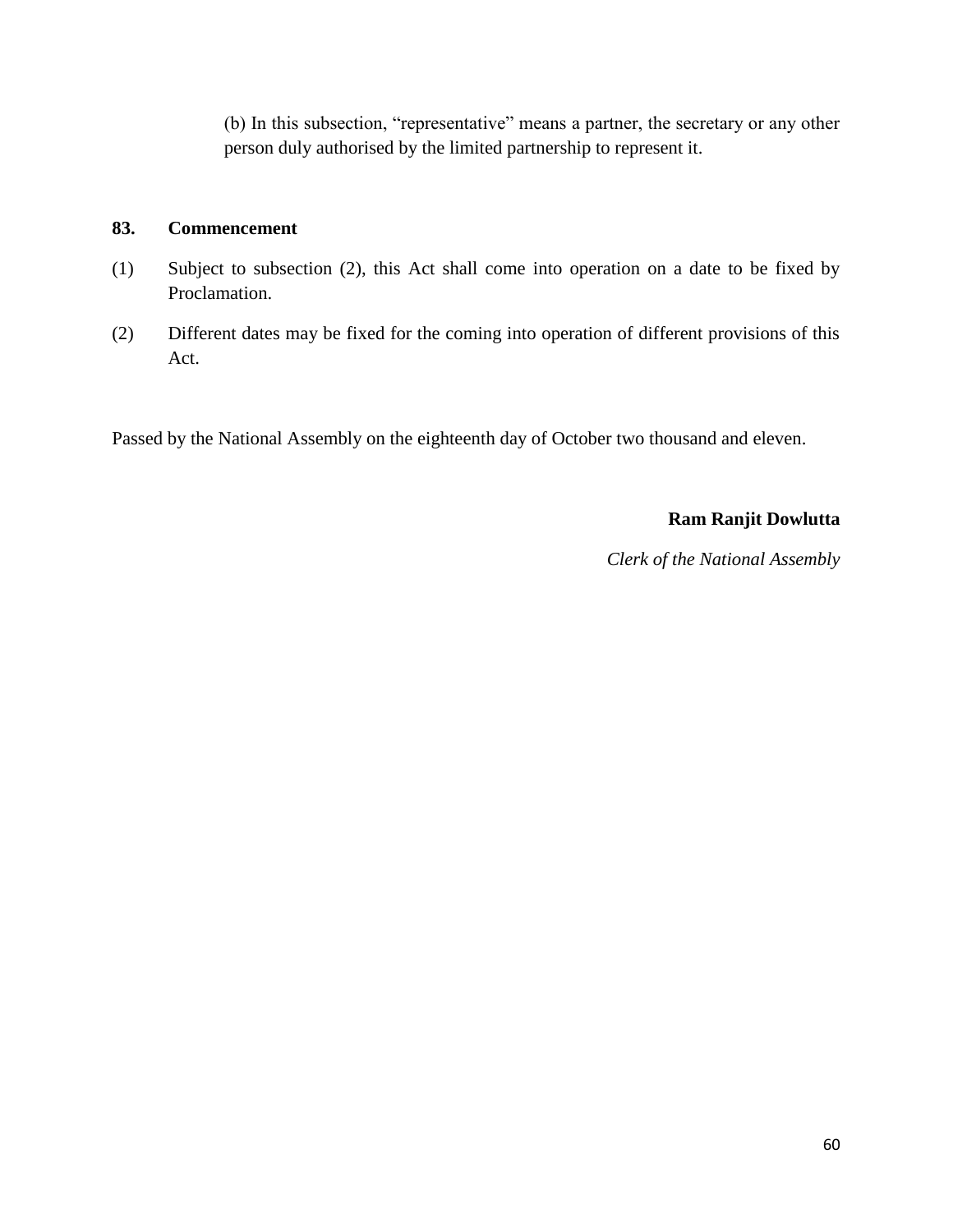(b) In this subsection, “representative” means a partner, the secretary or any other person duly authorised by the limited partnership to represent it.

**83. Commencement**

(1) Subject to subsection (2), this Act shall come into operation on a date to be fixed by Proclamation.

(2) Different dates may be fixed for the coming into operation of different provisions of this Act.

Passed by the National Assembly on the eighteenth day of October two thousand and eleven.

**Ram Ranjit Dowlutta**

*Clerk of the National Assembly*